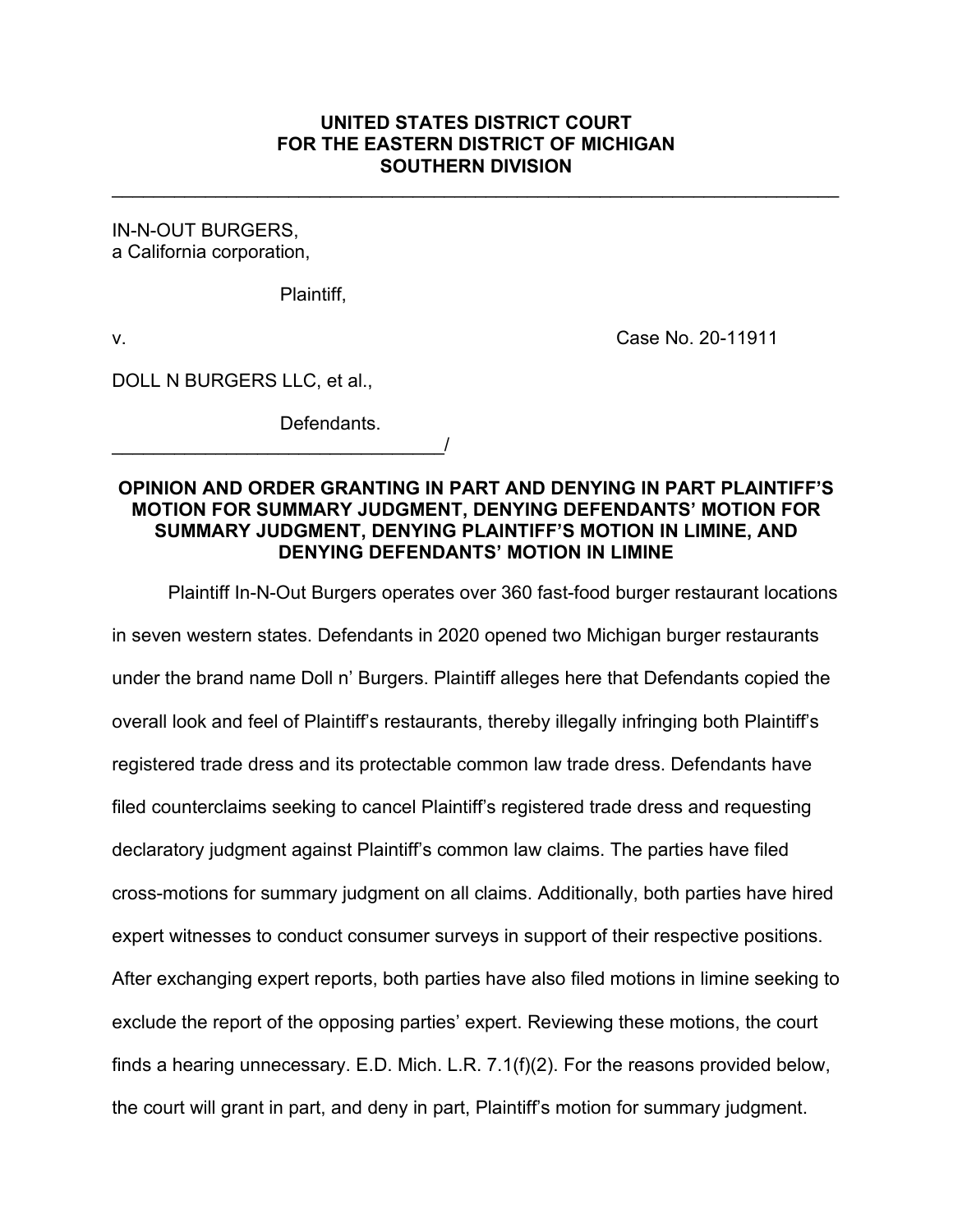**UNITED STATES DISTRICT COURT**
**FOR THE EASTERN DISTRICT OF MICHIGAN**
**SOUTHERN DIVISION**

---

IN-N-OUT BURGERS,
a California corporation,

Plaintiff,

v. Case No. 20-11911

DOLL N BURGERS LLC, et al.,

Defendants.
_________________________________/

**OPINION AND ORDER GRANTING IN PART AND DENYING IN PART PLAINTIFF'S MOTION FOR SUMMARY JUDGMENT, DENYING DEFENDANTS' MOTION FOR SUMMARY JUDGMENT, DENYING PLAINTIFF'S MOTION IN LIMINE, AND DENYING DEFENDANTS' MOTION IN LIMINE**

Plaintiff In-N-Out Burgers operates over 360 fast-food burger restaurant locations in seven western states. Defendants in 2020 opened two Michigan burger restaurants under the brand name Doll n' Burgers. Plaintiff alleges here that Defendants copied the overall look and feel of Plaintiff's restaurants, thereby illegally infringing both Plaintiff's registered trade dress and its protectable common law trade dress. Defendants have filed counterclaims seeking to cancel Plaintiff's registered trade dress and requesting declaratory judgment against Plaintiff's common law claims. The parties have filed cross-motions for summary judgment on all claims. Additionally, both parties have hired expert witnesses to conduct consumer surveys in support of their respective positions. After exchanging expert reports, both parties have also filed motions in limine seeking to exclude the report of the opposing parties' expert. Reviewing these motions, the court finds a hearing unnecessary. E.D. Mich. L.R. 7.1(f)(2). For the reasons provided below, the court will grant in part, and deny in part, Plaintiff's motion for summary judgment.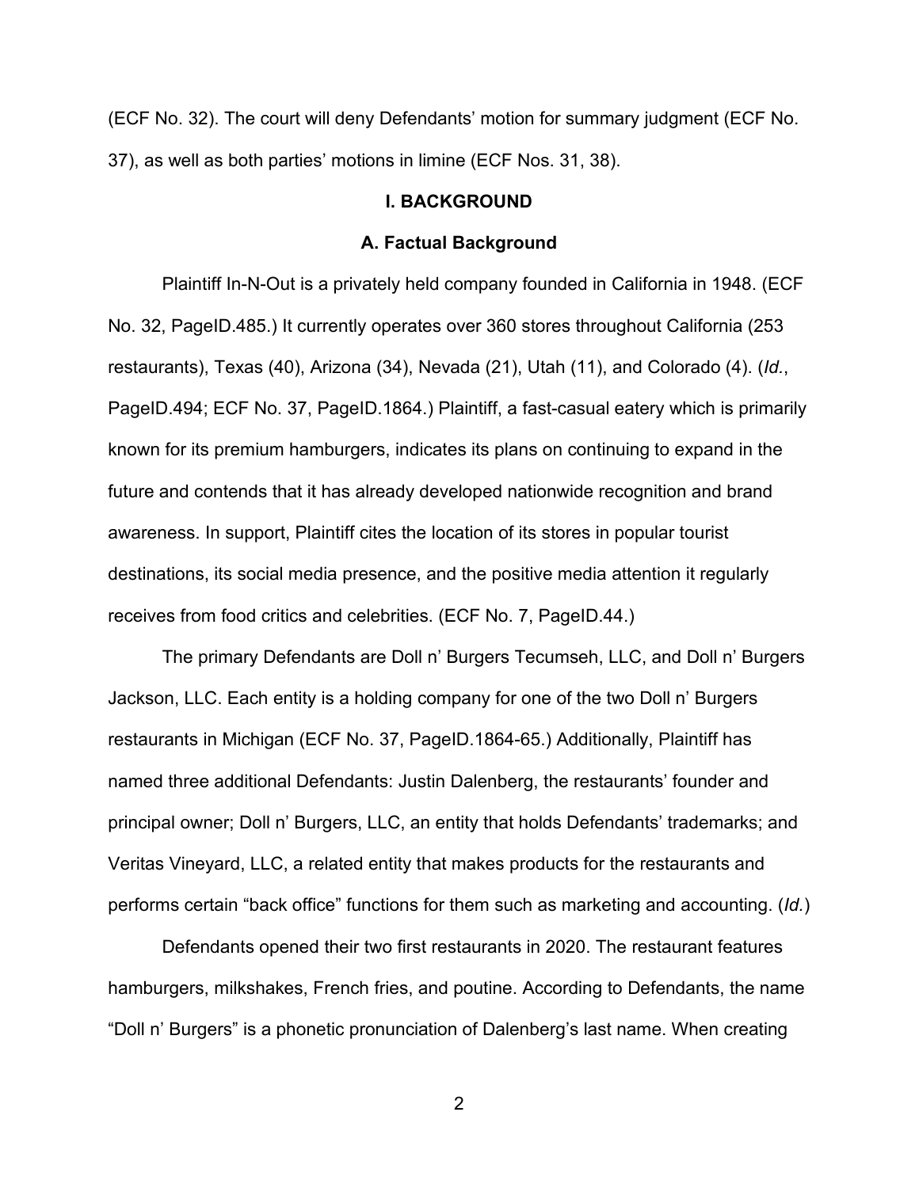(ECF No. 32). The court will deny Defendants' motion for summary judgment (ECF No. 37), as well as both parties' motions in limine (ECF Nos. 31, 38).

## I. BACKGROUND

### A. Factual Background

Plaintiff In-N-Out is a privately held company founded in California in 1948. (ECF No. 32, PageID.485.) It currently operates over 360 stores throughout California (253 restaurants), Texas (40), Arizona (34), Nevada (21), Utah (11), and Colorado (4). (*Id.*, PageID.494; ECF No. 37, PageID.1864.) Plaintiff, a fast-casual eatery which is primarily known for its premium hamburgers, indicates its plans on continuing to expand in the future and contends that it has already developed nationwide recognition and brand awareness. In support, Plaintiff cites the location of its stores in popular tourist destinations, its social media presence, and the positive media attention it regularly receives from food critics and celebrities. (ECF No. 7, PageID.44.)

The primary Defendants are Doll n' Burgers Tecumseh, LLC, and Doll n' Burgers Jackson, LLC. Each entity is a holding company for one of the two Doll n' Burgers restaurants in Michigan (ECF No. 37, PageID.1864-65.) Additionally, Plaintiff has named three additional Defendants: Justin Dalenberg, the restaurants' founder and principal owner; Doll n' Burgers, LLC, an entity that holds Defendants' trademarks; and Veritas Vineyard, LLC, a related entity that makes products for the restaurants and performs certain "back office" functions for them such as marketing and accounting. (*Id.*)

Defendants opened their two first restaurants in 2020. The restaurant features hamburgers, milkshakes, French fries, and poutine. According to Defendants, the name "Doll n' Burgers" is a phonetic pronunciation of Dalenberg's last name. When creating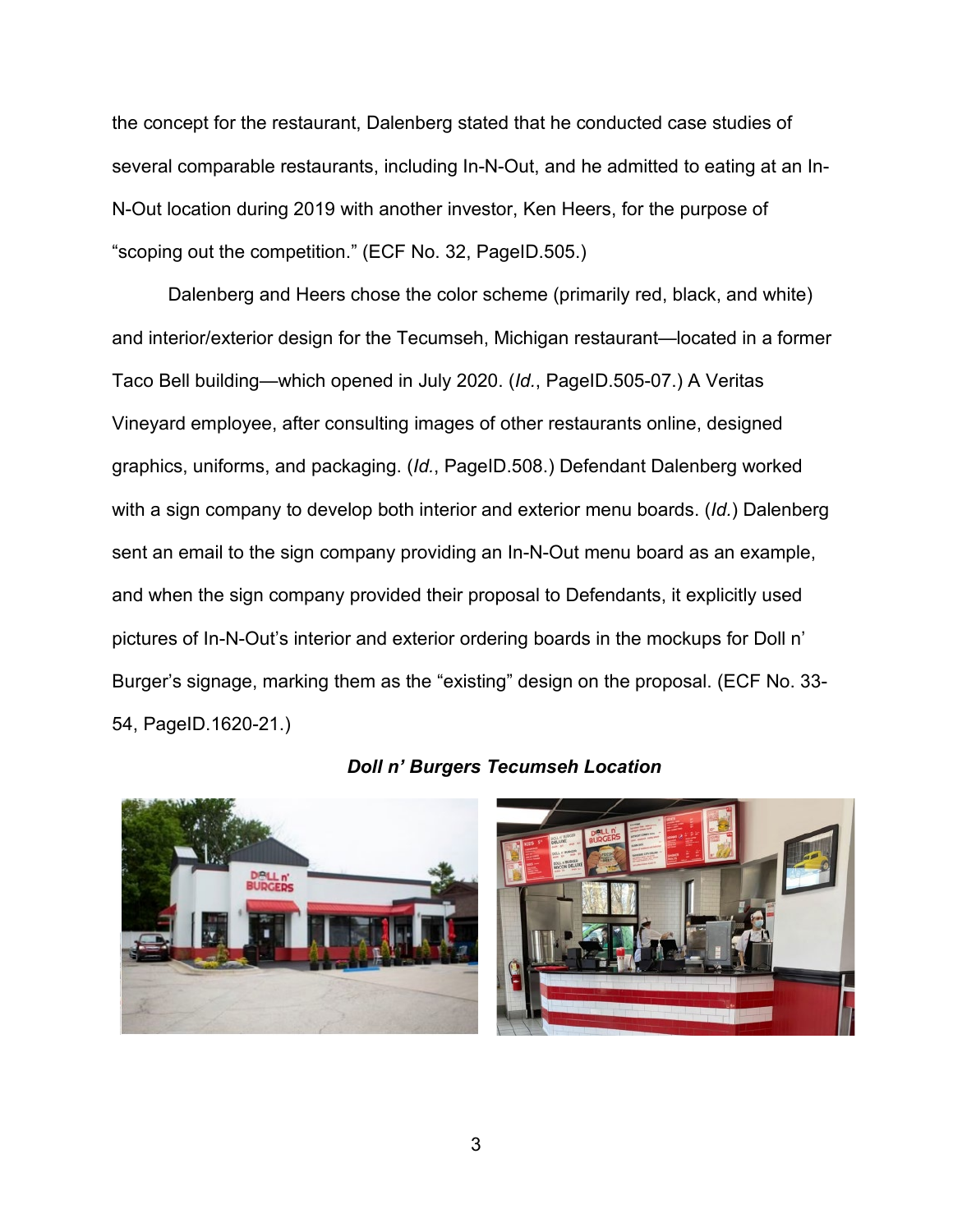the concept for the restaurant, Dalenberg stated that he conducted case studies of several comparable restaurants, including In-N-Out, and he admitted to eating at an In-N-Out location during 2019 with another investor, Ken Heers, for the purpose of "scoping out the competition." (ECF No. 32, PageID.505.)

Dalenberg and Heers chose the color scheme (primarily red, black, and white) and interior/exterior design for the Tecumseh, Michigan restaurant—located in a former Taco Bell building—which opened in July 2020. (*Id.*, PageID.505-07.) A Veritas Vineyard employee, after consulting images of other restaurants online, designed graphics, uniforms, and packaging. (*Id.*, PageID.508.) Defendant Dalenberg worked with a sign company to develop both interior and exterior menu boards. (*Id.*) Dalenberg sent an email to the sign company providing an In-N-Out menu board as an example, and when the sign company provided their proposal to Defendants, it explicitly used pictures of In-N-Out's interior and exterior ordering boards in the mockups for Doll n' Burger's signage, marking them as the "existing" design on the proposal. (ECF No. 33-54, PageID.1620-21.)

***Doll n' Burgers Tecumseh Location***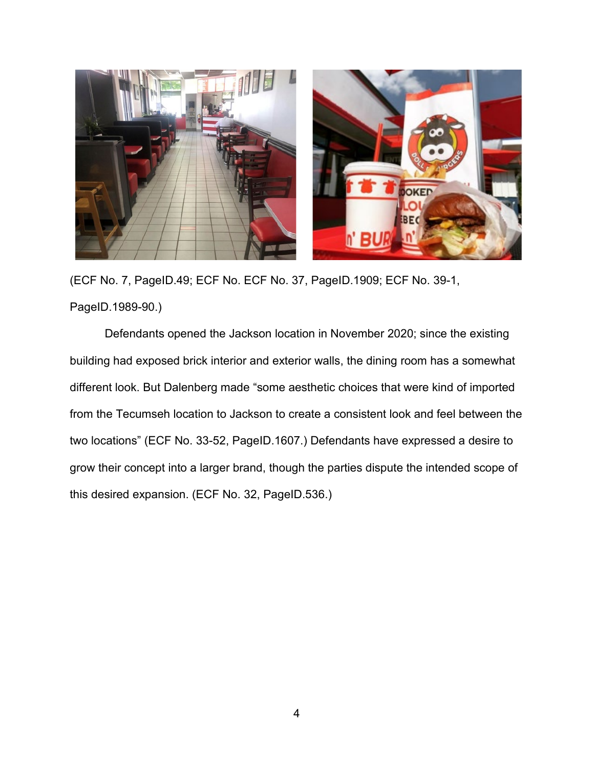(ECF No. 7, PageID.49; ECF No. ECF No. 37, PageID.1909; ECF No. 39-1, PageID.1989-90.)

Defendants opened the Jackson location in November 2020; since the existing building had exposed brick interior and exterior walls, the dining room has a somewhat different look. But Dalenberg made "some aesthetic choices that were kind of imported from the Tecumseh location to Jackson to create a consistent look and feel between the two locations" (ECF No. 33-52, PageID.1607.) Defendants have expressed a desire to grow their concept into a larger brand, though the parties dispute the intended scope of this desired expansion. (ECF No. 32, PageID.536.)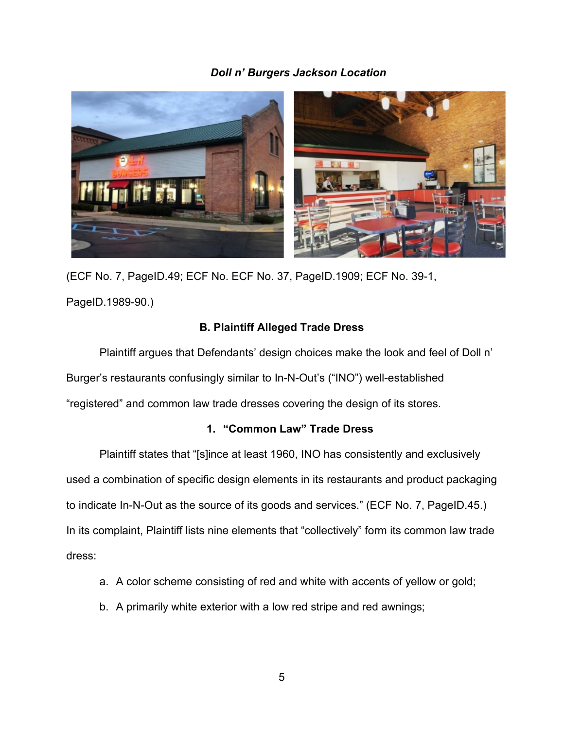***Doll n' Burgers Jackson Location***

(ECF No. 7, PageID.49; ECF No. ECF No. 37, PageID.1909; ECF No. 39-1, PageID.1989-90.)

**B. Plaintiff Alleged Trade Dress**

Plaintiff argues that Defendants' design choices make the look and feel of Doll n' Burger's restaurants confusingly similar to In-N-Out's ("INO") well-established "registered" and common law trade dresses covering the design of its stores.

**1. "Common Law" Trade Dress**

Plaintiff states that "[s]ince at least 1960, INO has consistently and exclusively used a combination of specific design elements in its restaurants and product packaging to indicate In-N-Out as the source of its goods and services." (ECF No. 7, PageID.45.) In its complaint, Plaintiff lists nine elements that "collectively" form its common law trade dress:

a. A color scheme consisting of red and white with accents of yellow or gold;

b. A primarily white exterior with a low red stripe and red awnings;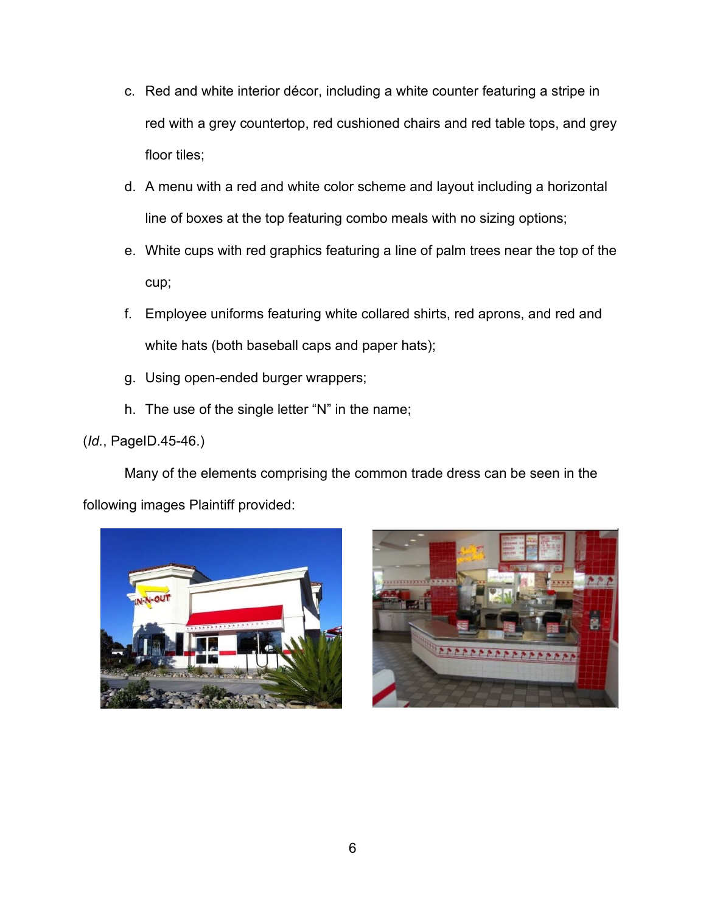c. Red and white interior décor, including a white counter featuring a stripe in red with a grey countertop, red cushioned chairs and red table tops, and grey floor tiles;

d. A menu with a red and white color scheme and layout including a horizontal line of boxes at the top featuring combo meals with no sizing options;

e. White cups with red graphics featuring a line of palm trees near the top of the cup;

f. Employee uniforms featuring white collared shirts, red aprons, and red and white hats (both baseball caps and paper hats);

g. Using open-ended burger wrappers;

h. The use of the single letter "N" in the name;

(*Id.*, PageID.45-46.)

Many of the elements comprising the common trade dress can be seen in the following images Plaintiff provided: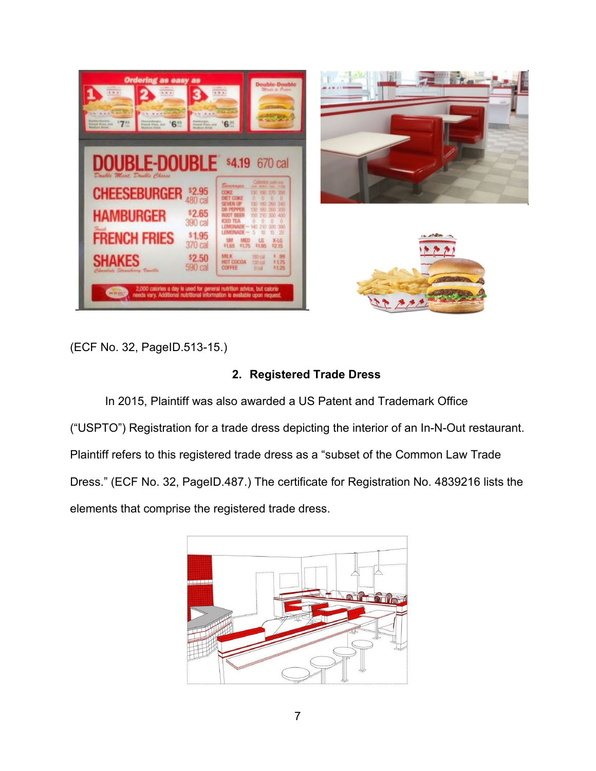(ECF No. 32, PageID.513-15.)

## 2. Registered Trade Dress

In 2015, Plaintiff was also awarded a US Patent and Trademark Office ("USPTO") Registration for a trade dress depicting the interior of an In-N-Out restaurant. Plaintiff refers to this registered trade dress as a "subset of the Common Law Trade Dress." (ECF No. 32, PageID.487.) The certificate for Registration No. 4839216 lists the elements that comprise the registered trade dress.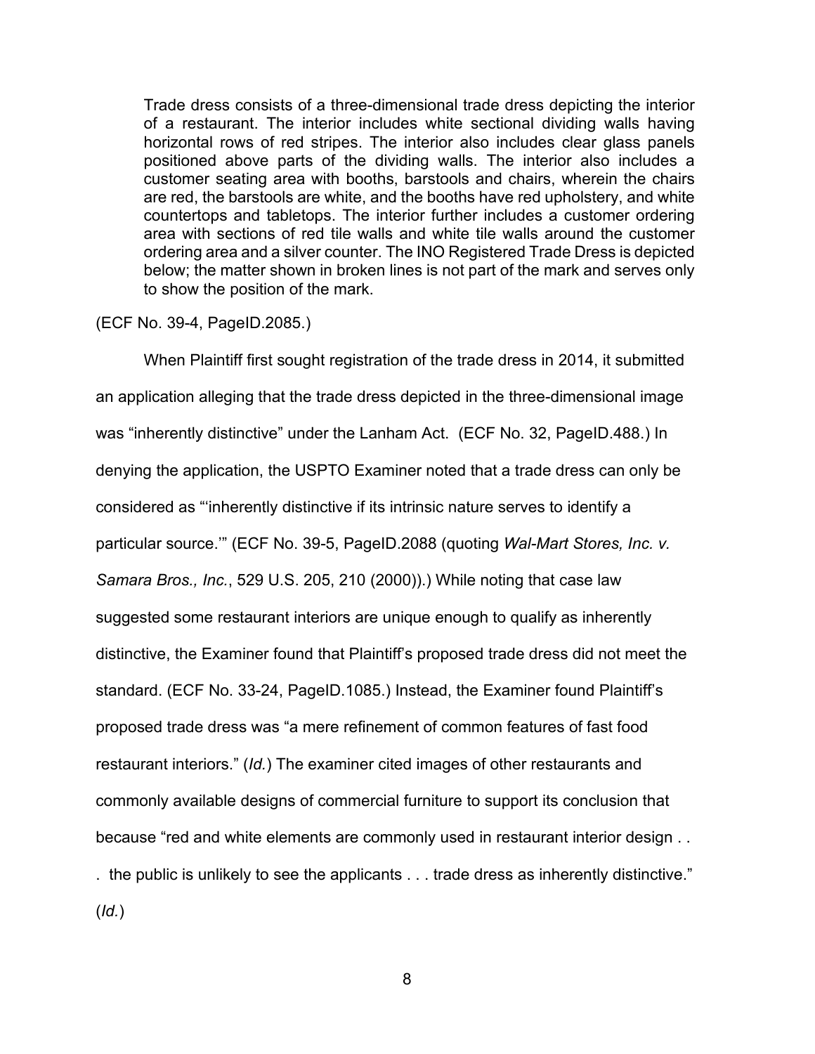> Trade dress consists of a three-dimensional trade dress depicting the interior of a restaurant. The interior includes white sectional dividing walls having horizontal rows of red stripes. The interior also includes clear glass panels positioned above parts of the dividing walls. The interior also includes a customer seating area with booths, barstools and chairs, wherein the chairs are red, the barstools are white, and the booths have red upholstery, and white countertops and tabletops. The interior further includes a customer ordering area with sections of red tile walls and white tile walls around the customer ordering area and a silver counter. The INO Registered Trade Dress is depicted below; the matter shown in broken lines is not part of the mark and serves only to show the position of the mark.

(ECF No. 39-4, PageID.2085.)

When Plaintiff first sought registration of the trade dress in 2014, it submitted an application alleging that the trade dress depicted in the three-dimensional image was "inherently distinctive" under the Lanham Act. (ECF No. 32, PageID.488.) In denying the application, the USPTO Examiner noted that a trade dress can only be considered as "'inherently distinctive if its intrinsic nature serves to identify a particular source.'" (ECF No. 39-5, PageID.2088 (quoting *Wal-Mart Stores, Inc. v. Samara Bros., Inc.*, 529 U.S. 205, 210 (2000)).) While noting that case law suggested some restaurant interiors are unique enough to qualify as inherently distinctive, the Examiner found that Plaintiff's proposed trade dress did not meet the standard. (ECF No. 33-24, PageID.1085.) Instead, the Examiner found Plaintiff's proposed trade dress was "a mere refinement of common features of fast food restaurant interiors." (*Id.*) The examiner cited images of other restaurants and commonly available designs of commercial furniture to support its conclusion that because "red and white elements are commonly used in restaurant interior design . . . the public is unlikely to see the applicants . . . trade dress as inherently distinctive." (*Id.*)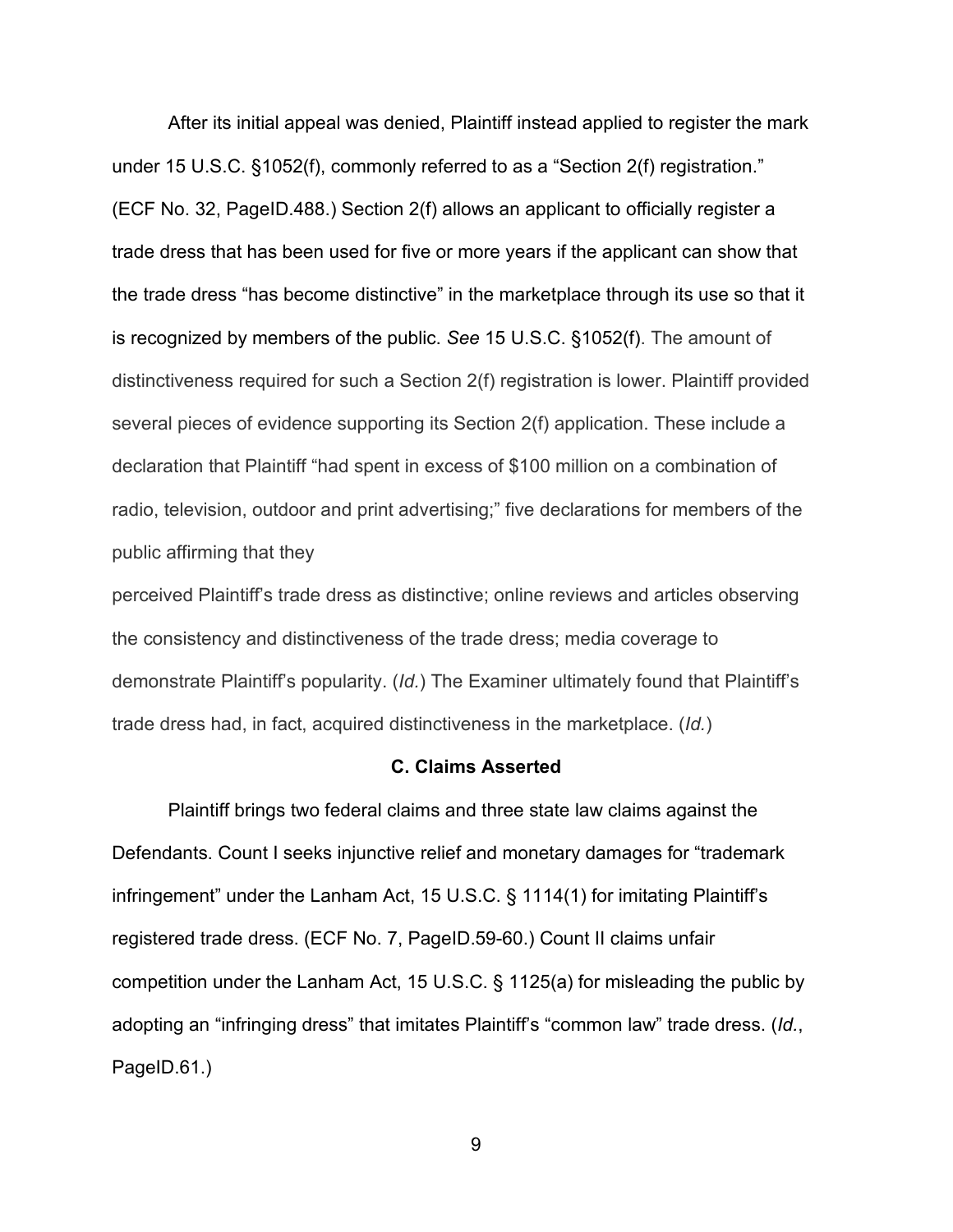After its initial appeal was denied, Plaintiff instead applied to register the mark under 15 U.S.C. §1052(f), commonly referred to as a "Section 2(f) registration." (ECF No. 32, PageID.488.) Section 2(f) allows an applicant to officially register a trade dress that has been used for five or more years if the applicant can show that the trade dress "has become distinctive" in the marketplace through its use so that it is recognized by members of the public. *See* 15 U.S.C. §1052(f). The amount of distinctiveness required for such a Section 2(f) registration is lower. Plaintiff provided several pieces of evidence supporting its Section 2(f) application. These include a declaration that Plaintiff "had spent in excess of $100 million on a combination of radio, television, outdoor and print advertising;" five declarations for members of the public affirming that they perceived Plaintiff's trade dress as distinctive; online reviews and articles observing the consistency and distinctiveness of the trade dress; media coverage to demonstrate Plaintiff's popularity. (*Id.*) The Examiner ultimately found that Plaintiff's trade dress had, in fact, acquired distinctiveness in the marketplace. (*Id.*)

### C. Claims Asserted

Plaintiff brings two federal claims and three state law claims against the Defendants. Count I seeks injunctive relief and monetary damages for "trademark infringement" under the Lanham Act, 15 U.S.C. § 1114(1) for imitating Plaintiff's registered trade dress. (ECF No. 7, PageID.59-60.) Count II claims unfair competition under the Lanham Act, 15 U.S.C. § 1125(a) for misleading the public by adopting an "infringing dress" that imitates Plaintiff's "common law" trade dress. (*Id.*, PageID.61.)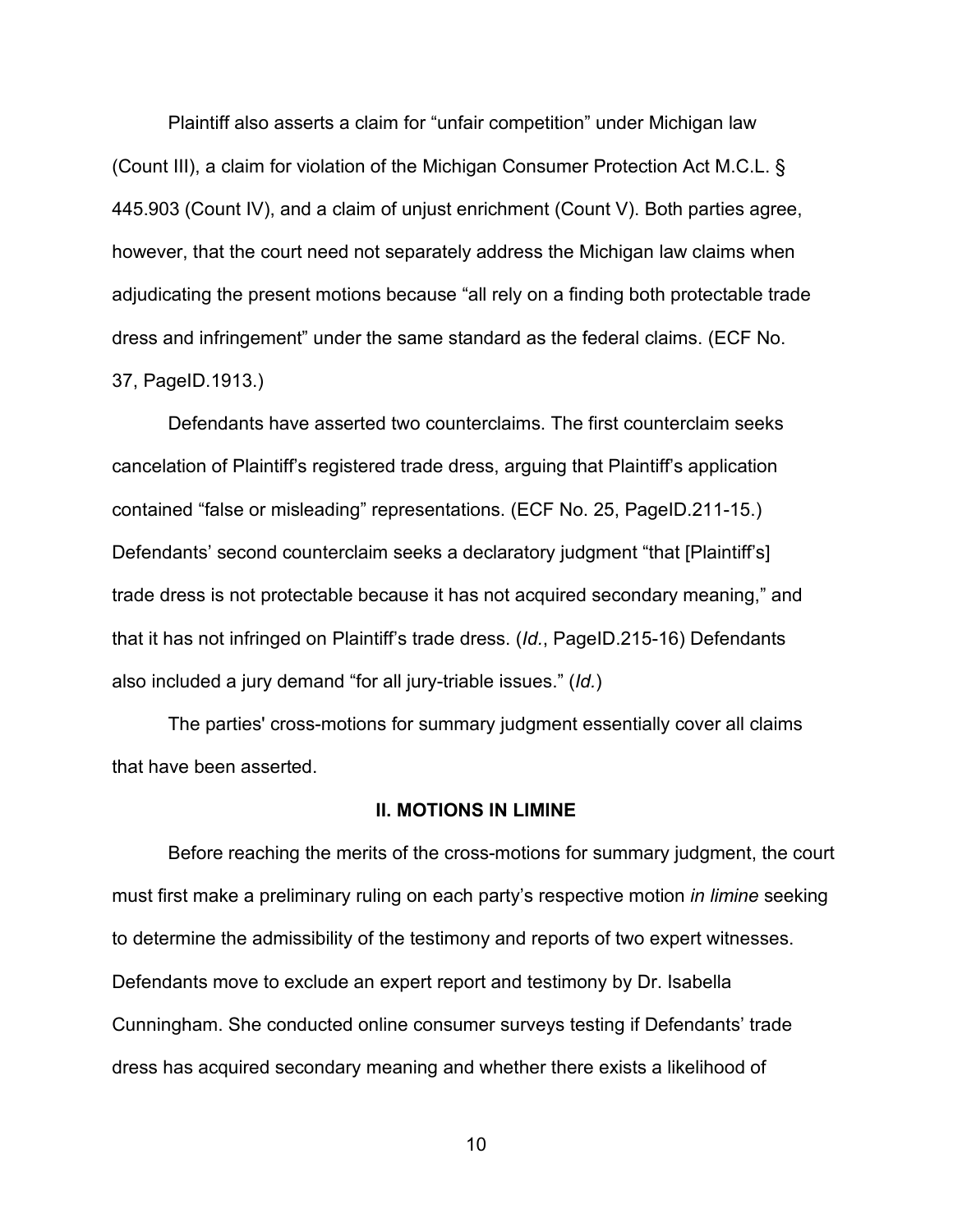Plaintiff also asserts a claim for "unfair competition" under Michigan law (Count III), a claim for violation of the Michigan Consumer Protection Act M.C.L. § 445.903 (Count IV), and a claim of unjust enrichment (Count V). Both parties agree, however, that the court need not separately address the Michigan law claims when adjudicating the present motions because "all rely on a finding both protectable trade dress and infringement" under the same standard as the federal claims. (ECF No. 37, PageID.1913.)

Defendants have asserted two counterclaims. The first counterclaim seeks cancelation of Plaintiff's registered trade dress, arguing that Plaintiff's application contained "false or misleading" representations. (ECF No. 25, PageID.211-15.) Defendants' second counterclaim seeks a declaratory judgment "that [Plaintiff's] trade dress is not protectable because it has not acquired secondary meaning," and that it has not infringed on Plaintiff's trade dress. (*Id.*, PageID.215-16) Defendants also included a jury demand "for all jury-triable issues." (*Id.*)

The parties' cross-motions for summary judgment essentially cover all claims that have been asserted.

## II. MOTIONS IN LIMINE

Before reaching the merits of the cross-motions for summary judgment, the court must first make a preliminary ruling on each party's respective motion *in limine* seeking to determine the admissibility of the testimony and reports of two expert witnesses. Defendants move to exclude an expert report and testimony by Dr. Isabella Cunningham. She conducted online consumer surveys testing if Defendants' trade dress has acquired secondary meaning and whether there exists a likelihood of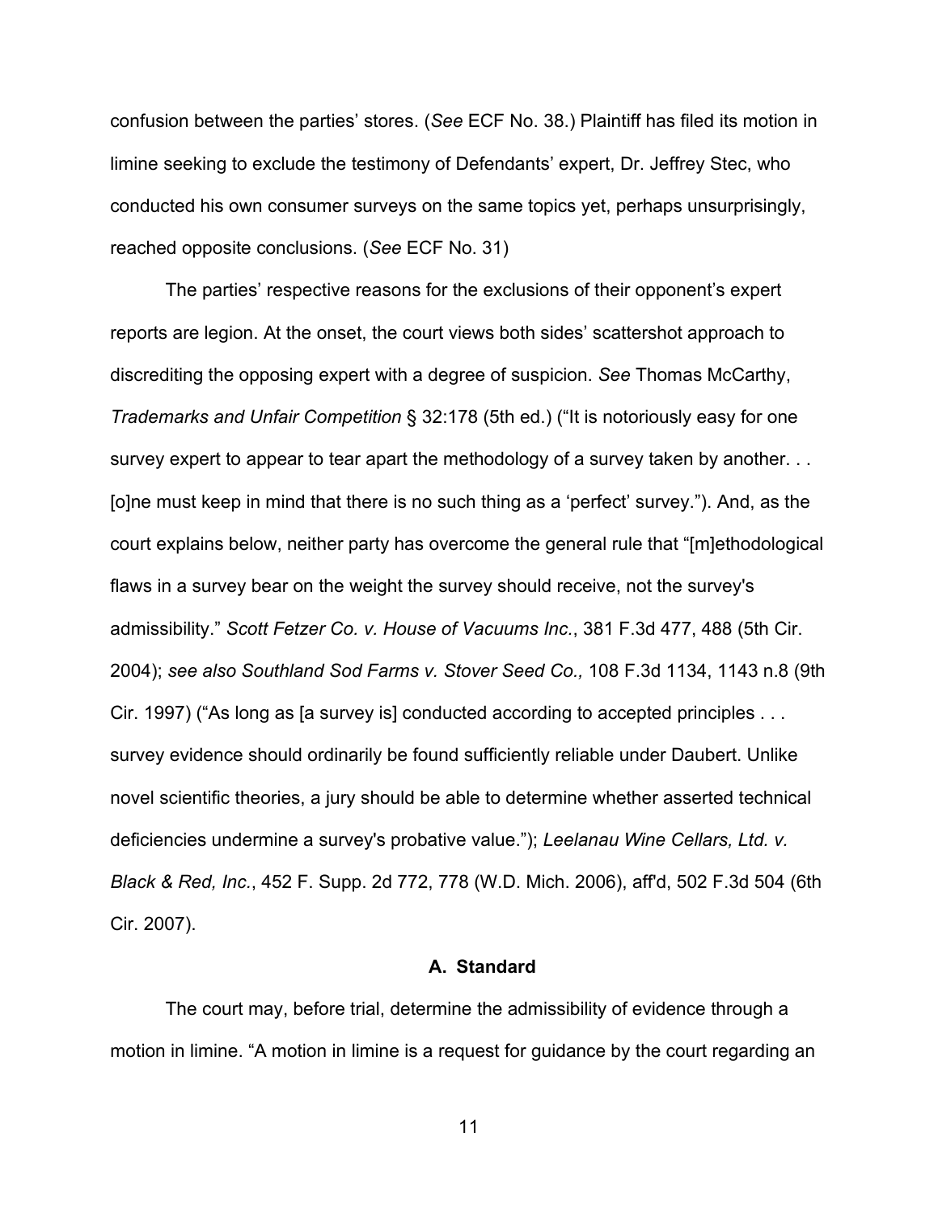confusion between the parties' stores. (*See* ECF No. 38.) Plaintiff has filed its motion in limine seeking to exclude the testimony of Defendants' expert, Dr. Jeffrey Stec, who conducted his own consumer surveys on the same topics yet, perhaps unsurprisingly, reached opposite conclusions. (*See* ECF No. 31)

The parties' respective reasons for the exclusions of their opponent's expert reports are legion. At the onset, the court views both sides' scattershot approach to discrediting the opposing expert with a degree of suspicion. *See* Thomas McCarthy, *Trademarks and Unfair Competition* § 32:178 (5th ed.) ("It is notoriously easy for one survey expert to appear to tear apart the methodology of a survey taken by another. . . [o]ne must keep in mind that there is no such thing as a 'perfect' survey."). And, as the court explains below, neither party has overcome the general rule that "[m]ethodological flaws in a survey bear on the weight the survey should receive, not the survey's admissibility." *Scott Fetzer Co. v. House of Vacuums Inc.*, 381 F.3d 477, 488 (5th Cir. 2004); *see also Southland Sod Farms v. Stover Seed Co.,* 108 F.3d 1134, 1143 n.8 (9th Cir. 1997) ("As long as [a survey is] conducted according to accepted principles . . . survey evidence should ordinarily be found sufficiently reliable under Daubert. Unlike novel scientific theories, a jury should be able to determine whether asserted technical deficiencies undermine a survey's probative value."); *Leelanau Wine Cellars, Ltd. v. Black & Red, Inc.*, 452 F. Supp. 2d 772, 778 (W.D. Mich. 2006), aff'd, 502 F.3d 504 (6th Cir. 2007).

### A. Standard

The court may, before trial, determine the admissibility of evidence through a motion in limine. "A motion in limine is a request for guidance by the court regarding an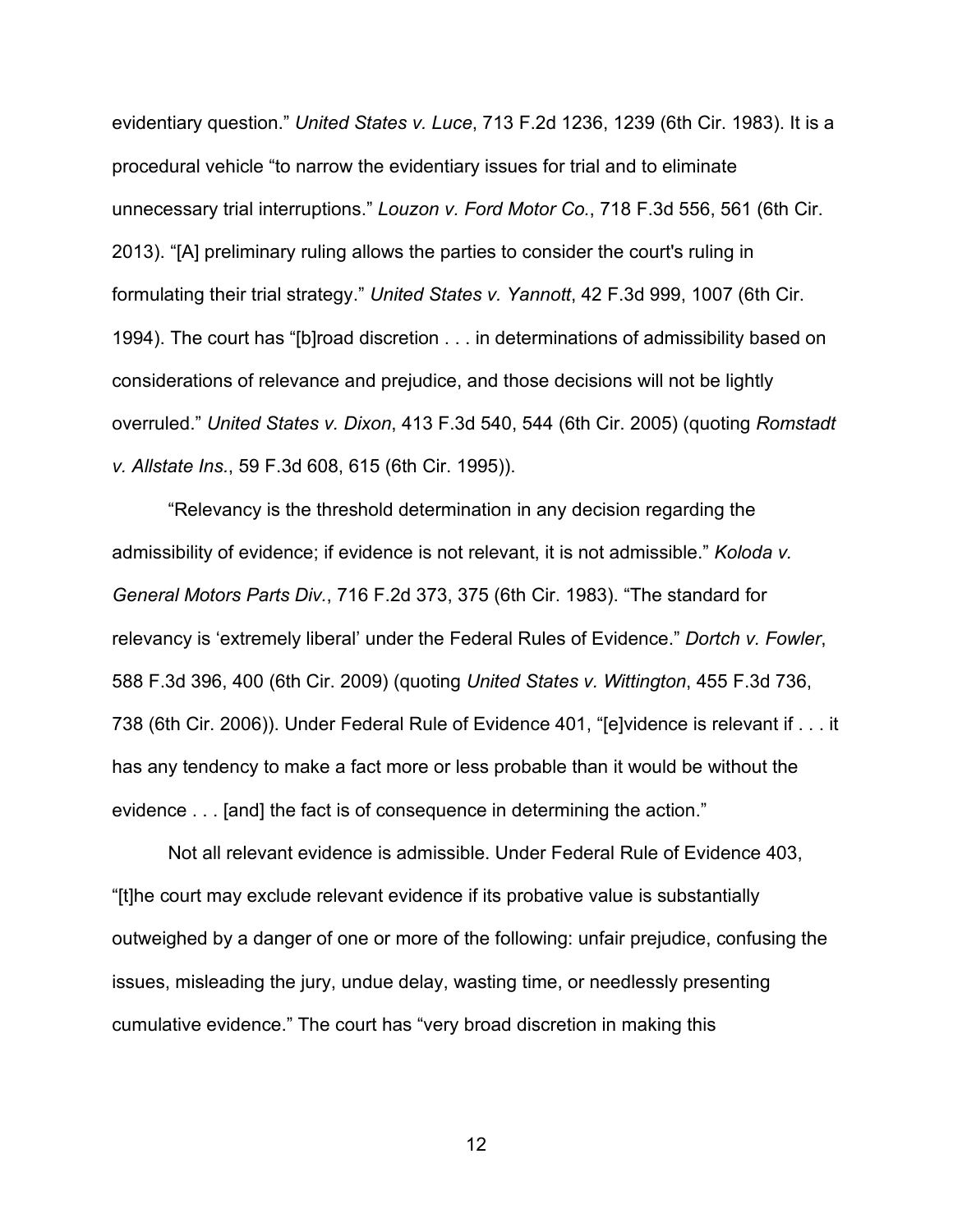evidentiary question." *United States v. Luce*, 713 F.2d 1236, 1239 (6th Cir. 1983). It is a procedural vehicle "to narrow the evidentiary issues for trial and to eliminate unnecessary trial interruptions." *Louzon v. Ford Motor Co.*, 718 F.3d 556, 561 (6th Cir. 2013). "[A] preliminary ruling allows the parties to consider the court's ruling in formulating their trial strategy." *United States v. Yannott*, 42 F.3d 999, 1007 (6th Cir. 1994). The court has "[b]road discretion . . . in determinations of admissibility based on considerations of relevance and prejudice, and those decisions will not be lightly overruled." *United States v. Dixon*, 413 F.3d 540, 544 (6th Cir. 2005) (quoting *Romstadt v. Allstate Ins.*, 59 F.3d 608, 615 (6th Cir. 1995)).

"Relevancy is the threshold determination in any decision regarding the admissibility of evidence; if evidence is not relevant, it is not admissible." *Koloda v. General Motors Parts Div.*, 716 F.2d 373, 375 (6th Cir. 1983). "The standard for relevancy is 'extremely liberal' under the Federal Rules of Evidence." *Dortch v. Fowler*, 588 F.3d 396, 400 (6th Cir. 2009) (quoting *United States v. Wittington*, 455 F.3d 736, 738 (6th Cir. 2006)). Under Federal Rule of Evidence 401, "[e]vidence is relevant if . . . it has any tendency to make a fact more or less probable than it would be without the evidence . . . [and] the fact is of consequence in determining the action."

Not all relevant evidence is admissible. Under Federal Rule of Evidence 403, "[t]he court may exclude relevant evidence if its probative value is substantially outweighed by a danger of one or more of the following: unfair prejudice, confusing the issues, misleading the jury, undue delay, wasting time, or needlessly presenting cumulative evidence." The court has "very broad discretion in making this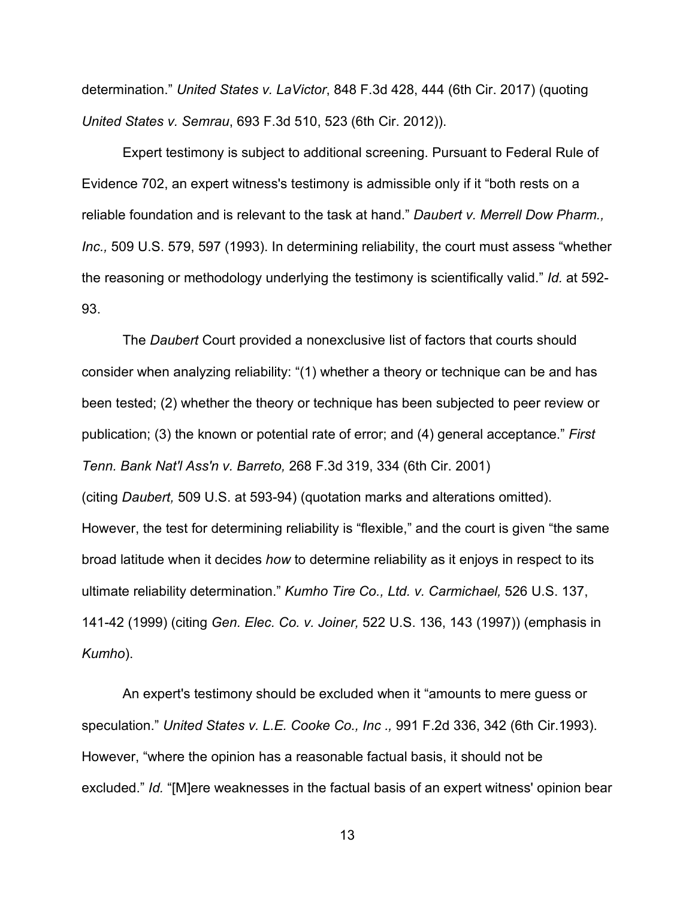determination." *United States v. LaVictor*, 848 F.3d 428, 444 (6th Cir. 2017) (quoting *United States v. Semrau*, 693 F.3d 510, 523 (6th Cir. 2012)).

Expert testimony is subject to additional screening. Pursuant to Federal Rule of Evidence 702, an expert witness's testimony is admissible only if it "both rests on a reliable foundation and is relevant to the task at hand." *Daubert v. Merrell Dow Pharm., Inc.,* 509 U.S. 579, 597 (1993). In determining reliability, the court must assess "whether the reasoning or methodology underlying the testimony is scientifically valid." *Id.* at 592-93.

The *Daubert* Court provided a nonexclusive list of factors that courts should consider when analyzing reliability: "(1) whether a theory or technique can be and has been tested; (2) whether the theory or technique has been subjected to peer review or publication; (3) the known or potential rate of error; and (4) general acceptance." *First Tenn. Bank Nat'l Ass'n v. Barreto,* 268 F.3d 319, 334 (6th Cir. 2001) (citing *Daubert,* 509 U.S. at 593-94) (quotation marks and alterations omitted). However, the test for determining reliability is "flexible," and the court is given "the same broad latitude when it decides *how* to determine reliability as it enjoys in respect to its ultimate reliability determination." *Kumho Tire Co., Ltd. v. Carmichael,* 526 U.S. 137, 141-42 (1999) (citing *Gen. Elec. Co. v. Joiner,* 522 U.S. 136, 143 (1997)) (emphasis in *Kumho*).

An expert's testimony should be excluded when it "amounts to mere guess or speculation." *United States v. L.E. Cooke Co., Inc .,* 991 F.2d 336, 342 (6th Cir.1993). However, "where the opinion has a reasonable factual basis, it should not be excluded." *Id.* "[M]ere weaknesses in the factual basis of an expert witness' opinion bear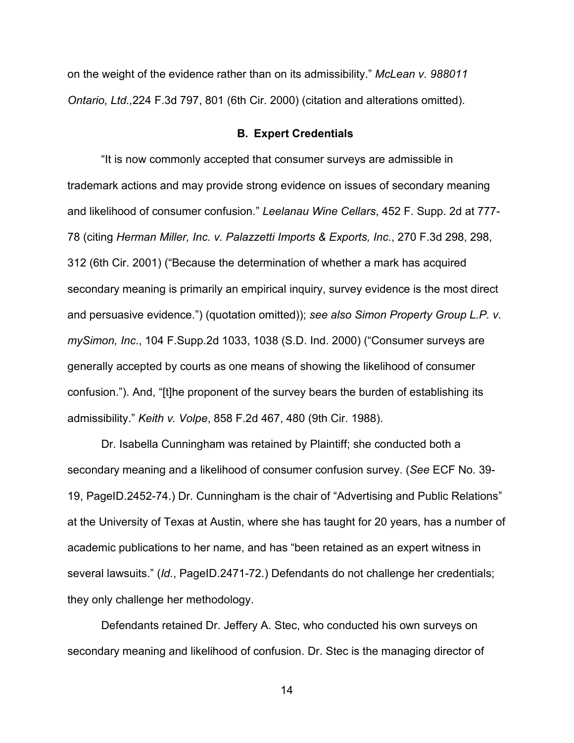on the weight of the evidence rather than on its admissibility." *McLean v. 988011 Ontario, Ltd.,*224 F.3d 797, 801 (6th Cir. 2000) (citation and alterations omitted).

### B. Expert Credentials

"It is now commonly accepted that consumer surveys are admissible in trademark actions and may provide strong evidence on issues of secondary meaning and likelihood of consumer confusion." *Leelanau Wine Cellars*, 452 F. Supp. 2d at 777-78 (citing *Herman Miller, Inc. v. Palazzetti Imports & Exports, Inc.*, 270 F.3d 298, 298, 312 (6th Cir. 2001) ("Because the determination of whether a mark has acquired secondary meaning is primarily an empirical inquiry, survey evidence is the most direct and persuasive evidence.") (quotation omitted)); *see also Simon Property Group L.P. v. mySimon, Inc.*, 104 F.Supp.2d 1033, 1038 (S.D. Ind. 2000) ("Consumer surveys are generally accepted by courts as one means of showing the likelihood of consumer confusion."). And, "[t]he proponent of the survey bears the burden of establishing its admissibility." *Keith v. Volpe*, 858 F.2d 467, 480 (9th Cir. 1988).

Dr. Isabella Cunningham was retained by Plaintiff; she conducted both a secondary meaning and a likelihood of consumer confusion survey. (*See* ECF No. 39-19, PageID.2452-74.) Dr. Cunningham is the chair of "Advertising and Public Relations" at the University of Texas at Austin, where she has taught for 20 years, has a number of academic publications to her name, and has "been retained as an expert witness in several lawsuits." (*Id.*, PageID.2471-72.) Defendants do not challenge her credentials; they only challenge her methodology.

Defendants retained Dr. Jeffery A. Stec, who conducted his own surveys on secondary meaning and likelihood of confusion. Dr. Stec is the managing director of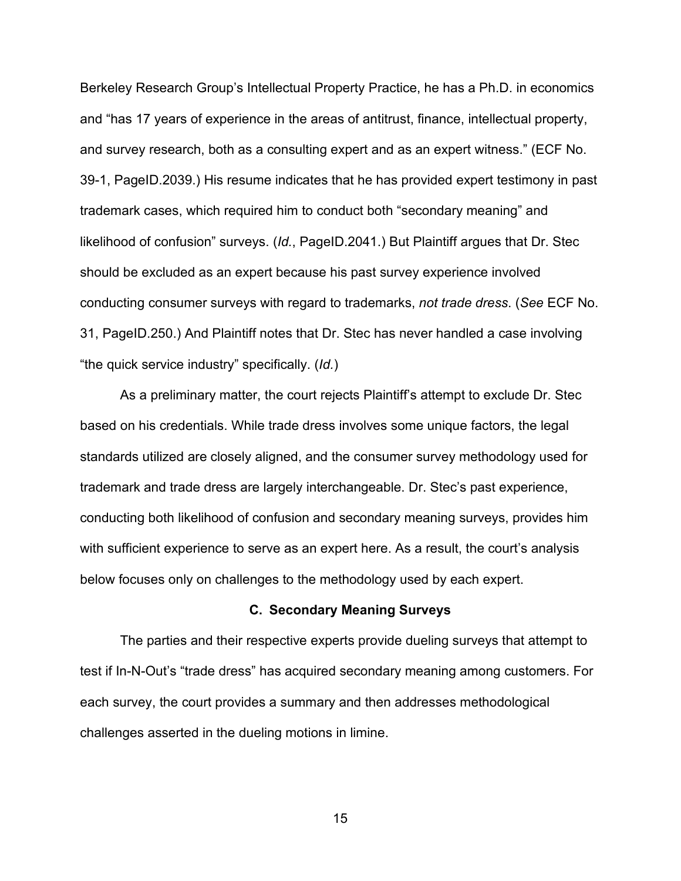Berkeley Research Group's Intellectual Property Practice, he has a Ph.D. in economics and "has 17 years of experience in the areas of antitrust, finance, intellectual property, and survey research, both as a consulting expert and as an expert witness." (ECF No. 39-1, PageID.2039.) His resume indicates that he has provided expert testimony in past trademark cases, which required him to conduct both "secondary meaning" and likelihood of confusion" surveys. (*Id.*, PageID.2041.) But Plaintiff argues that Dr. Stec should be excluded as an expert because his past survey experience involved conducting consumer surveys with regard to trademarks, *not trade dress*. (*See* ECF No. 31, PageID.250.) And Plaintiff notes that Dr. Stec has never handled a case involving "the quick service industry" specifically. (*Id.*)

As a preliminary matter, the court rejects Plaintiff's attempt to exclude Dr. Stec based on his credentials. While trade dress involves some unique factors, the legal standards utilized are closely aligned, and the consumer survey methodology used for trademark and trade dress are largely interchangeable. Dr. Stec's past experience, conducting both likelihood of confusion and secondary meaning surveys, provides him with sufficient experience to serve as an expert here. As a result, the court's analysis below focuses only on challenges to the methodology used by each expert.

### C. Secondary Meaning Surveys

The parties and their respective experts provide dueling surveys that attempt to test if In-N-Out's "trade dress" has acquired secondary meaning among customers. For each survey, the court provides a summary and then addresses methodological challenges asserted in the dueling motions in limine.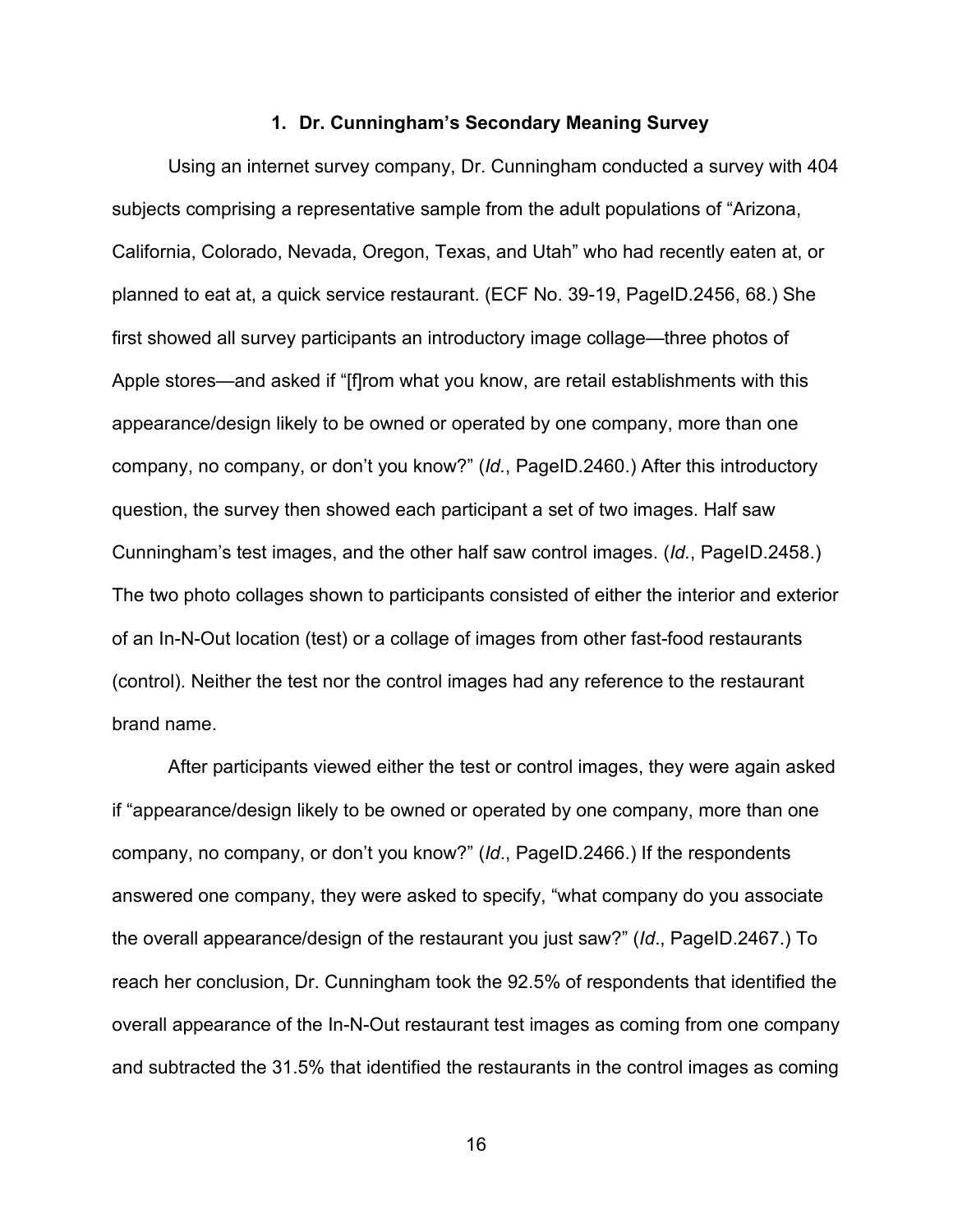### 1. Dr. Cunningham's Secondary Meaning Survey

Using an internet survey company, Dr. Cunningham conducted a survey with 404 subjects comprising a representative sample from the adult populations of "Arizona, California, Colorado, Nevada, Oregon, Texas, and Utah" who had recently eaten at, or planned to eat at, a quick service restaurant. (ECF No. 39-19, PageID.2456, 68.) She first showed all survey participants an introductory image collage—three photos of Apple stores—and asked if "[f]rom what you know, are retail establishments with this appearance/design likely to be owned or operated by one company, more than one company, no company, or don't you know?" (*Id.*, PageID.2460.) After this introductory question, the survey then showed each participant a set of two images. Half saw Cunningham's test images, and the other half saw control images. (*Id.*, PageID.2458.) The two photo collages shown to participants consisted of either the interior and exterior of an In-N-Out location (test) or a collage of images from other fast-food restaurants (control). Neither the test nor the control images had any reference to the restaurant brand name.

After participants viewed either the test or control images, they were again asked if "appearance/design likely to be owned or operated by one company, more than one company, no company, or don't you know?" (*Id*., PageID.2466.) If the respondents answered one company, they were asked to specify, "what company do you associate the overall appearance/design of the restaurant you just saw?" (*Id*., PageID.2467.) To reach her conclusion, Dr. Cunningham took the 92.5% of respondents that identified the overall appearance of the In-N-Out restaurant test images as coming from one company and subtracted the 31.5% that identified the restaurants in the control images as coming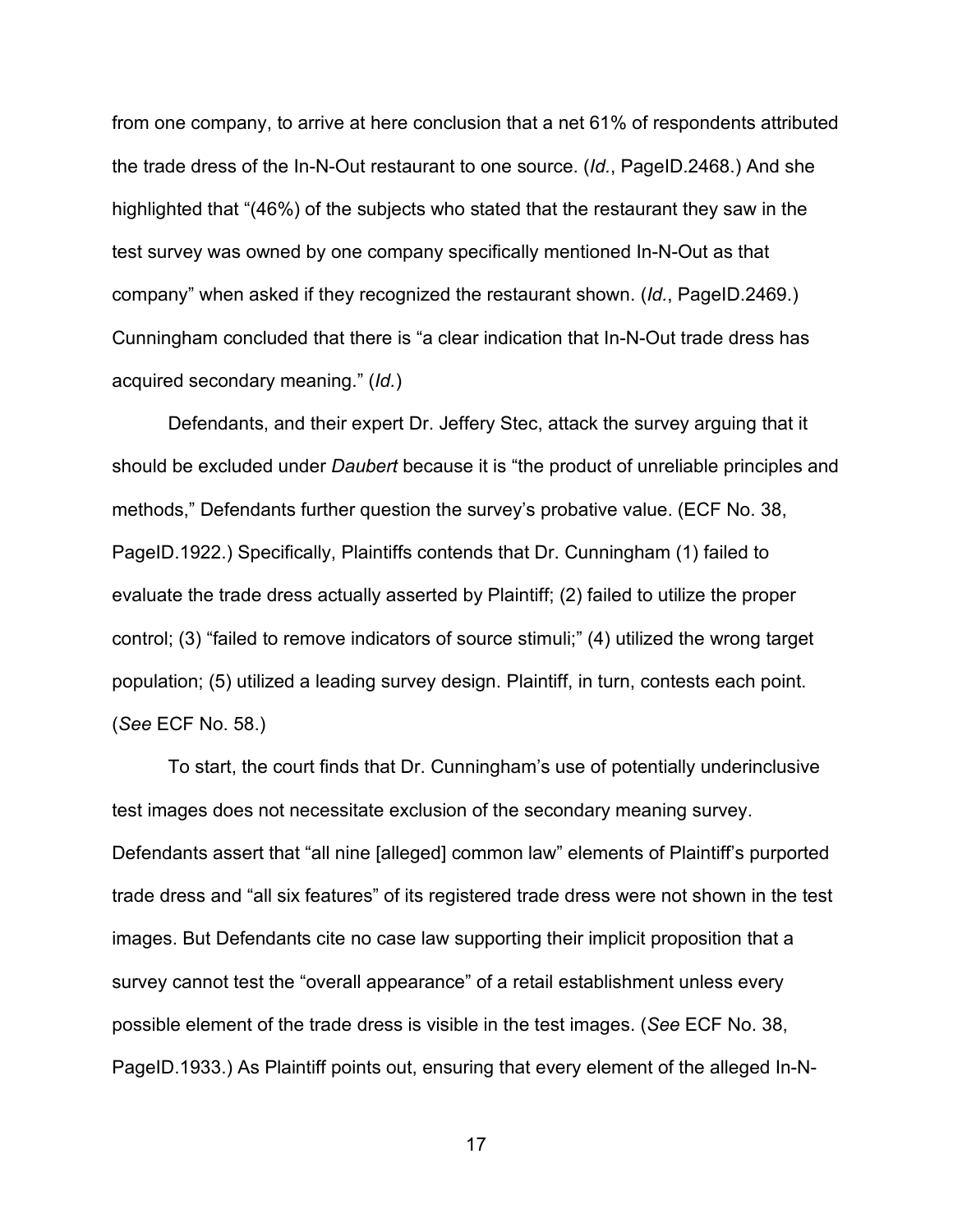from one company, to arrive at here conclusion that a net 61% of respondents attributed the trade dress of the In-N-Out restaurant to one source. (*Id.*, PageID.2468.) And she highlighted that "(46%) of the subjects who stated that the restaurant they saw in the test survey was owned by one company specifically mentioned In-N-Out as that company" when asked if they recognized the restaurant shown. (*Id.*, PageID.2469.) Cunningham concluded that there is "a clear indication that In-N-Out trade dress has acquired secondary meaning." (*Id.*)

Defendants, and their expert Dr. Jeffery Stec, attack the survey arguing that it should be excluded under *Daubert* because it is "the product of unreliable principles and methods," Defendants further question the survey's probative value. (ECF No. 38, PageID.1922.) Specifically, Plaintiffs contends that Dr. Cunningham (1) failed to evaluate the trade dress actually asserted by Plaintiff; (2) failed to utilize the proper control; (3) "failed to remove indicators of source stimuli;" (4) utilized the wrong target population; (5) utilized a leading survey design. Plaintiff, in turn, contests each point. (*See* ECF No. 58.)

To start, the court finds that Dr. Cunningham's use of potentially underinclusive test images does not necessitate exclusion of the secondary meaning survey. Defendants assert that "all nine [alleged] common law" elements of Plaintiff's purported trade dress and "all six features" of its registered trade dress were not shown in the test images. But Defendants cite no case law supporting their implicit proposition that a survey cannot test the "overall appearance" of a retail establishment unless every possible element of the trade dress is visible in the test images. (*See* ECF No. 38, PageID.1933.) As Plaintiff points out, ensuring that every element of the alleged In-N-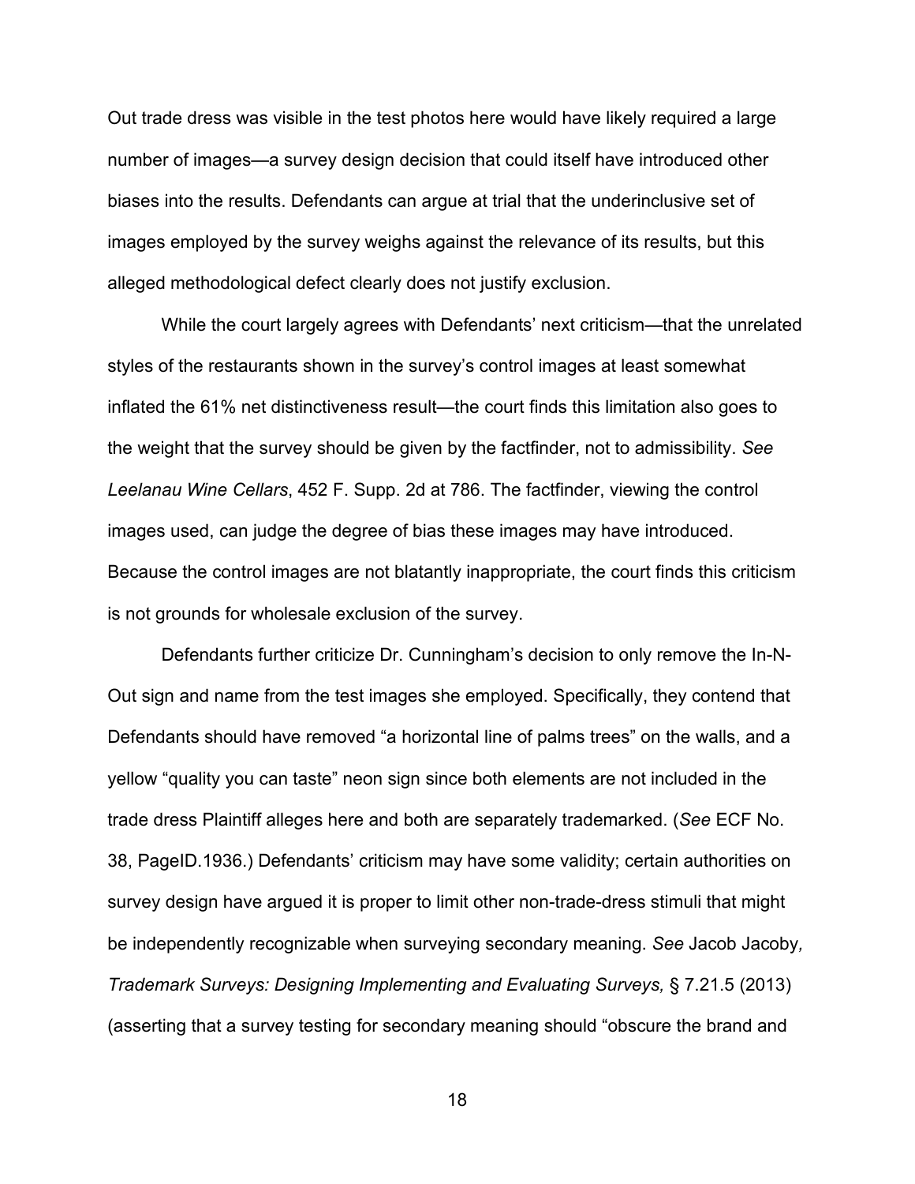Out trade dress was visible in the test photos here would have likely required a large number of images—a survey design decision that could itself have introduced other biases into the results. Defendants can argue at trial that the underinclusive set of images employed by the survey weighs against the relevance of its results, but this alleged methodological defect clearly does not justify exclusion.

While the court largely agrees with Defendants' next criticism—that the unrelated styles of the restaurants shown in the survey's control images at least somewhat inflated the 61% net distinctiveness result—the court finds this limitation also goes to the weight that the survey should be given by the factfinder, not to admissibility. *See Leelanau Wine Cellars*, 452 F. Supp. 2d at 786. The factfinder, viewing the control images used, can judge the degree of bias these images may have introduced. Because the control images are not blatantly inappropriate, the court finds this criticism is not grounds for wholesale exclusion of the survey.

Defendants further criticize Dr. Cunningham's decision to only remove the In-N-Out sign and name from the test images she employed. Specifically, they contend that Defendants should have removed "a horizontal line of palms trees" on the walls, and a yellow "quality you can taste" neon sign since both elements are not included in the trade dress Plaintiff alleges here and both are separately trademarked. (*See* ECF No. 38, PageID.1936.) Defendants' criticism may have some validity; certain authorities on survey design have argued it is proper to limit other non-trade-dress stimuli that might be independently recognizable when surveying secondary meaning. *See* Jacob Jacoby*, Trademark Surveys: Designing Implementing and Evaluating Surveys,* § 7.21.5 (2013) (asserting that a survey testing for secondary meaning should "obscure the brand and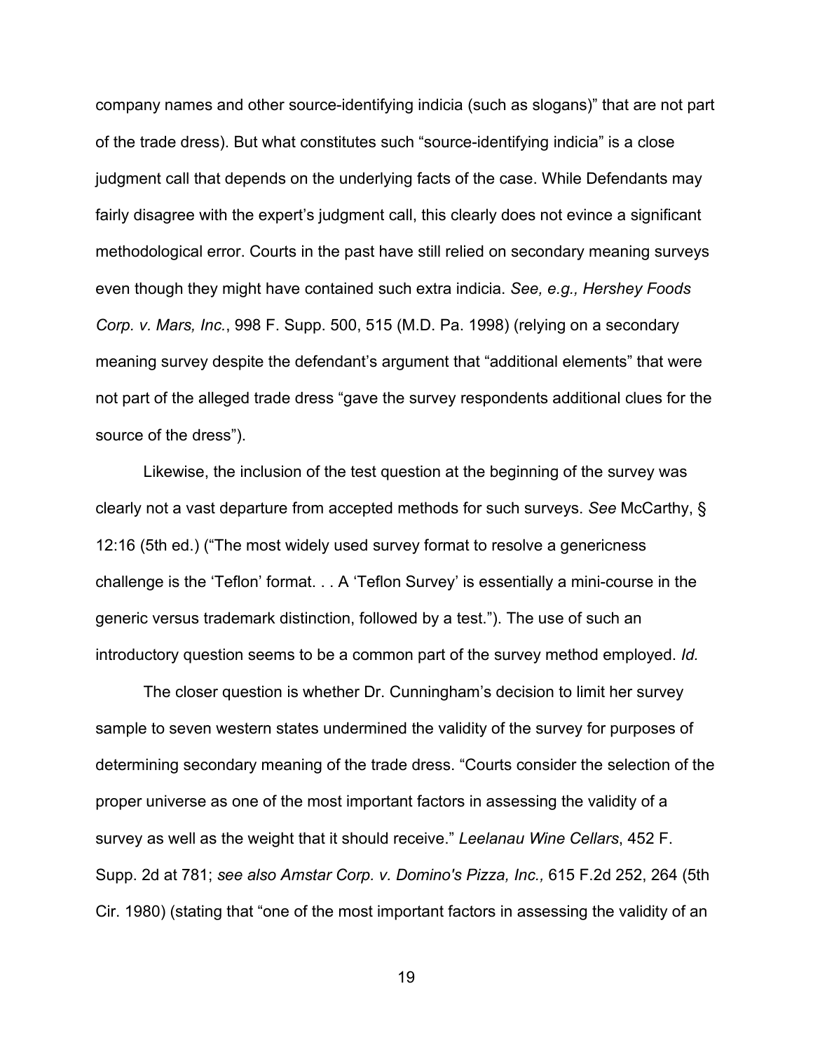company names and other source-identifying indicia (such as slogans)" that are not part of the trade dress). But what constitutes such "source-identifying indicia" is a close judgment call that depends on the underlying facts of the case. While Defendants may fairly disagree with the expert's judgment call, this clearly does not evince a significant methodological error. Courts in the past have still relied on secondary meaning surveys even though they might have contained such extra indicia. *See, e.g., Hershey Foods Corp. v. Mars, Inc.*, 998 F. Supp. 500, 515 (M.D. Pa. 1998) (relying on a secondary meaning survey despite the defendant's argument that "additional elements" that were not part of the alleged trade dress "gave the survey respondents additional clues for the source of the dress").

Likewise, the inclusion of the test question at the beginning of the survey was clearly not a vast departure from accepted methods for such surveys. *See* McCarthy, § 12:16 (5th ed.) ("The most widely used survey format to resolve a genericness challenge is the 'Teflon' format. . . A 'Teflon Survey' is essentially a mini-course in the generic versus trademark distinction, followed by a test."). The use of such an introductory question seems to be a common part of the survey method employed. *Id.*

The closer question is whether Dr. Cunningham's decision to limit her survey sample to seven western states undermined the validity of the survey for purposes of determining secondary meaning of the trade dress. "Courts consider the selection of the proper universe as one of the most important factors in assessing the validity of a survey as well as the weight that it should receive." *Leelanau Wine Cellars*, 452 F. Supp. 2d at 781; *see also Amstar Corp. v. Domino's Pizza, Inc.,* 615 F.2d 252, 264 (5th Cir. 1980) (stating that "one of the most important factors in assessing the validity of an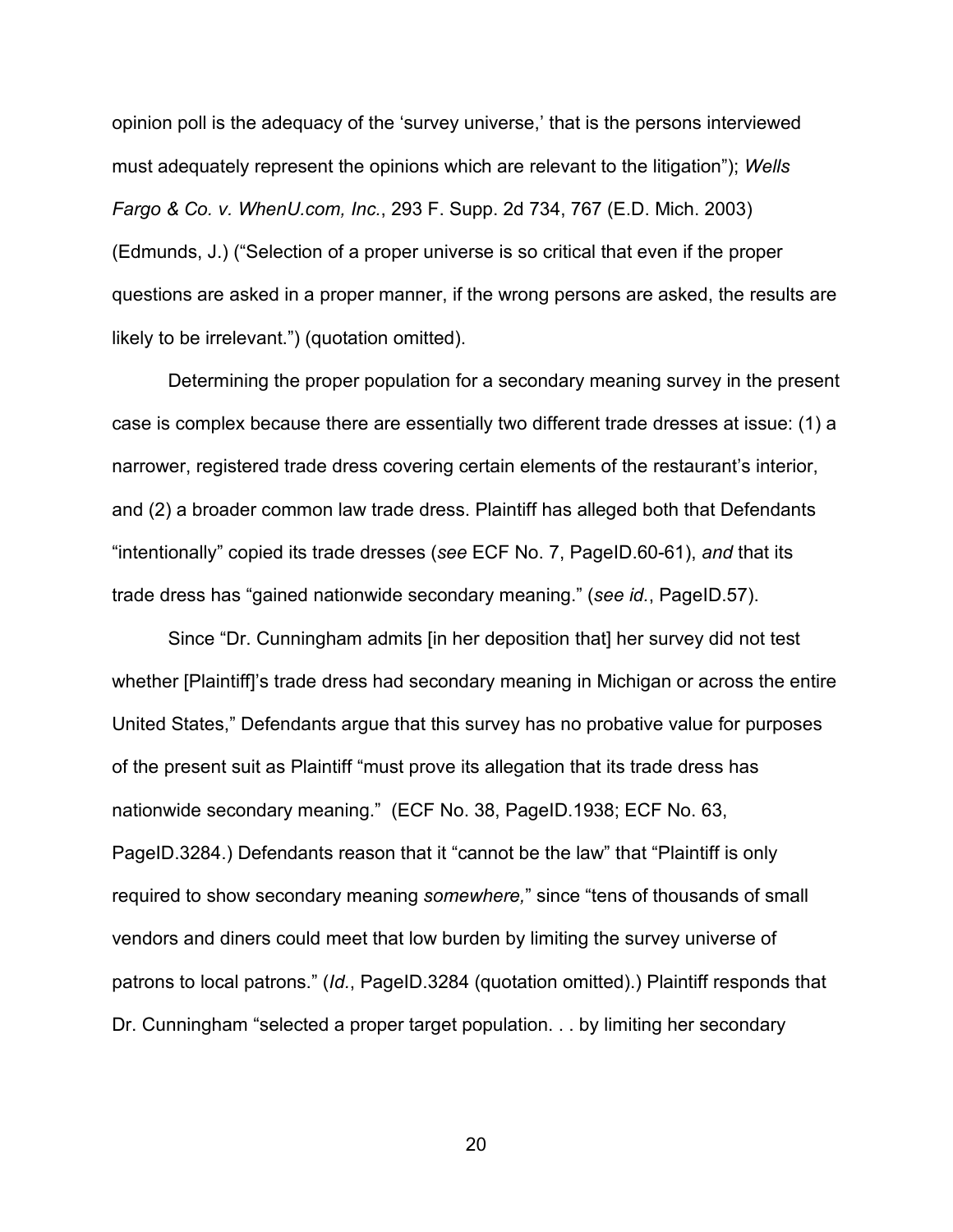opinion poll is the adequacy of the 'survey universe,' that is the persons interviewed must adequately represent the opinions which are relevant to the litigation"); *Wells Fargo & Co. v. WhenU.com, Inc.*, 293 F. Supp. 2d 734, 767 (E.D. Mich. 2003) (Edmunds, J.) ("Selection of a proper universe is so critical that even if the proper questions are asked in a proper manner, if the wrong persons are asked, the results are likely to be irrelevant.") (quotation omitted).

Determining the proper population for a secondary meaning survey in the present case is complex because there are essentially two different trade dresses at issue: (1) a narrower, registered trade dress covering certain elements of the restaurant's interior, and (2) a broader common law trade dress. Plaintiff has alleged both that Defendants "intentionally" copied its trade dresses (*see* ECF No. 7, PageID.60-61), *and* that its trade dress has "gained nationwide secondary meaning." (*see id.*, PageID.57).

Since "Dr. Cunningham admits [in her deposition that] her survey did not test whether [Plaintiff]'s trade dress had secondary meaning in Michigan or across the entire United States," Defendants argue that this survey has no probative value for purposes of the present suit as Plaintiff "must prove its allegation that its trade dress has nationwide secondary meaning." (ECF No. 38, PageID.1938; ECF No. 63, PageID.3284.) Defendants reason that it "cannot be the law" that "Plaintiff is only required to show secondary meaning *somewhere,*" since "tens of thousands of small vendors and diners could meet that low burden by limiting the survey universe of patrons to local patrons." (*Id.*, PageID.3284 (quotation omitted).) Plaintiff responds that Dr. Cunningham "selected a proper target population. . . by limiting her secondary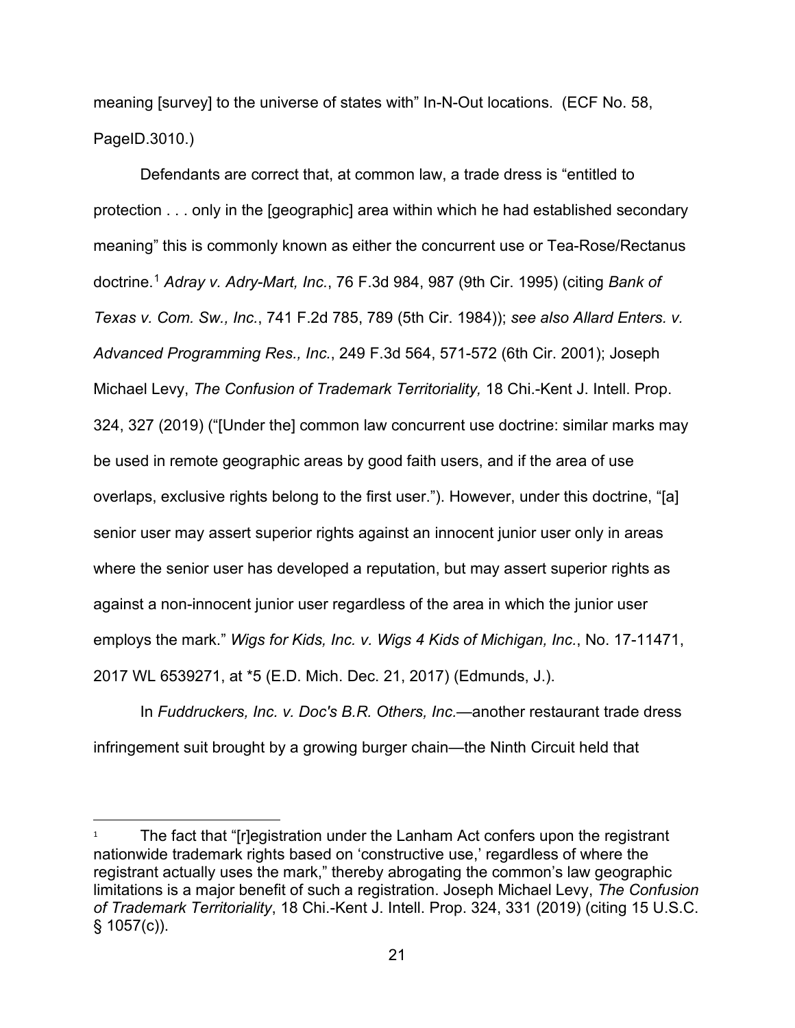meaning [survey] to the universe of states with" In-N-Out locations. (ECF No. 58, PageID.3010.)

Defendants are correct that, at common law, a trade dress is "entitled to protection . . . only in the [geographic] area within which he had established secondary meaning" this is commonly known as either the concurrent use or Tea-Rose/Rectanus doctrine.[1] *Adray v. Adry-Mart, Inc.*, 76 F.3d 984, 987 (9th Cir. 1995) (citing *Bank of Texas v. Com. Sw., Inc.*, 741 F.2d 785, 789 (5th Cir. 1984)); *see also Allard Enters. v. Advanced Programming Res., Inc.*, 249 F.3d 564, 571-572 (6th Cir. 2001); Joseph Michael Levy, *The Confusion of Trademark Territoriality,* 18 Chi.-Kent J. Intell. Prop. 324, 327 (2019) ("[Under the] common law concurrent use doctrine: similar marks may be used in remote geographic areas by good faith users, and if the area of use overlaps, exclusive rights belong to the first user."). However, under this doctrine, "[a] senior user may assert superior rights against an innocent junior user only in areas where the senior user has developed a reputation, but may assert superior rights as against a non-innocent junior user regardless of the area in which the junior user employs the mark." *Wigs for Kids, Inc. v. Wigs 4 Kids of Michigan, Inc.*, No. 17-11471, 2017 WL 6539271, at *5 (E.D. Mich. Dec. 21, 2017) (Edmunds, J.).

In *Fuddruckers, Inc. v. Doc's B.R. Others, Inc.*—another restaurant trade dress infringement suit brought by a growing burger chain—the Ninth Circuit held that

---

[1] The fact that "[r]egistration under the Lanham Act confers upon the registrant nationwide trademark rights based on 'constructive use,' regardless of where the registrant actually uses the mark," thereby abrogating the common's law geographic limitations is a major benefit of such a registration. Joseph Michael Levy, *The Confusion of Trademark Territoriality*, 18 Chi.-Kent J. Intell. Prop. 324, 331 (2019) (citing 15 U.S.C. § 1057(c)).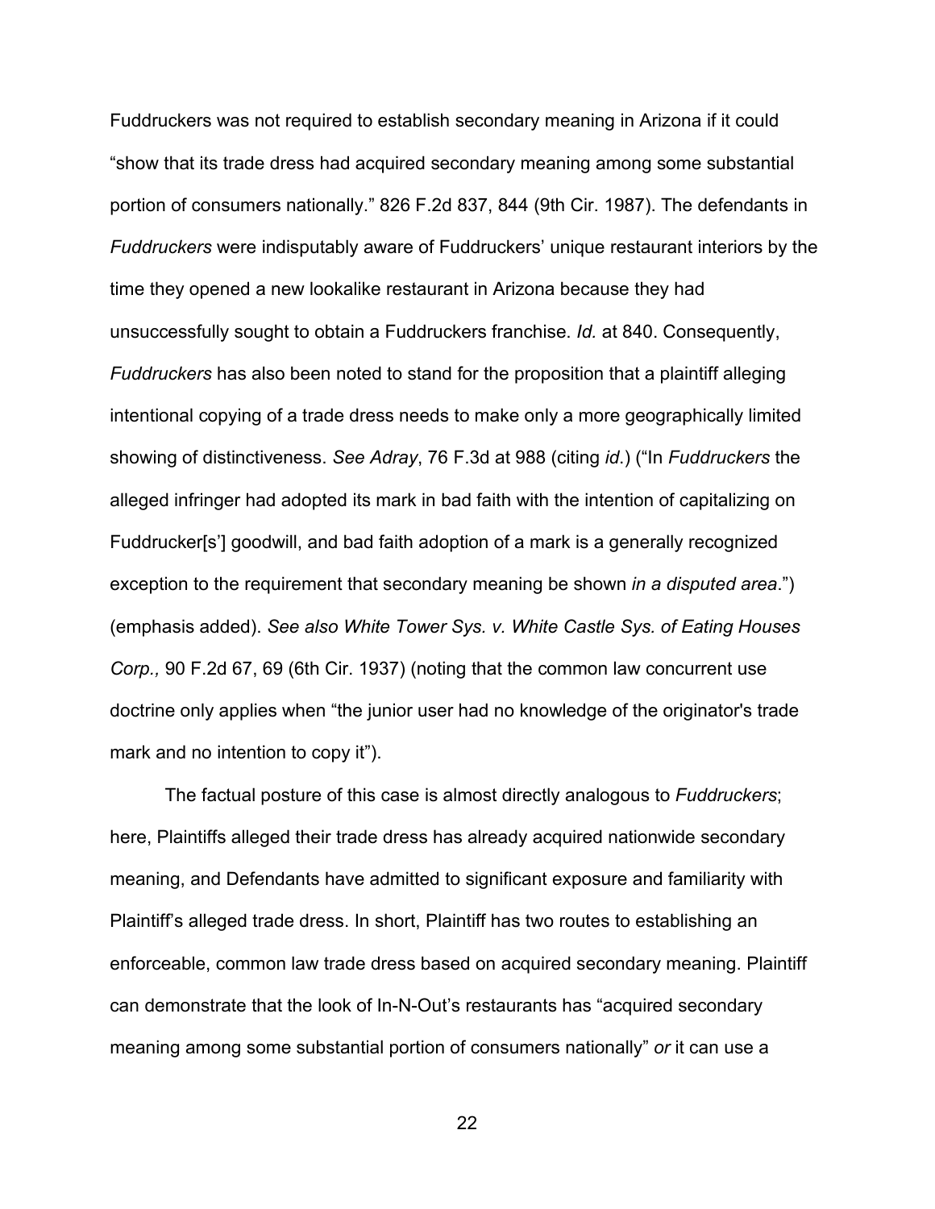Fuddruckers was not required to establish secondary meaning in Arizona if it could "show that its trade dress had acquired secondary meaning among some substantial portion of consumers nationally." 826 F.2d 837, 844 (9th Cir. 1987). The defendants in *Fuddruckers* were indisputably aware of Fuddruckers' unique restaurant interiors by the time they opened a new lookalike restaurant in Arizona because they had unsuccessfully sought to obtain a Fuddruckers franchise. *Id.* at 840. Consequently, *Fuddruckers* has also been noted to stand for the proposition that a plaintiff alleging intentional copying of a trade dress needs to make only a more geographically limited showing of distinctiveness. *See Adray*, 76 F.3d at 988 (citing *id.*) ("In *Fuddruckers* the alleged infringer had adopted its mark in bad faith with the intention of capitalizing on Fuddrucker[s'] goodwill, and bad faith adoption of a mark is a generally recognized exception to the requirement that secondary meaning be shown *in a disputed area*.") (emphasis added). *See also White Tower Sys. v. White Castle Sys. of Eating Houses Corp.,* 90 F.2d 67, 69 (6th Cir. 1937) (noting that the common law concurrent use doctrine only applies when "the junior user had no knowledge of the originator's trade mark and no intention to copy it").

The factual posture of this case is almost directly analogous to *Fuddruckers*; here, Plaintiffs alleged their trade dress has already acquired nationwide secondary meaning, and Defendants have admitted to significant exposure and familiarity with Plaintiff's alleged trade dress. In short, Plaintiff has two routes to establishing an enforceable, common law trade dress based on acquired secondary meaning. Plaintiff can demonstrate that the look of In-N-Out's restaurants has "acquired secondary meaning among some substantial portion of consumers nationally" *or* it can use a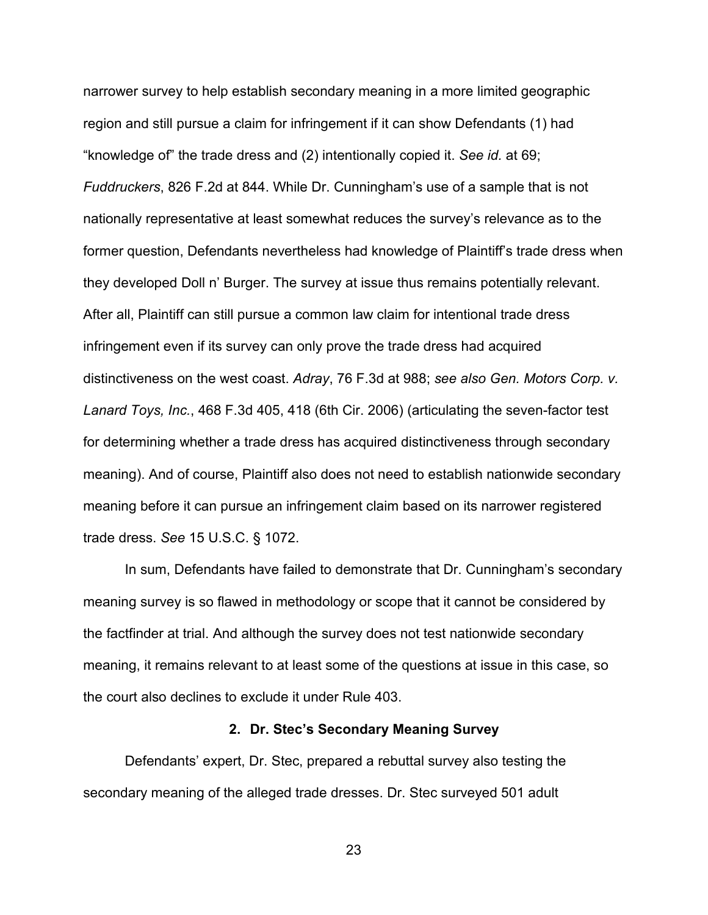narrower survey to help establish secondary meaning in a more limited geographic region and still pursue a claim for infringement if it can show Defendants (1) had "knowledge of" the trade dress and (2) intentionally copied it. *See id.* at 69; *Fuddruckers*, 826 F.2d at 844. While Dr. Cunningham's use of a sample that is not nationally representative at least somewhat reduces the survey's relevance as to the former question, Defendants nevertheless had knowledge of Plaintiff's trade dress when they developed Doll n' Burger. The survey at issue thus remains potentially relevant. After all, Plaintiff can still pursue a common law claim for intentional trade dress infringement even if its survey can only prove the trade dress had acquired distinctiveness on the west coast. *Adray*, 76 F.3d at 988; *see also Gen. Motors Corp. v. Lanard Toys, Inc.*, 468 F.3d 405, 418 (6th Cir. 2006) (articulating the seven-factor test for determining whether a trade dress has acquired distinctiveness through secondary meaning). And of course, Plaintiff also does not need to establish nationwide secondary meaning before it can pursue an infringement claim based on its narrower registered trade dress. *See* 15 U.S.C. § 1072.

In sum, Defendants have failed to demonstrate that Dr. Cunningham's secondary meaning survey is so flawed in methodology or scope that it cannot be considered by the factfinder at trial. And although the survey does not test nationwide secondary meaning, it remains relevant to at least some of the questions at issue in this case, so the court also declines to exclude it under Rule 403.

### 2. Dr. Stec's Secondary Meaning Survey

Defendants' expert, Dr. Stec, prepared a rebuttal survey also testing the secondary meaning of the alleged trade dresses. Dr. Stec surveyed 501 adult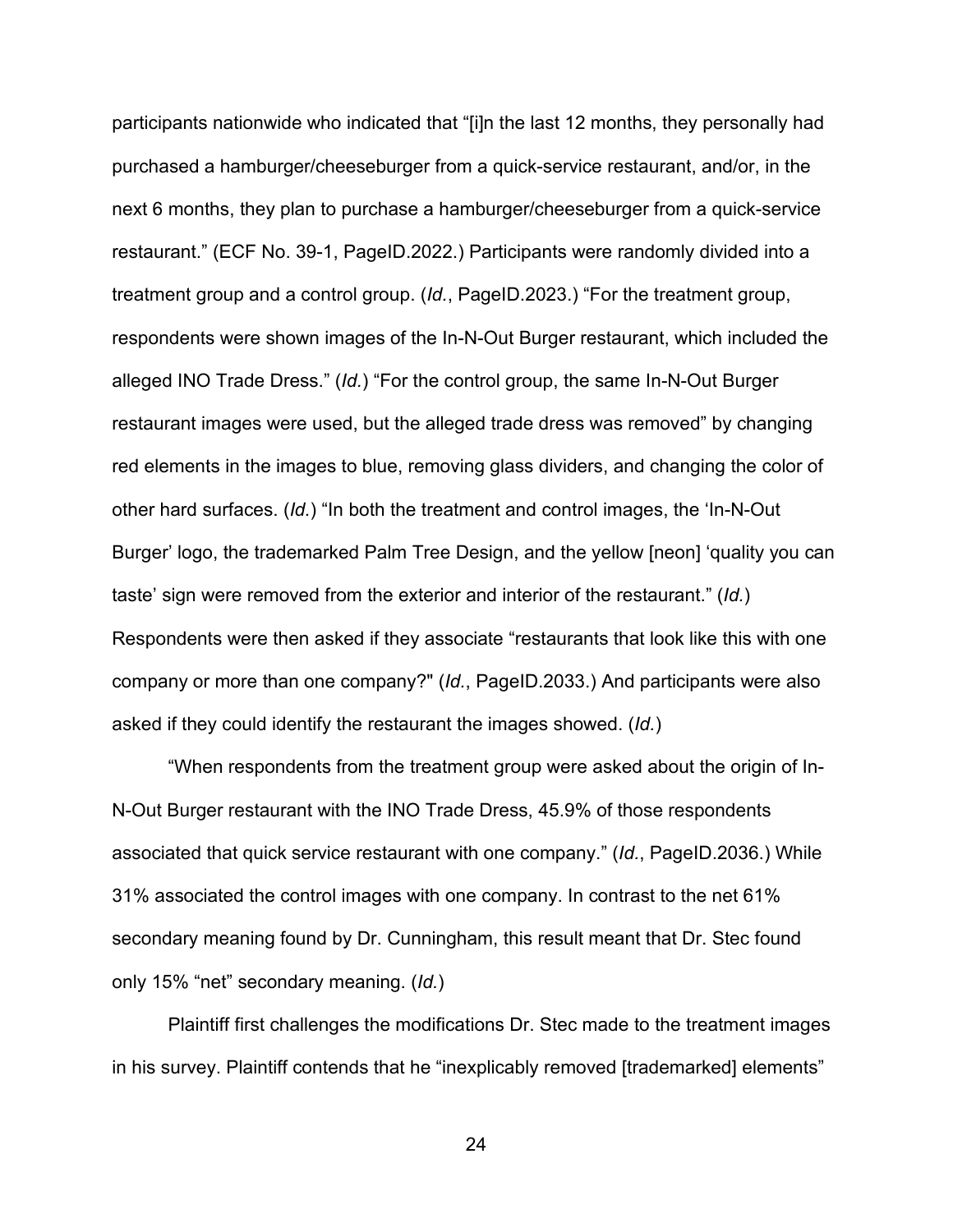participants nationwide who indicated that "[i]n the last 12 months, they personally had purchased a hamburger/cheeseburger from a quick-service restaurant, and/or, in the next 6 months, they plan to purchase a hamburger/cheeseburger from a quick-service restaurant." (ECF No. 39-1, PageID.2022.) Participants were randomly divided into a treatment group and a control group. (*Id.*, PageID.2023.) "For the treatment group, respondents were shown images of the In-N-Out Burger restaurant, which included the alleged INO Trade Dress." (*Id.*) "For the control group, the same In-N-Out Burger restaurant images were used, but the alleged trade dress was removed" by changing red elements in the images to blue, removing glass dividers, and changing the color of other hard surfaces. (*Id.*) "In both the treatment and control images, the 'In-N-Out Burger' logo, the trademarked Palm Tree Design, and the yellow [neon] 'quality you can taste' sign were removed from the exterior and interior of the restaurant." (*Id.*) Respondents were then asked if they associate "restaurants that look like this with one company or more than one company?" (*Id.*, PageID.2033.) And participants were also asked if they could identify the restaurant the images showed. (*Id.*)

"When respondents from the treatment group were asked about the origin of In-N-Out Burger restaurant with the INO Trade Dress, 45.9% of those respondents associated that quick service restaurant with one company." (*Id.*, PageID.2036.) While 31% associated the control images with one company. In contrast to the net 61% secondary meaning found by Dr. Cunningham, this result meant that Dr. Stec found only 15% "net" secondary meaning. (*Id.*)

Plaintiff first challenges the modifications Dr. Stec made to the treatment images in his survey. Plaintiff contends that he "inexplicably removed [trademarked] elements"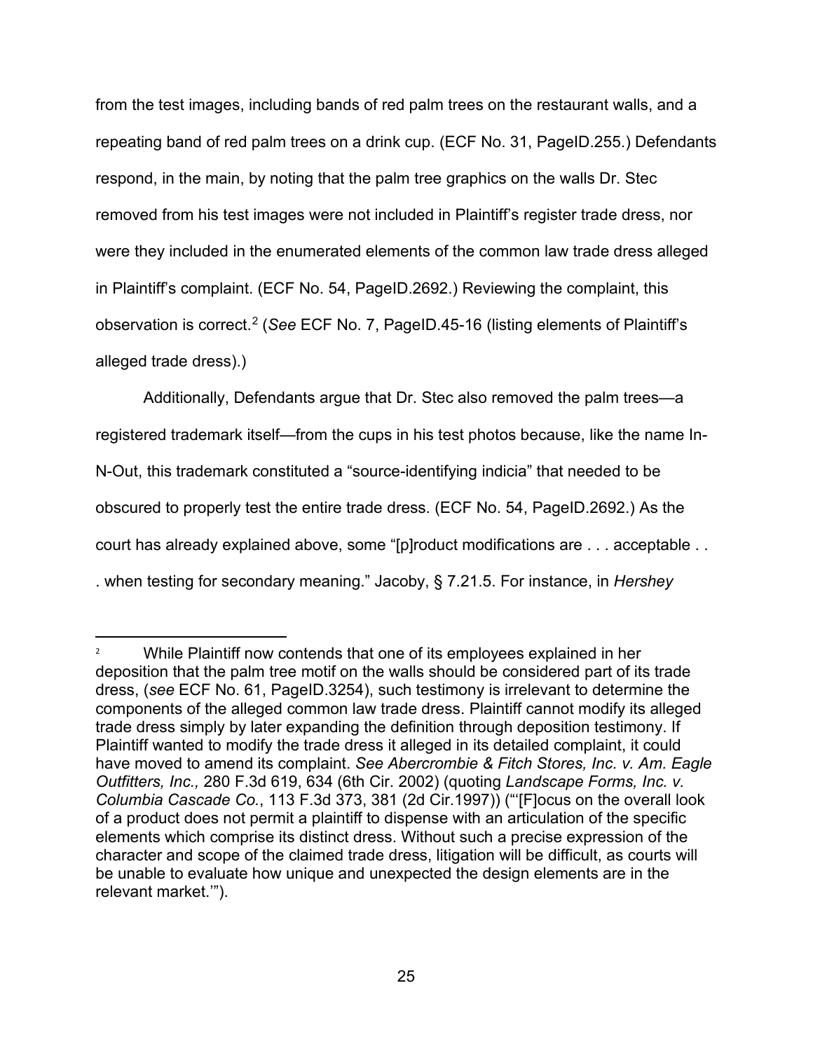from the test images, including bands of red palm trees on the restaurant walls, and a repeating band of red palm trees on a drink cup. (ECF No. 31, PageID.255.) Defendants respond, in the main, by noting that the palm tree graphics on the walls Dr. Stec removed from his test images were not included in Plaintiff's register trade dress, nor were they included in the enumerated elements of the common law trade dress alleged in Plaintiff's complaint. (ECF No. 54, PageID.2692.) Reviewing the complaint, this observation is correct.[2] (*See* ECF No. 7, PageID.45-16 (listing elements of Plaintiff's alleged trade dress).)

Additionally, Defendants argue that Dr. Stec also removed the palm trees—a registered trademark itself—from the cups in his test photos because, like the name In-N-Out, this trademark constituted a "source-identifying indicia" that needed to be obscured to properly test the entire trade dress. (ECF No. 54, PageID.2692.) As the court has already explained above, some "[p]roduct modifications are . . . acceptable . . . when testing for secondary meaning." Jacoby, § 7.21.5. For instance, in *Hershey*

---

[2] While Plaintiff now contends that one of its employees explained in her deposition that the palm tree motif on the walls should be considered part of its trade dress, (*see* ECF No. 61, PageID.3254), such testimony is irrelevant to determine the components of the alleged common law trade dress. Plaintiff cannot modify its alleged trade dress simply by later expanding the definition through deposition testimony. If Plaintiff wanted to modify the trade dress it alleged in its detailed complaint, it could have moved to amend its complaint. *See Abercrombie & Fitch Stores, Inc. v. Am. Eagle Outfitters, Inc.,* 280 F.3d 619, 634 (6th Cir. 2002) (quoting *Landscape Forms, Inc. v. Columbia Cascade Co.*, 113 F.3d 373, 381 (2d Cir.1997)) ("'[F]ocus on the overall look of a product does not permit a plaintiff to dispense with an articulation of the specific elements which comprise its distinct dress. Without such a precise expression of the character and scope of the claimed trade dress, litigation will be difficult, as courts will be unable to evaluate how unique and unexpected the design elements are in the relevant market.'").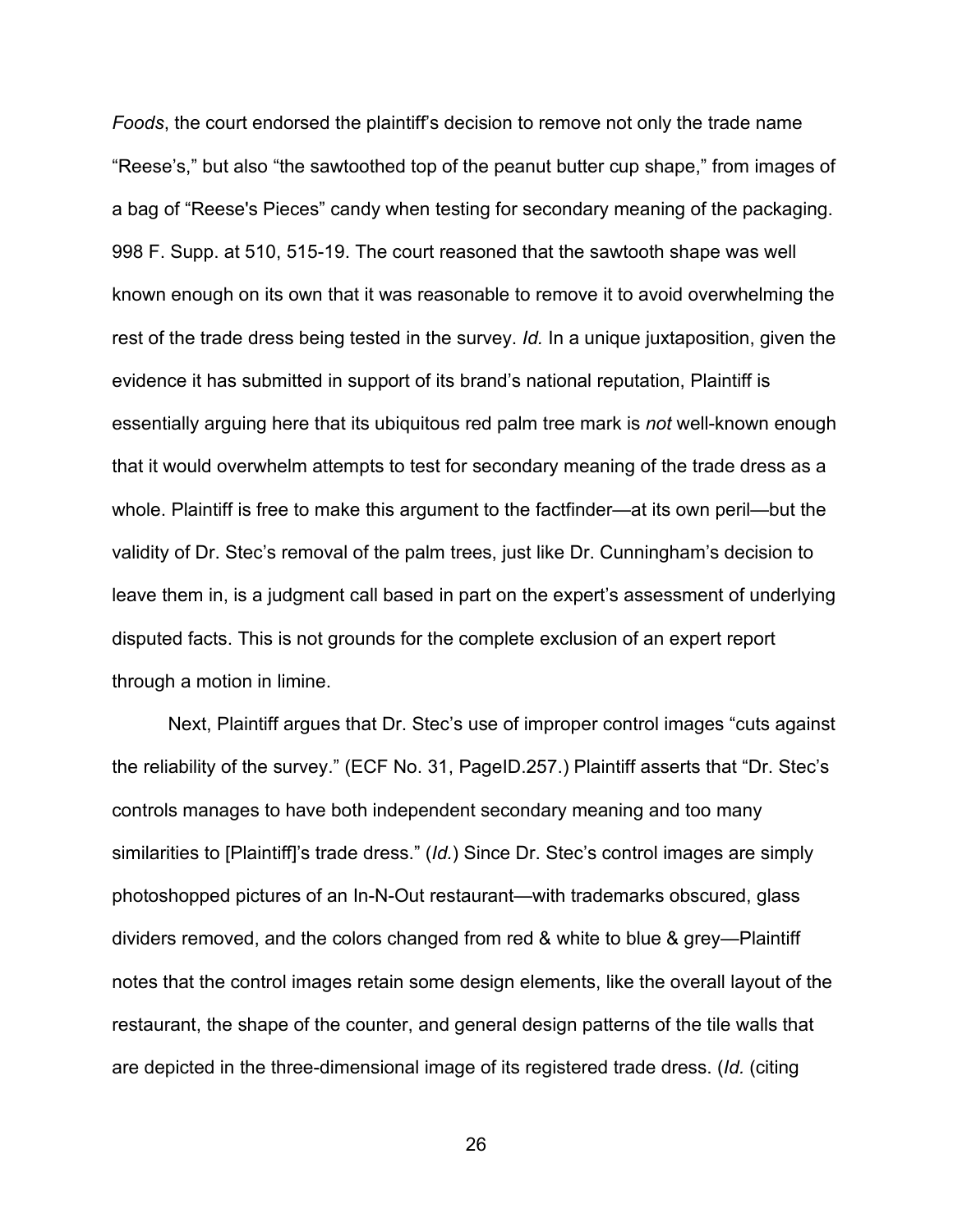*Foods*, the court endorsed the plaintiff's decision to remove not only the trade name "Reese's," but also "the sawtoothed top of the peanut butter cup shape," from images of a bag of "Reese's Pieces" candy when testing for secondary meaning of the packaging. 998 F. Supp. at 510, 515-19. The court reasoned that the sawtooth shape was well known enough on its own that it was reasonable to remove it to avoid overwhelming the rest of the trade dress being tested in the survey. *Id.* In a unique juxtaposition, given the evidence it has submitted in support of its brand's national reputation, Plaintiff is essentially arguing here that its ubiquitous red palm tree mark is *not* well-known enough that it would overwhelm attempts to test for secondary meaning of the trade dress as a whole. Plaintiff is free to make this argument to the factfinder—at its own peril—but the validity of Dr. Stec's removal of the palm trees, just like Dr. Cunningham's decision to leave them in, is a judgment call based in part on the expert's assessment of underlying disputed facts. This is not grounds for the complete exclusion of an expert report through a motion in limine.

Next, Plaintiff argues that Dr. Stec's use of improper control images "cuts against the reliability of the survey." (ECF No. 31, PageID.257.) Plaintiff asserts that "Dr. Stec's controls manages to have both independent secondary meaning and too many similarities to [Plaintiff]'s trade dress." (*Id.*) Since Dr. Stec's control images are simply photoshopped pictures of an In-N-Out restaurant—with trademarks obscured, glass dividers removed, and the colors changed from red & white to blue & grey—Plaintiff notes that the control images retain some design elements, like the overall layout of the restaurant, the shape of the counter, and general design patterns of the tile walls that are depicted in the three-dimensional image of its registered trade dress. (*Id.* (citing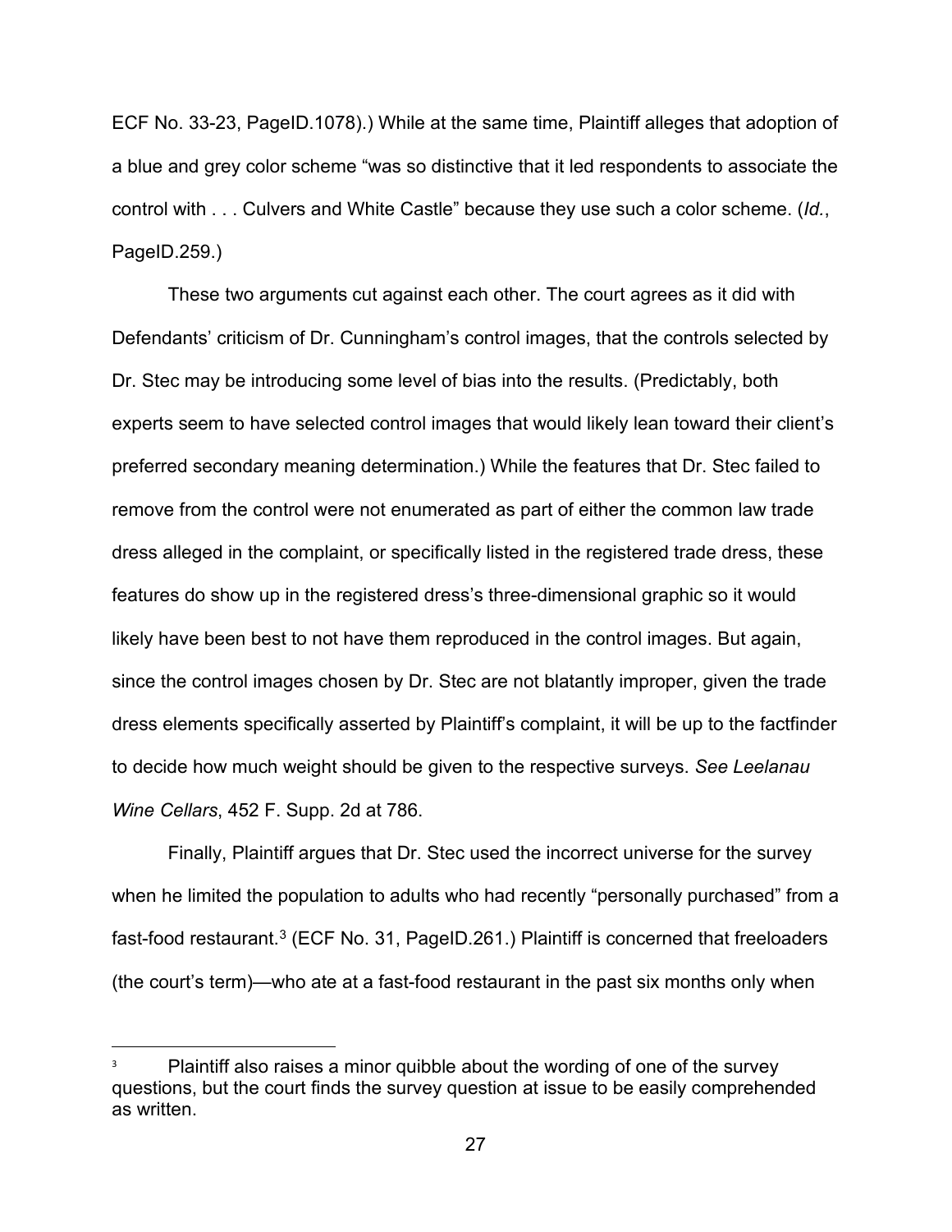ECF No. 33-23, PageID.1078).) While at the same time, Plaintiff alleges that adoption of a blue and grey color scheme "was so distinctive that it led respondents to associate the control with . . . Culvers and White Castle" because they use such a color scheme. (*Id.*, PageID.259.)

These two arguments cut against each other. The court agrees as it did with Defendants' criticism of Dr. Cunningham's control images, that the controls selected by Dr. Stec may be introducing some level of bias into the results. (Predictably, both experts seem to have selected control images that would likely lean toward their client's preferred secondary meaning determination.) While the features that Dr. Stec failed to remove from the control were not enumerated as part of either the common law trade dress alleged in the complaint, or specifically listed in the registered trade dress, these features do show up in the registered dress's three-dimensional graphic so it would likely have been best to not have them reproduced in the control images. But again, since the control images chosen by Dr. Stec are not blatantly improper, given the trade dress elements specifically asserted by Plaintiff's complaint, it will be up to the factfinder to decide how much weight should be given to the respective surveys. *See Leelanau Wine Cellars*, 452 F. Supp. 2d at 786.

Finally, Plaintiff argues that Dr. Stec used the incorrect universe for the survey when he limited the population to adults who had recently "personally purchased" from a fast-food restaurant.[3] (ECF No. 31, PageID.261.) Plaintiff is concerned that freeloaders (the court's term)—who ate at a fast-food restaurant in the past six months only when

[3] Plaintiff also raises a minor quibble about the wording of one of the survey questions, but the court finds the survey question at issue to be easily comprehended as written.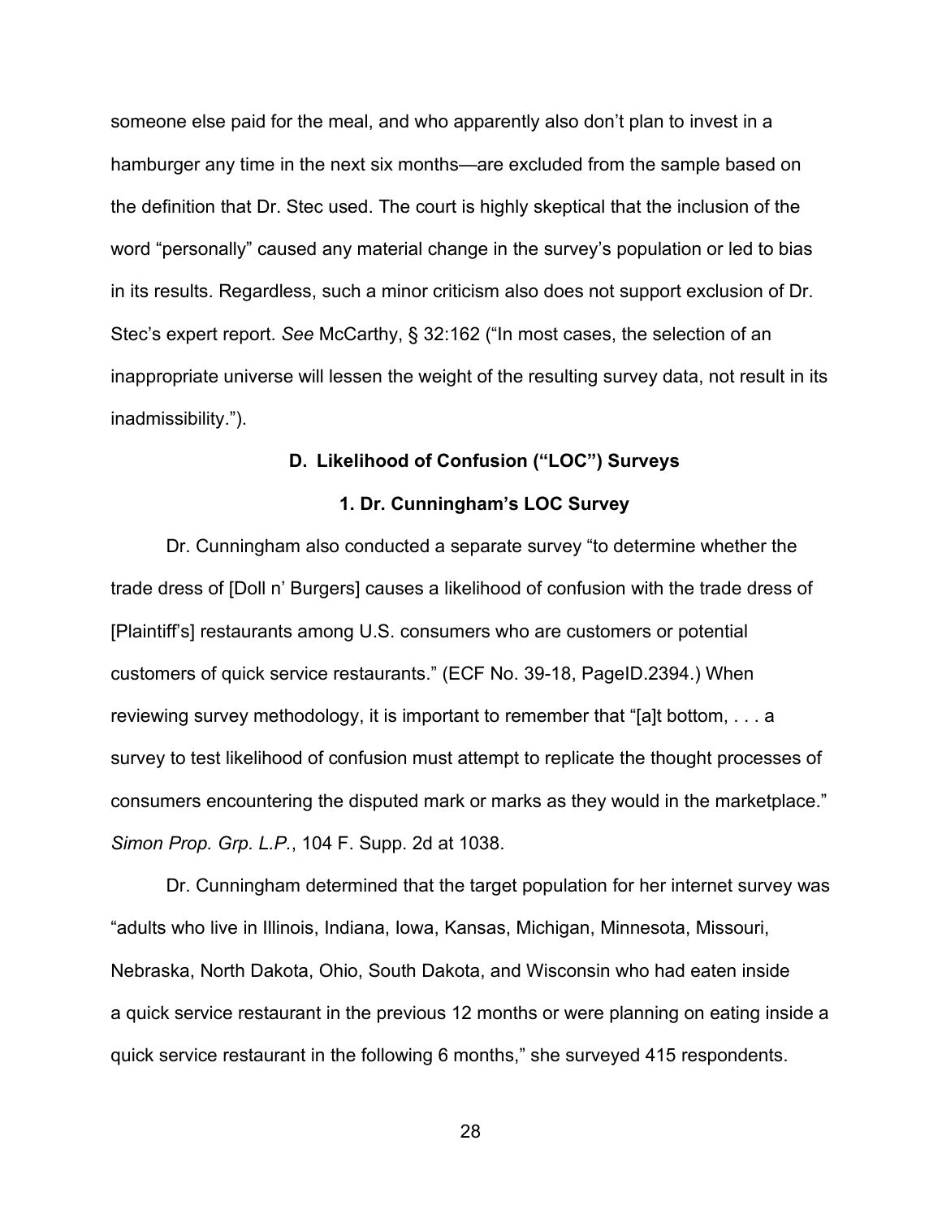someone else paid for the meal, and who apparently also don't plan to invest in a hamburger any time in the next six months—are excluded from the sample based on the definition that Dr. Stec used. The court is highly skeptical that the inclusion of the word "personally" caused any material change in the survey's population or led to bias in its results. Regardless, such a minor criticism also does not support exclusion of Dr. Stec's expert report. *See* McCarthy, § 32:162 ("In most cases, the selection of an inappropriate universe will lessen the weight of the resulting survey data, not result in its inadmissibility.").

### D. Likelihood of Confusion ("LOC") Surveys

#### 1. Dr. Cunningham's LOC Survey

Dr. Cunningham also conducted a separate survey "to determine whether the trade dress of [Doll n' Burgers] causes a likelihood of confusion with the trade dress of [Plaintiff's] restaurants among U.S. consumers who are customers or potential customers of quick service restaurants." (ECF No. 39-18, PageID.2394.) When reviewing survey methodology, it is important to remember that "[a]t bottom, . . . a survey to test likelihood of confusion must attempt to replicate the thought processes of consumers encountering the disputed mark or marks as they would in the marketplace." *Simon Prop. Grp. L.P.*, 104 F. Supp. 2d at 1038.

Dr. Cunningham determined that the target population for her internet survey was "adults who live in Illinois, Indiana, Iowa, Kansas, Michigan, Minnesota, Missouri, Nebraska, North Dakota, Ohio, South Dakota, and Wisconsin who had eaten inside a quick service restaurant in the previous 12 months or were planning on eating inside a quick service restaurant in the following 6 months," she surveyed 415 respondents.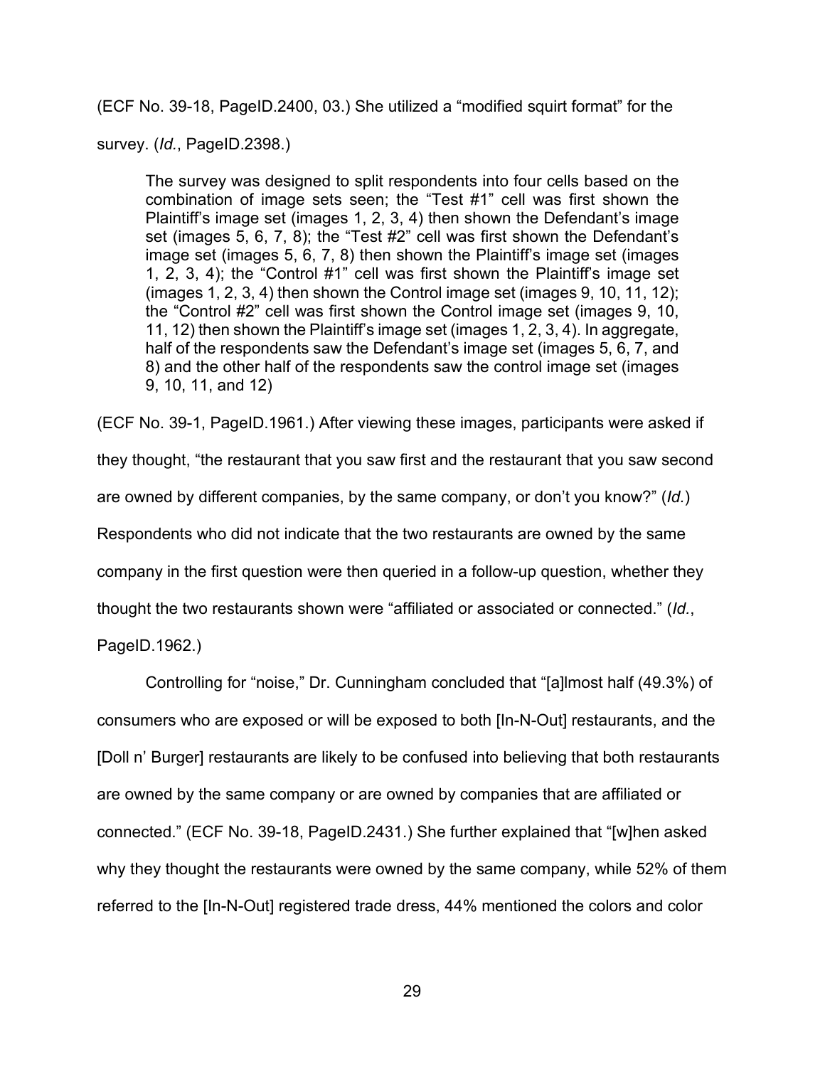(ECF No. 39-18, PageID.2400, 03.) She utilized a "modified squirt format" for the survey. (*Id.*, PageID.2398.)

> The survey was designed to split respondents into four cells based on the combination of image sets seen; the "Test #1" cell was first shown the Plaintiff's image set (images 1, 2, 3, 4) then shown the Defendant's image set (images 5, 6, 7, 8); the "Test #2" cell was first shown the Defendant's image set (images 5, 6, 7, 8) then shown the Plaintiff's image set (images 1, 2, 3, 4); the "Control #1" cell was first shown the Plaintiff's image set (images 1, 2, 3, 4) then shown the Control image set (images 9, 10, 11, 12); the "Control #2" cell was first shown the Control image set (images 9, 10, 11, 12) then shown the Plaintiff's image set (images 1, 2, 3, 4). In aggregate, half of the respondents saw the Defendant's image set (images 5, 6, 7, and 8) and the other half of the respondents saw the control image set (images 9, 10, 11, and 12)

(ECF No. 39-1, PageID.1961.) After viewing these images, participants were asked if they thought, "the restaurant that you saw first and the restaurant that you saw second are owned by different companies, by the same company, or don't you know?" (*Id.*) Respondents who did not indicate that the two restaurants are owned by the same company in the first question were then queried in a follow-up question, whether they thought the two restaurants shown were "affiliated or associated or connected." (*Id.*, PageID.1962.)

Controlling for "noise," Dr. Cunningham concluded that "[a]lmost half (49.3%) of consumers who are exposed or will be exposed to both [In-N-Out] restaurants, and the [Doll n' Burger] restaurants are likely to be confused into believing that both restaurants are owned by the same company or are owned by companies that are affiliated or connected." (ECF No. 39-18, PageID.2431.) She further explained that "[w]hen asked why they thought the restaurants were owned by the same company, while 52% of them referred to the [In-N-Out] registered trade dress, 44% mentioned the colors and color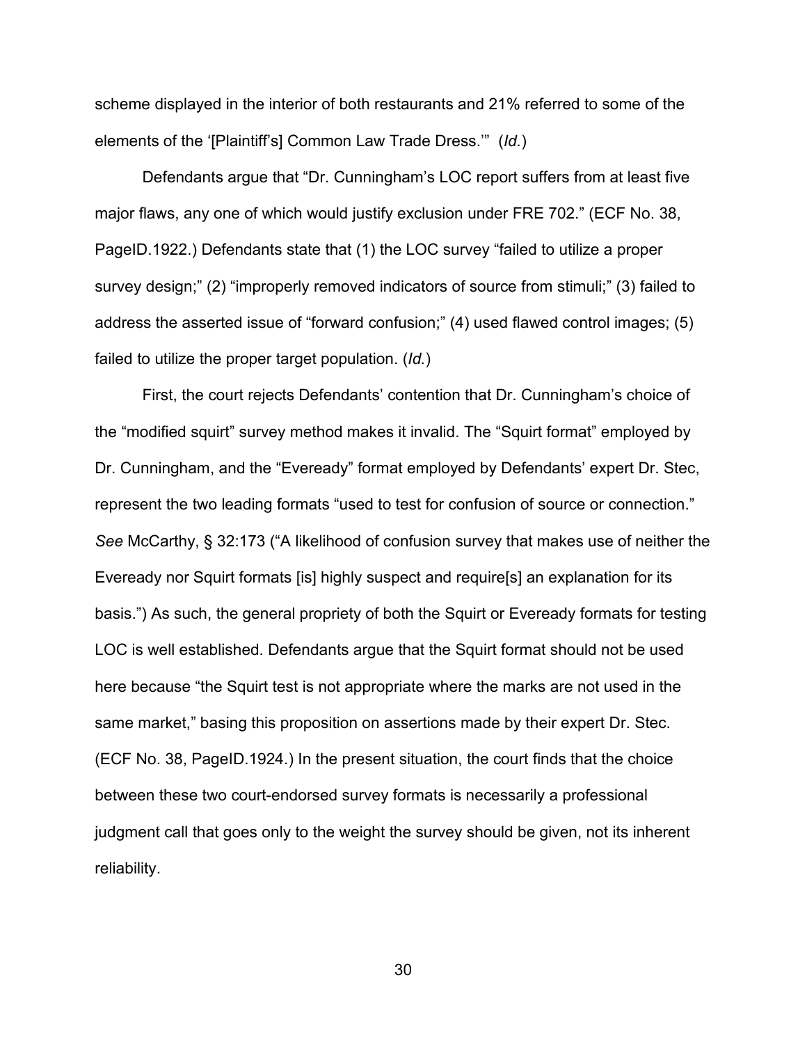scheme displayed in the interior of both restaurants and 21% referred to some of the elements of the '[Plaintiff's] Common Law Trade Dress.'" (*Id.*)

Defendants argue that "Dr. Cunningham's LOC report suffers from at least five major flaws, any one of which would justify exclusion under FRE 702." (ECF No. 38, PageID.1922.) Defendants state that (1) the LOC survey "failed to utilize a proper survey design;" (2) "improperly removed indicators of source from stimuli;" (3) failed to address the asserted issue of "forward confusion;" (4) used flawed control images; (5) failed to utilize the proper target population. (*Id.*)

First, the court rejects Defendants' contention that Dr. Cunningham's choice of the "modified squirt" survey method makes it invalid. The "Squirt format" employed by Dr. Cunningham, and the "Eveready" format employed by Defendants' expert Dr. Stec, represent the two leading formats "used to test for confusion of source or connection." *See* McCarthy, § 32:173 ("A likelihood of confusion survey that makes use of neither the Eveready nor Squirt formats [is] highly suspect and require[s] an explanation for its basis.") As such, the general propriety of both the Squirt or Eveready formats for testing LOC is well established. Defendants argue that the Squirt format should not be used here because "the Squirt test is not appropriate where the marks are not used in the same market," basing this proposition on assertions made by their expert Dr. Stec. (ECF No. 38, PageID.1924.) In the present situation, the court finds that the choice between these two court-endorsed survey formats is necessarily a professional judgment call that goes only to the weight the survey should be given, not its inherent reliability.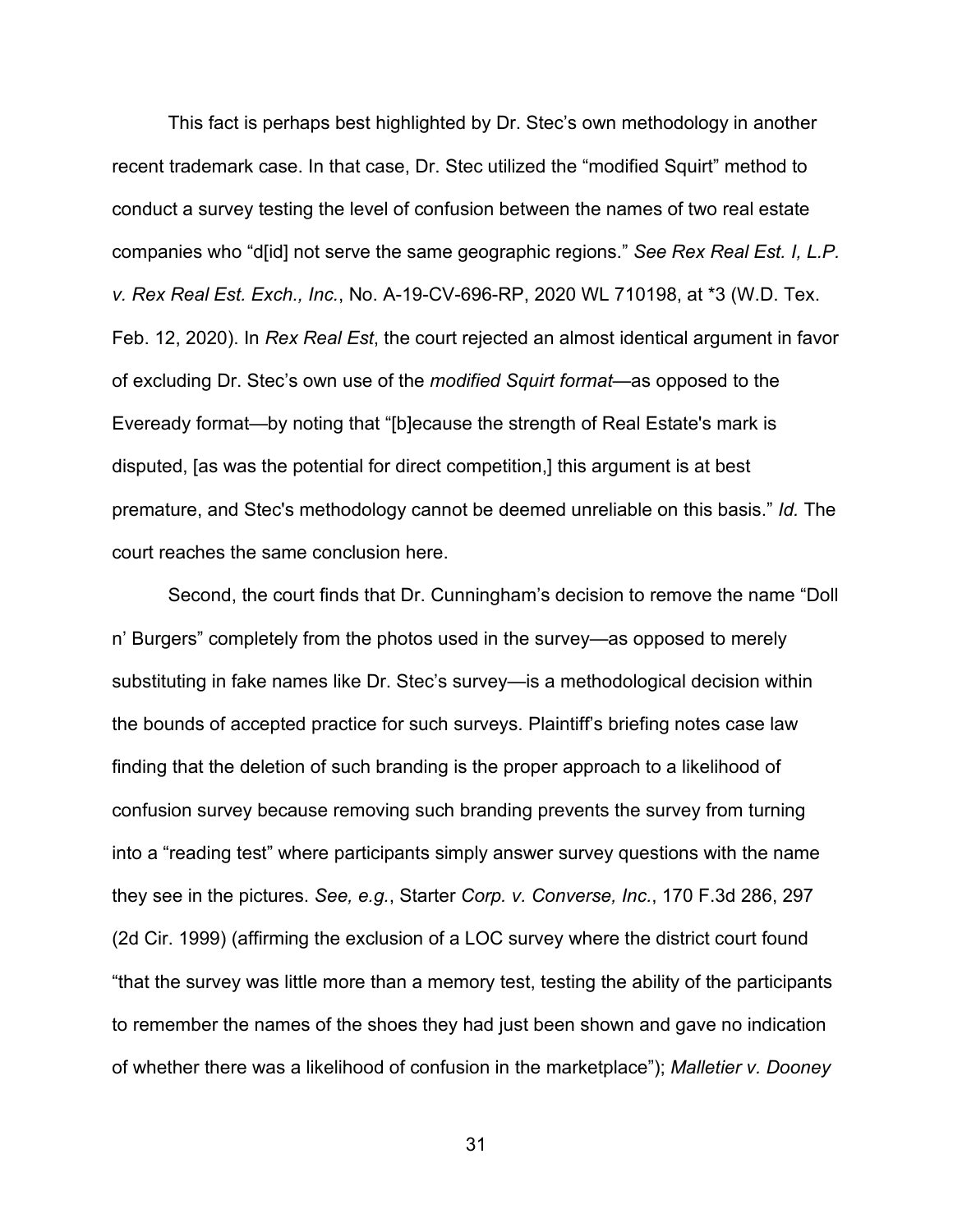This fact is perhaps best highlighted by Dr. Stec's own methodology in another recent trademark case. In that case, Dr. Stec utilized the "modified Squirt" method to conduct a survey testing the level of confusion between the names of two real estate companies who "d[id] not serve the same geographic regions." *See Rex Real Est. I, L.P. v. Rex Real Est. Exch., Inc.*, No. A-19-CV-696-RP, 2020 WL 710198, at *3 (W.D. Tex. Feb. 12, 2020). In *Rex Real Est*, the court rejected an almost identical argument in favor of excluding Dr. Stec's own use of the *modified Squirt format*—as opposed to the Eveready format—by noting that "[b]ecause the strength of Real Estate's mark is disputed, [as was the potential for direct competition,] this argument is at best premature, and Stec's methodology cannot be deemed unreliable on this basis." *Id.* The court reaches the same conclusion here.

Second, the court finds that Dr. Cunningham's decision to remove the name "Doll n' Burgers" completely from the photos used in the survey—as opposed to merely substituting in fake names like Dr. Stec's survey—is a methodological decision within the bounds of accepted practice for such surveys. Plaintiff's briefing notes case law finding that the deletion of such branding is the proper approach to a likelihood of confusion survey because removing such branding prevents the survey from turning into a "reading test" where participants simply answer survey questions with the name they see in the pictures. *See, e.g.*, Starter *Corp. v. Converse, Inc.*, 170 F.3d 286, 297 (2d Cir. 1999) (affirming the exclusion of a LOC survey where the district court found "that the survey was little more than a memory test, testing the ability of the participants to remember the names of the shoes they had just been shown and gave no indication of whether there was a likelihood of confusion in the marketplace"); *Malletier v. Dooney*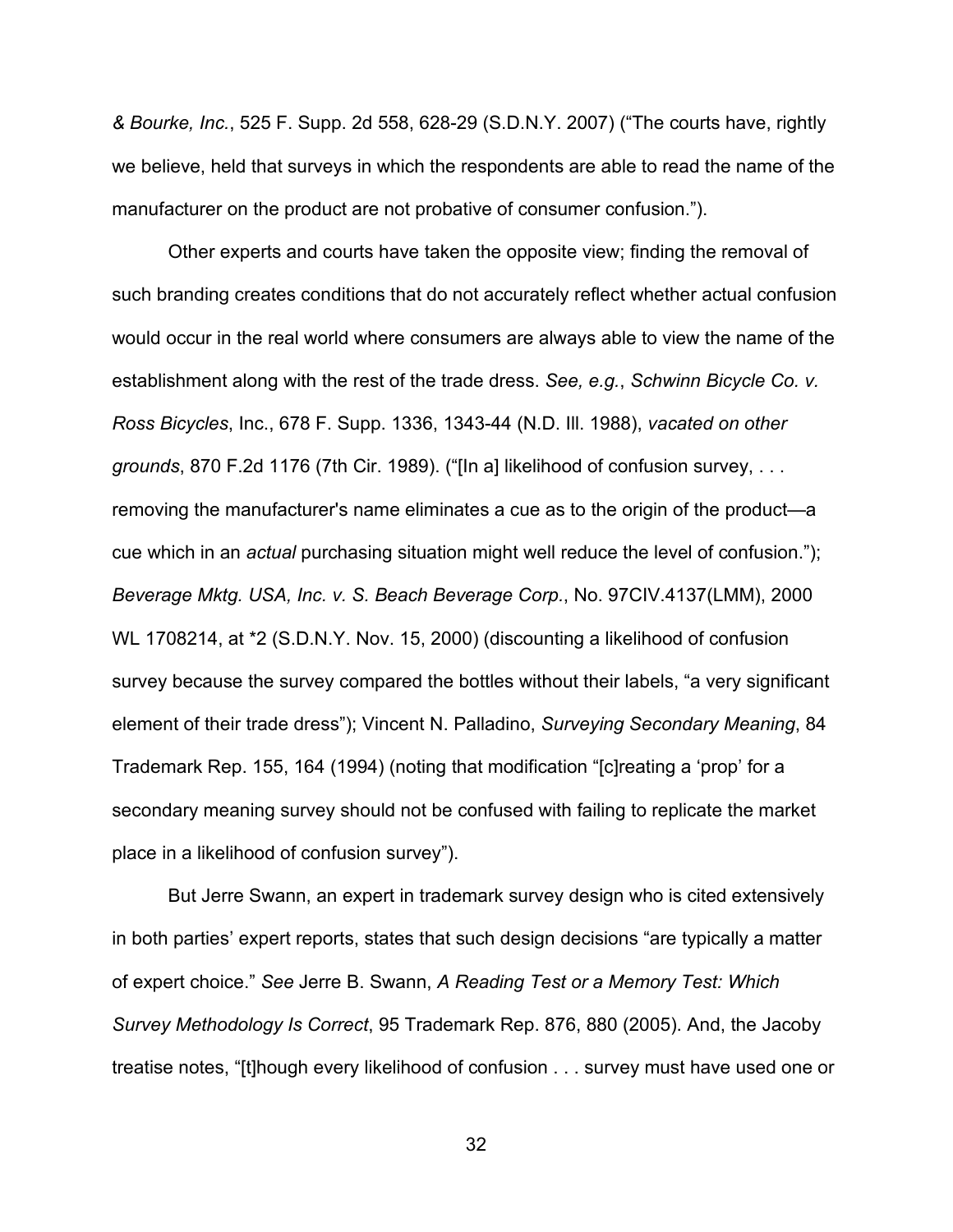*& Bourke, Inc.*, 525 F. Supp. 2d 558, 628-29 (S.D.N.Y. 2007) ("The courts have, rightly we believe, held that surveys in which the respondents are able to read the name of the manufacturer on the product are not probative of consumer confusion.").

Other experts and courts have taken the opposite view; finding the removal of such branding creates conditions that do not accurately reflect whether actual confusion would occur in the real world where consumers are always able to view the name of the establishment along with the rest of the trade dress. *See, e.g.*, *Schwinn Bicycle Co. v. Ross Bicycles*, Inc., 678 F. Supp. 1336, 1343-44 (N.D. Ill. 1988), *vacated on other grounds*, 870 F.2d 1176 (7th Cir. 1989). ("[In a] likelihood of confusion survey, . . . removing the manufacturer's name eliminates a cue as to the origin of the product—a cue which in an *actual* purchasing situation might well reduce the level of confusion."); *Beverage Mktg. USA, Inc. v. S. Beach Beverage Corp.*, No. 97CIV.4137(LMM), 2000 WL 1708214, at *2 (S.D.N.Y. Nov. 15, 2000) (discounting a likelihood of confusion survey because the survey compared the bottles without their labels, "a very significant element of their trade dress"); Vincent N. Palladino, *Surveying Secondary Meaning*, 84 Trademark Rep. 155, 164 (1994) (noting that modification "[c]reating a 'prop' for a secondary meaning survey should not be confused with failing to replicate the market place in a likelihood of confusion survey").

But Jerre Swann, an expert in trademark survey design who is cited extensively in both parties' expert reports, states that such design decisions "are typically a matter of expert choice." *See* Jerre B. Swann, *A Reading Test or a Memory Test: Which Survey Methodology Is Correct*, 95 Trademark Rep. 876, 880 (2005). And, the Jacoby treatise notes, "[t]hough every likelihood of confusion . . . survey must have used one or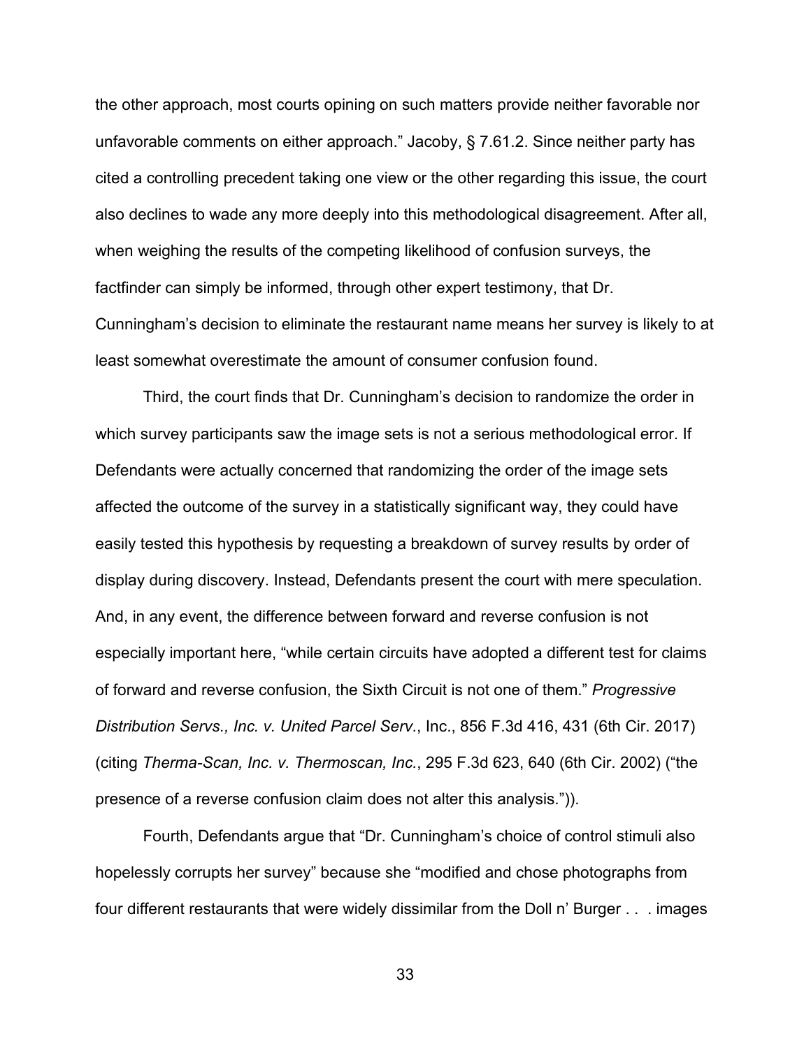the other approach, most courts opining on such matters provide neither favorable nor unfavorable comments on either approach." Jacoby, § 7.61.2. Since neither party has cited a controlling precedent taking one view or the other regarding this issue, the court also declines to wade any more deeply into this methodological disagreement. After all, when weighing the results of the competing likelihood of confusion surveys, the factfinder can simply be informed, through other expert testimony, that Dr. Cunningham's decision to eliminate the restaurant name means her survey is likely to at least somewhat overestimate the amount of consumer confusion found.

Third, the court finds that Dr. Cunningham's decision to randomize the order in which survey participants saw the image sets is not a serious methodological error. If Defendants were actually concerned that randomizing the order of the image sets affected the outcome of the survey in a statistically significant way, they could have easily tested this hypothesis by requesting a breakdown of survey results by order of display during discovery. Instead, Defendants present the court with mere speculation. And, in any event, the difference between forward and reverse confusion is not especially important here, "while certain circuits have adopted a different test for claims of forward and reverse confusion, the Sixth Circuit is not one of them." *Progressive Distribution Servs., Inc. v. United Parcel Serv.*, Inc., 856 F.3d 416, 431 (6th Cir. 2017) (citing *Therma-Scan, Inc. v. Thermoscan, Inc.*, 295 F.3d 623, 640 (6th Cir. 2002) ("the presence of a reverse confusion claim does not alter this analysis.")).

Fourth, Defendants argue that "Dr. Cunningham's choice of control stimuli also hopelessly corrupts her survey" because she "modified and chose photographs from four different restaurants that were widely dissimilar from the Doll n' Burger . . . images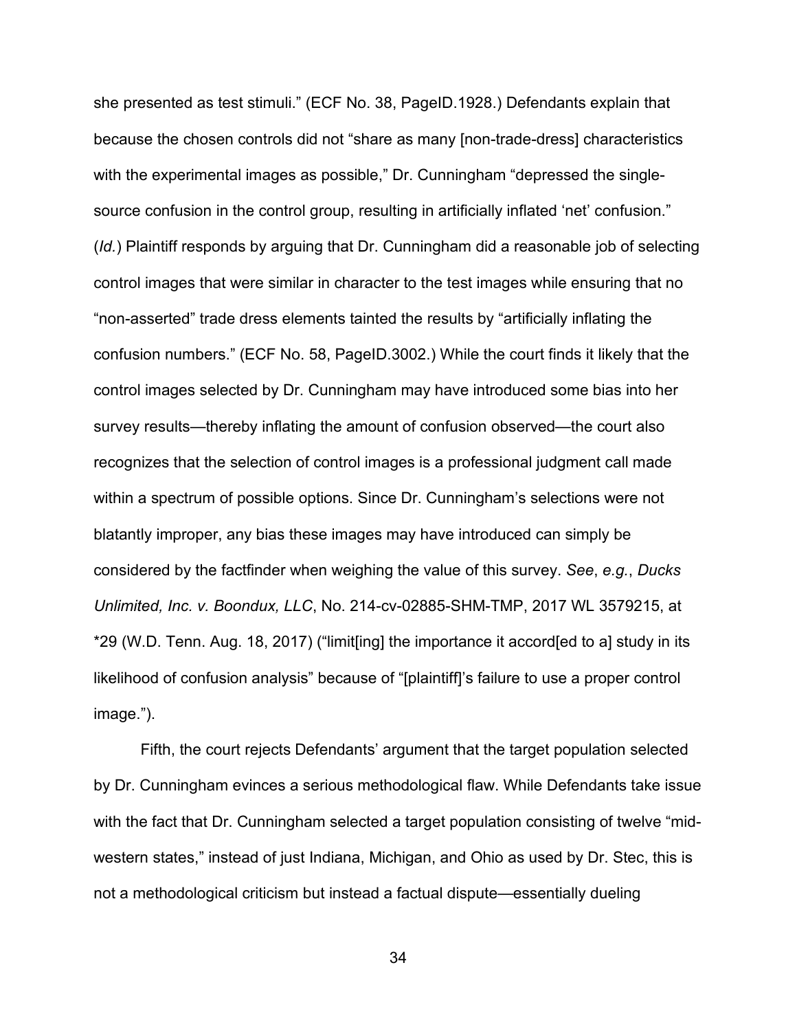she presented as test stimuli." (ECF No. 38, PageID.1928.) Defendants explain that because the chosen controls did not "share as many [non-trade-dress] characteristics with the experimental images as possible," Dr. Cunningham "depressed the single-source confusion in the control group, resulting in artificially inflated 'net' confusion." (*Id.*) Plaintiff responds by arguing that Dr. Cunningham did a reasonable job of selecting control images that were similar in character to the test images while ensuring that no "non-asserted" trade dress elements tainted the results by "artificially inflating the confusion numbers." (ECF No. 58, PageID.3002.) While the court finds it likely that the control images selected by Dr. Cunningham may have introduced some bias into her survey results—thereby inflating the amount of confusion observed—the court also recognizes that the selection of control images is a professional judgment call made within a spectrum of possible options. Since Dr. Cunningham's selections were not blatantly improper, any bias these images may have introduced can simply be considered by the factfinder when weighing the value of this survey. *See*, *e.g.*, *Ducks Unlimited, Inc. v. Boondux, LLC*, No. 214-cv-02885-SHM-TMP, 2017 WL 3579215, at *29 (W.D. Tenn. Aug. 18, 2017) ("limit[ing] the importance it accord[ed to a] study in its likelihood of confusion analysis" because of "[plaintiff]'s failure to use a proper control image.").

Fifth, the court rejects Defendants' argument that the target population selected by Dr. Cunningham evinces a serious methodological flaw. While Defendants take issue with the fact that Dr. Cunningham selected a target population consisting of twelve "mid-western states," instead of just Indiana, Michigan, and Ohio as used by Dr. Stec, this is not a methodological criticism but instead a factual dispute—essentially dueling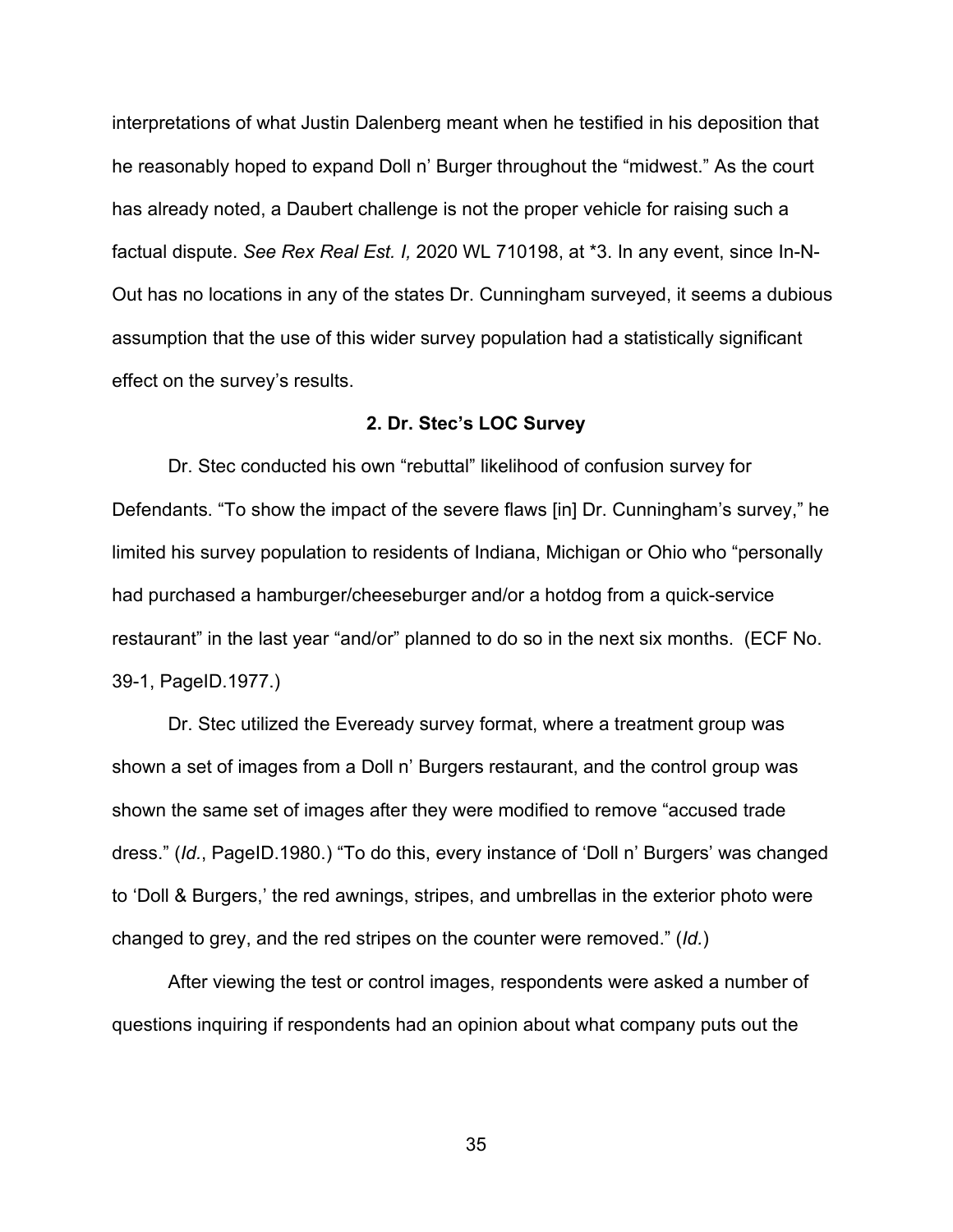interpretations of what Justin Dalenberg meant when he testified in his deposition that he reasonably hoped to expand Doll n' Burger throughout the "midwest." As the court has already noted, a Daubert challenge is not the proper vehicle for raising such a factual dispute. *See Rex Real Est. I,* 2020 WL 710198, at *3. In any event, since In-N-Out has no locations in any of the states Dr. Cunningham surveyed, it seems a dubious assumption that the use of this wider survey population had a statistically significant effect on the survey's results.

**2. Dr. Stec's LOC Survey**

Dr. Stec conducted his own "rebuttal" likelihood of confusion survey for Defendants. "To show the impact of the severe flaws [in] Dr. Cunningham's survey," he limited his survey population to residents of Indiana, Michigan or Ohio who "personally had purchased a hamburger/cheeseburger and/or a hotdog from a quick-service restaurant" in the last year "and/or" planned to do so in the next six months. (ECF No. 39-1, PageID.1977.)

Dr. Stec utilized the Eveready survey format, where a treatment group was shown a set of images from a Doll n' Burgers restaurant, and the control group was shown the same set of images after they were modified to remove "accused trade dress." (*Id.*, PageID.1980.) "To do this, every instance of 'Doll n' Burgers' was changed to 'Doll & Burgers,' the red awnings, stripes, and umbrellas in the exterior photo were changed to grey, and the red stripes on the counter were removed." (*Id.*)

After viewing the test or control images, respondents were asked a number of questions inquiring if respondents had an opinion about what company puts out the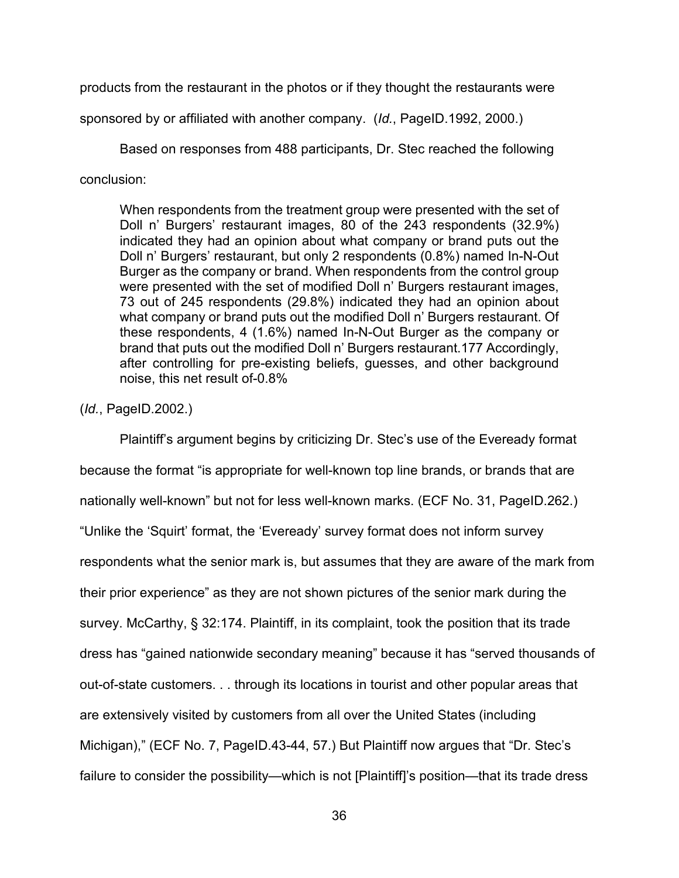products from the restaurant in the photos or if they thought the restaurants were sponsored by or affiliated with another company. (*Id.*, PageID.1992, 2000.)

Based on responses from 488 participants, Dr. Stec reached the following conclusion:

> When respondents from the treatment group were presented with the set of Doll n' Burgers' restaurant images, 80 of the 243 respondents (32.9%) indicated they had an opinion about what company or brand puts out the Doll n' Burgers' restaurant, but only 2 respondents (0.8%) named In-N-Out Burger as the company or brand. When respondents from the control group were presented with the set of modified Doll n' Burgers restaurant images, 73 out of 245 respondents (29.8%) indicated they had an opinion about what company or brand puts out the modified Doll n' Burgers restaurant. Of these respondents, 4 (1.6%) named In-N-Out Burger as the company or brand that puts out the modified Doll n' Burgers restaurant.177 Accordingly, after controlling for pre-existing beliefs, guesses, and other background noise, this net result of-0.8%

(*Id.*, PageID.2002.)

Plaintiff's argument begins by criticizing Dr. Stec's use of the Eveready format because the format "is appropriate for well-known top line brands, or brands that are nationally well-known" but not for less well-known marks. (ECF No. 31, PageID.262.) "Unlike the 'Squirt' format, the 'Eveready' survey format does not inform survey respondents what the senior mark is, but assumes that they are aware of the mark from their prior experience" as they are not shown pictures of the senior mark during the survey. McCarthy, § 32:174. Plaintiff, in its complaint, took the position that its trade dress has "gained nationwide secondary meaning" because it has "served thousands of out-of-state customers. . . through its locations in tourist and other popular areas that are extensively visited by customers from all over the United States (including Michigan)," (ECF No. 7, PageID.43-44, 57.) But Plaintiff now argues that "Dr. Stec's failure to consider the possibility—which is not [Plaintiff]'s position—that its trade dress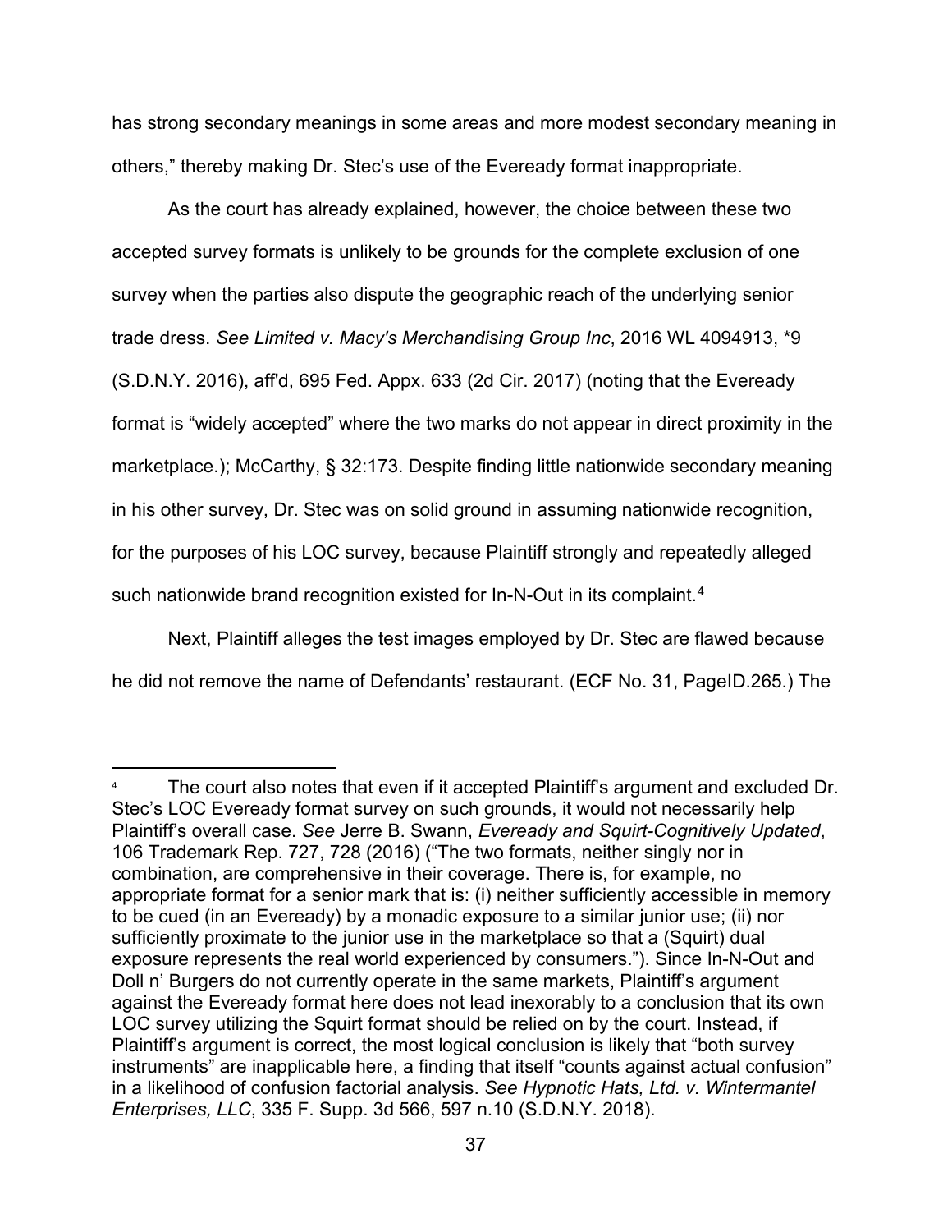has strong secondary meanings in some areas and more modest secondary meaning in others," thereby making Dr. Stec's use of the Eveready format inappropriate.

As the court has already explained, however, the choice between these two accepted survey formats is unlikely to be grounds for the complete exclusion of one survey when the parties also dispute the geographic reach of the underlying senior trade dress. *See Limited v. Macy's Merchandising Group Inc*, 2016 WL 4094913, *9 (S.D.N.Y. 2016), aff'd, 695 Fed. Appx. 633 (2d Cir. 2017) (noting that the Eveready format is "widely accepted" where the two marks do not appear in direct proximity in the marketplace.); McCarthy, § 32:173. Despite finding little nationwide secondary meaning in his other survey, Dr. Stec was on solid ground in assuming nationwide recognition, for the purposes of his LOC survey, because Plaintiff strongly and repeatedly alleged such nationwide brand recognition existed for In-N-Out in its complaint.[4]

Next, Plaintiff alleges the test images employed by Dr. Stec are flawed because he did not remove the name of Defendants' restaurant. (ECF No. 31, PageID.265.) The

---

[4] The court also notes that even if it accepted Plaintiff's argument and excluded Dr. Stec's LOC Eveready format survey on such grounds, it would not necessarily help Plaintiff's overall case. *See* Jerre B. Swann, *Eveready and Squirt-Cognitively Updated*, 106 Trademark Rep. 727, 728 (2016) ("The two formats, neither singly nor in combination, are comprehensive in their coverage. There is, for example, no appropriate format for a senior mark that is: (i) neither sufficiently accessible in memory to be cued (in an Eveready) by a monadic exposure to a similar junior use; (ii) nor sufficiently proximate to the junior use in the marketplace so that a (Squirt) dual exposure represents the real world experienced by consumers."). Since In-N-Out and Doll n' Burgers do not currently operate in the same markets, Plaintiff's argument against the Eveready format here does not lead inexorably to a conclusion that its own LOC survey utilizing the Squirt format should be relied on by the court. Instead, if Plaintiff's argument is correct, the most logical conclusion is likely that "both survey instruments" are inapplicable here, a finding that itself "counts against actual confusion" in a likelihood of confusion factorial analysis. *See Hypnotic Hats, Ltd. v. Wintermantel Enterprises, LLC*, 335 F. Supp. 3d 566, 597 n.10 (S.D.N.Y. 2018).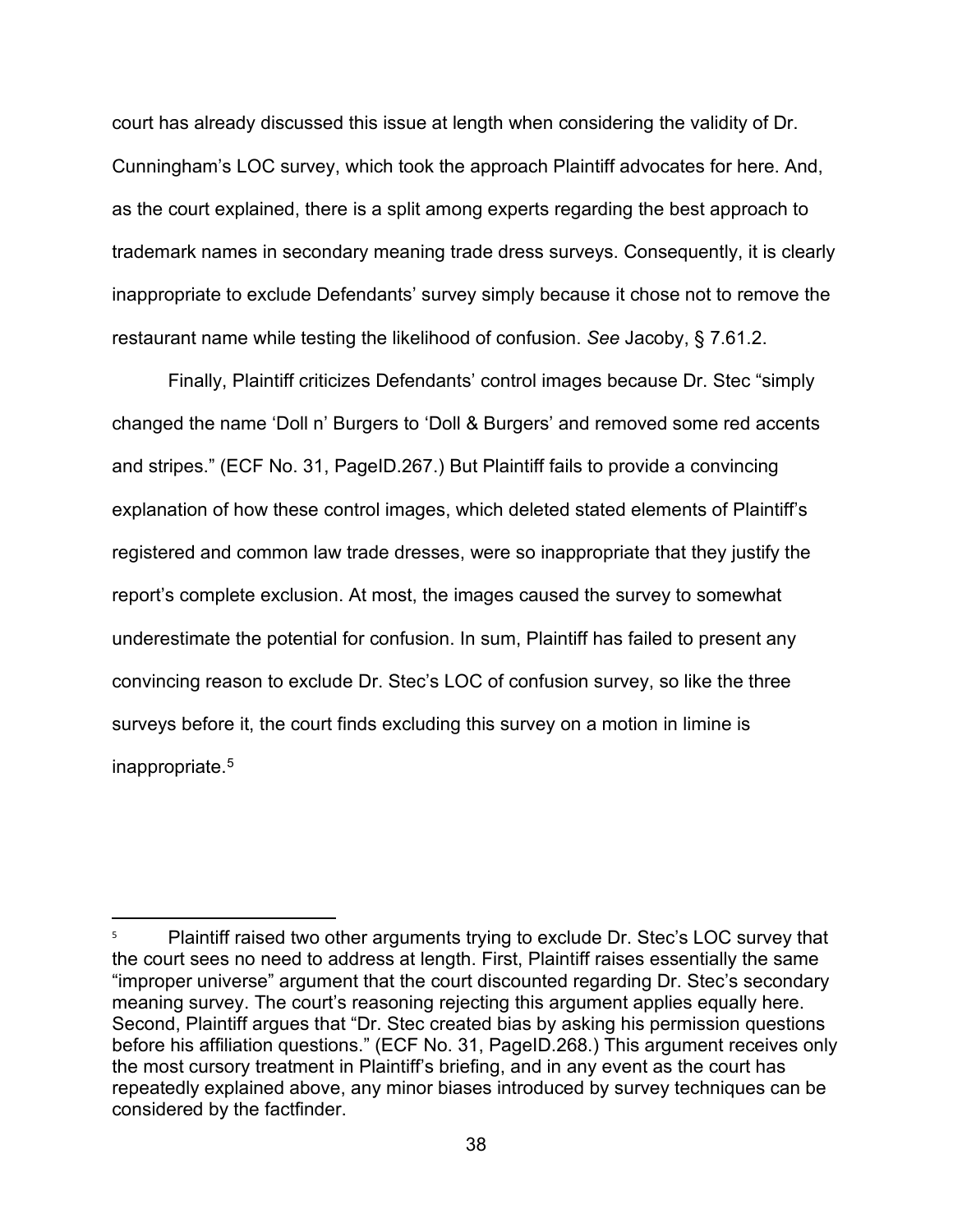court has already discussed this issue at length when considering the validity of Dr. Cunningham's LOC survey, which took the approach Plaintiff advocates for here. And, as the court explained, there is a split among experts regarding the best approach to trademark names in secondary meaning trade dress surveys. Consequently, it is clearly inappropriate to exclude Defendants' survey simply because it chose not to remove the restaurant name while testing the likelihood of confusion. *See* Jacoby, § 7.61.2.

Finally, Plaintiff criticizes Defendants' control images because Dr. Stec "simply changed the name 'Doll n' Burgers to 'Doll & Burgers' and removed some red accents and stripes." (ECF No. 31, PageID.267.) But Plaintiff fails to provide a convincing explanation of how these control images, which deleted stated elements of Plaintiff's registered and common law trade dresses, were so inappropriate that they justify the report's complete exclusion. At most, the images caused the survey to somewhat underestimate the potential for confusion. In sum, Plaintiff has failed to present any convincing reason to exclude Dr. Stec's LOC of confusion survey, so like the three surveys before it, the court finds excluding this survey on a motion in limine is inappropriate.[5]

---

[5] Plaintiff raised two other arguments trying to exclude Dr. Stec's LOC survey that the court sees no need to address at length. First, Plaintiff raises essentially the same "improper universe" argument that the court discounted regarding Dr. Stec's secondary meaning survey. The court's reasoning rejecting this argument applies equally here. Second, Plaintiff argues that "Dr. Stec created bias by asking his permission questions before his affiliation questions." (ECF No. 31, PageID.268.) This argument receives only the most cursory treatment in Plaintiff's briefing, and in any event as the court has repeatedly explained above, any minor biases introduced by survey techniques can be considered by the factfinder.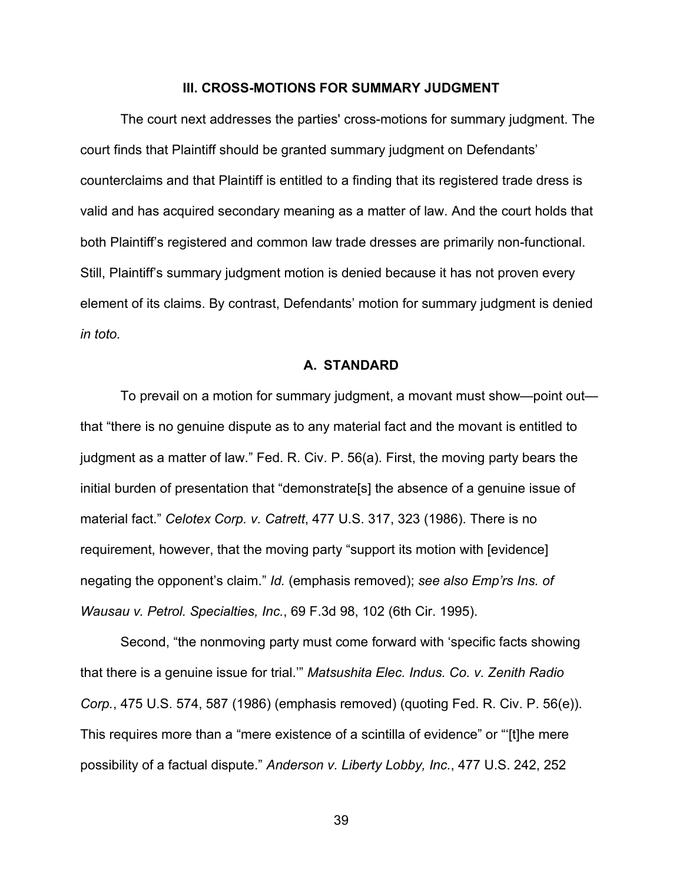## III. CROSS-MOTIONS FOR SUMMARY JUDGMENT

The court next addresses the parties' cross-motions for summary judgment. The court finds that Plaintiff should be granted summary judgment on Defendants' counterclaims and that Plaintiff is entitled to a finding that its registered trade dress is valid and has acquired secondary meaning as a matter of law. And the court holds that both Plaintiff's registered and common law trade dresses are primarily non-functional. Still, Plaintiff's summary judgment motion is denied because it has not proven every element of its claims. By contrast, Defendants' motion for summary judgment is denied *in toto.*

### A. STANDARD

To prevail on a motion for summary judgment, a movant must show—point out—that "there is no genuine dispute as to any material fact and the movant is entitled to judgment as a matter of law." Fed. R. Civ. P. 56(a). First, the moving party bears the initial burden of presentation that "demonstrate[s] the absence of a genuine issue of material fact." *Celotex Corp. v. Catrett*, 477 U.S. 317, 323 (1986). There is no requirement, however, that the moving party "support its motion with [evidence] negating the opponent's claim." *Id.* (emphasis removed); *see also Emp'rs Ins. of Wausau v. Petrol. Specialties, Inc.*, 69 F.3d 98, 102 (6th Cir. 1995).

Second, "the nonmoving party must come forward with 'specific facts showing that there is a genuine issue for trial.'" *Matsushita Elec. Indus. Co. v. Zenith Radio Corp.*, 475 U.S. 574, 587 (1986) (emphasis removed) (quoting Fed. R. Civ. P. 56(e)). This requires more than a "mere existence of a scintilla of evidence" or "'[t]he mere possibility of a factual dispute." *Anderson v. Liberty Lobby, Inc.*, 477 U.S. 242, 252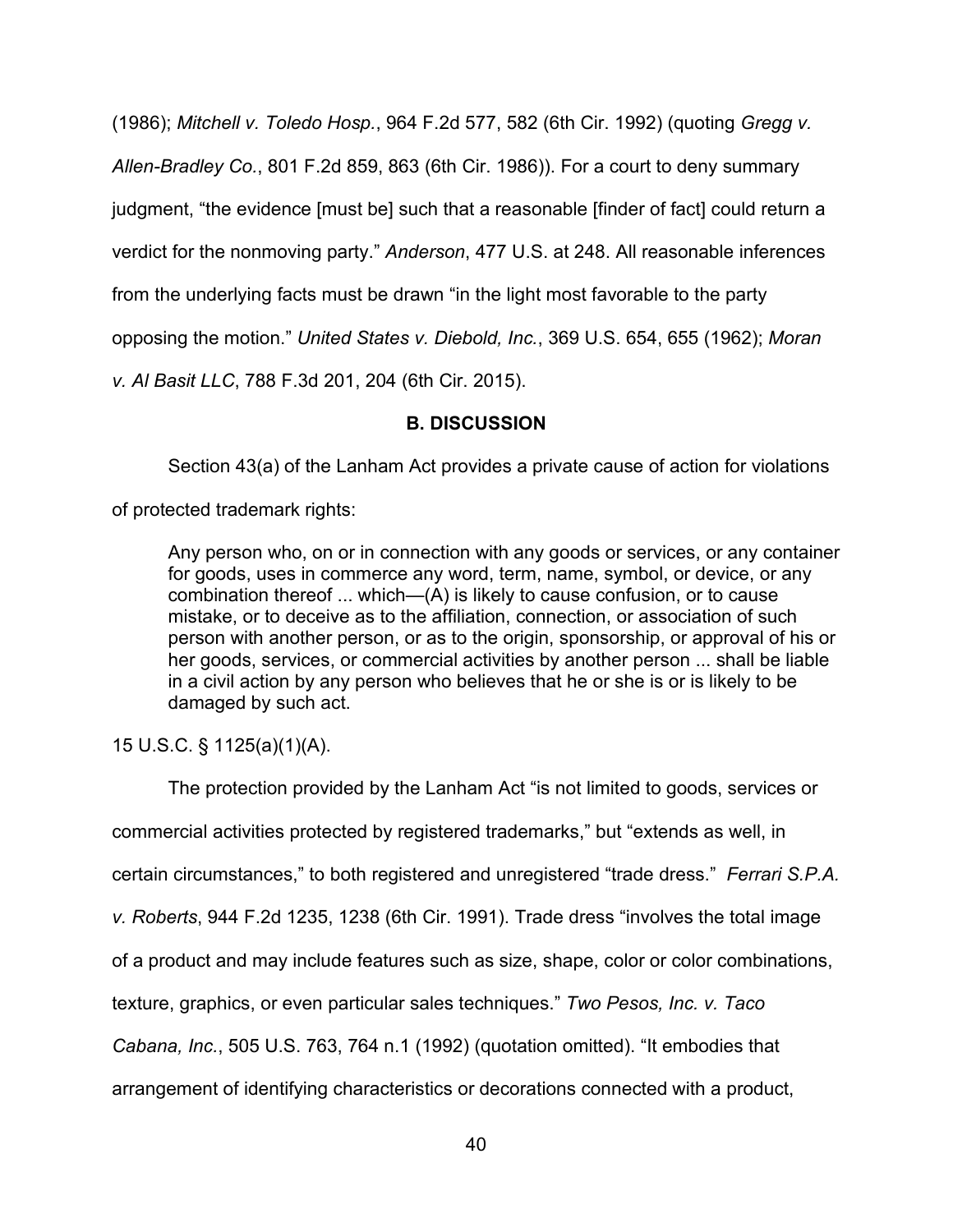(1986); *Mitchell v. Toledo Hosp.*, 964 F.2d 577, 582 (6th Cir. 1992) (quoting *Gregg v. Allen-Bradley Co.*, 801 F.2d 859, 863 (6th Cir. 1986)). For a court to deny summary judgment, "the evidence [must be] such that a reasonable [finder of fact] could return a verdict for the nonmoving party." *Anderson*, 477 U.S. at 248. All reasonable inferences from the underlying facts must be drawn "in the light most favorable to the party opposing the motion." *United States v. Diebold, Inc.*, 369 U.S. 654, 655 (1962); *Moran v. Al Basit LLC*, 788 F.3d 201, 204 (6th Cir. 2015).

**B. DISCUSSION**

Section 43(a) of the Lanham Act provides a private cause of action for violations of protected trademark rights:

> Any person who, on or in connection with any goods or services, or any container for goods, uses in commerce any word, term, name, symbol, or device, or any combination thereof ... which—(A) is likely to cause confusion, or to cause mistake, or to deceive as to the affiliation, connection, or association of such person with another person, or as to the origin, sponsorship, or approval of his or her goods, services, or commercial activities by another person ... shall be liable in a civil action by any person who believes that he or she is or is likely to be damaged by such act.

15 U.S.C. § 1125(a)(1)(A).

The protection provided by the Lanham Act "is not limited to goods, services or commercial activities protected by registered trademarks," but "extends as well, in certain circumstances," to both registered and unregistered "trade dress." *Ferrari S.P.A. v. Roberts*, 944 F.2d 1235, 1238 (6th Cir. 1991). Trade dress "involves the total image of a product and may include features such as size, shape, color or color combinations, texture, graphics, or even particular sales techniques." *Two Pesos, Inc. v. Taco Cabana, Inc.*, 505 U.S. 763, 764 n.1 (1992) (quotation omitted). "It embodies that arrangement of identifying characteristics or decorations connected with a product,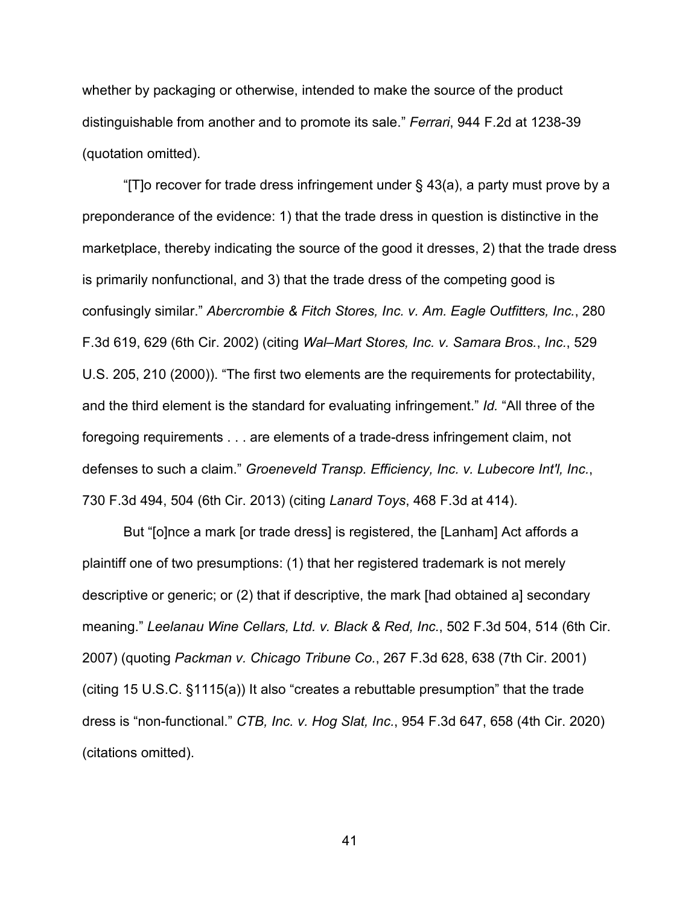whether by packaging or otherwise, intended to make the source of the product distinguishable from another and to promote its sale." *Ferrari*, 944 F.2d at 1238-39 (quotation omitted).

"[T]o recover for trade dress infringement under § 43(a), a party must prove by a preponderance of the evidence: 1) that the trade dress in question is distinctive in the marketplace, thereby indicating the source of the good it dresses, 2) that the trade dress is primarily nonfunctional, and 3) that the trade dress of the competing good is confusingly similar." *Abercrombie & Fitch Stores, Inc. v. Am. Eagle Outfitters, Inc.*, 280 F.3d 619, 629 (6th Cir. 2002) (citing *Wal–Mart Stores, Inc. v. Samara Bros.*, *Inc.*, 529 U.S. 205, 210 (2000)). "The first two elements are the requirements for protectability, and the third element is the standard for evaluating infringement." *Id.* "All three of the foregoing requirements . . . are elements of a trade-dress infringement claim, not defenses to such a claim." *Groeneveld Transp. Efficiency, Inc. v. Lubecore Int'l, Inc.*, 730 F.3d 494, 504 (6th Cir. 2013) (citing *Lanard Toys*, 468 F.3d at 414).

But "[o]nce a mark [or trade dress] is registered, the [Lanham] Act affords a plaintiff one of two presumptions: (1) that her registered trademark is not merely descriptive or generic; or (2) that if descriptive, the mark [had obtained a] secondary meaning." *Leelanau Wine Cellars, Ltd. v. Black & Red, Inc.*, 502 F.3d 504, 514 (6th Cir. 2007) (quoting *Packman v. Chicago Tribune Co.*, 267 F.3d 628, 638 (7th Cir. 2001) (citing 15 U.S.C. §1115(a)) It also "creates a rebuttable presumption" that the trade dress is "non-functional." *CTB, Inc. v. Hog Slat, Inc.*, 954 F.3d 647, 658 (4th Cir. 2020) (citations omitted).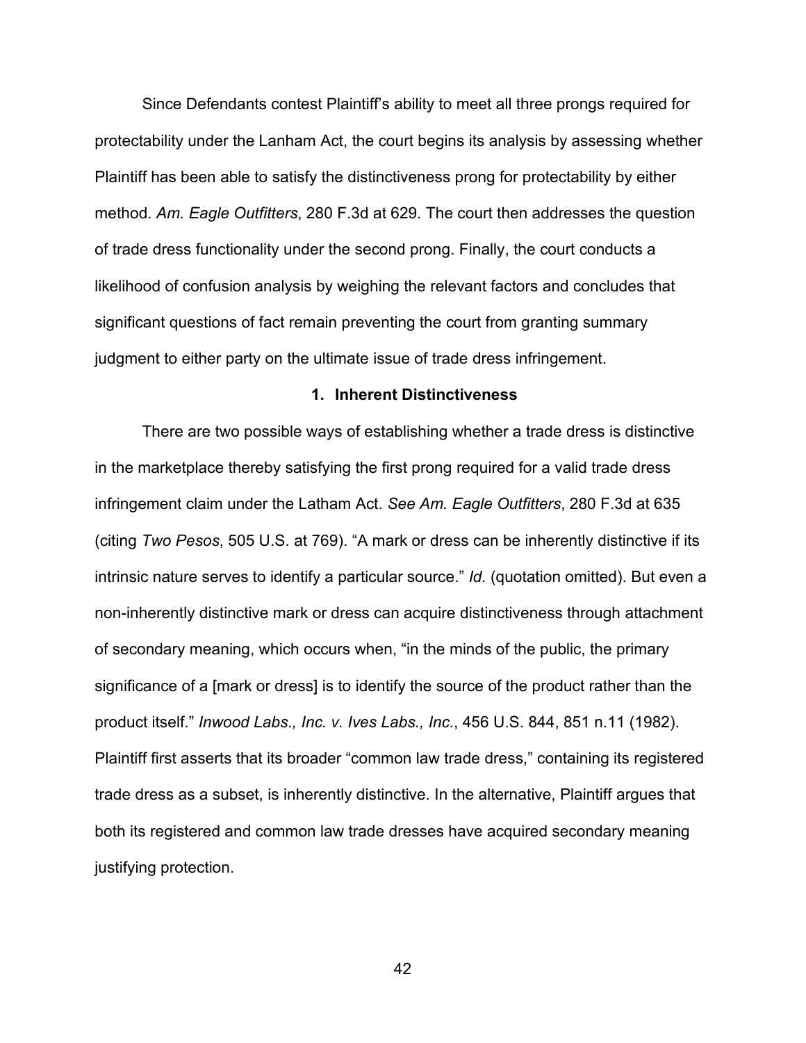Since Defendants contest Plaintiff's ability to meet all three prongs required for protectability under the Lanham Act, the court begins its analysis by assessing whether Plaintiff has been able to satisfy the distinctiveness prong for protectability by either method. *Am. Eagle Outfitters*, 280 F.3d at 629. The court then addresses the question of trade dress functionality under the second prong. Finally, the court conducts a likelihood of confusion analysis by weighing the relevant factors and concludes that significant questions of fact remain preventing the court from granting summary judgment to either party on the ultimate issue of trade dress infringement.

### 1. Inherent Distinctiveness

There are two possible ways of establishing whether a trade dress is distinctive in the marketplace thereby satisfying the first prong required for a valid trade dress infringement claim under the Latham Act. *See Am. Eagle Outfitters*, 280 F.3d at 635 (citing *Two Pesos*, 505 U.S. at 769). "A mark or dress can be inherently distinctive if its intrinsic nature serves to identify a particular source." *Id.* (quotation omitted). But even a non-inherently distinctive mark or dress can acquire distinctiveness through attachment of secondary meaning, which occurs when, "in the minds of the public, the primary significance of a [mark or dress] is to identify the source of the product rather than the product itself." *Inwood Labs., Inc. v. Ives Labs., Inc.*, 456 U.S. 844, 851 n.11 (1982). Plaintiff first asserts that its broader "common law trade dress," containing its registered trade dress as a subset, is inherently distinctive. In the alternative, Plaintiff argues that both its registered and common law trade dresses have acquired secondary meaning justifying protection.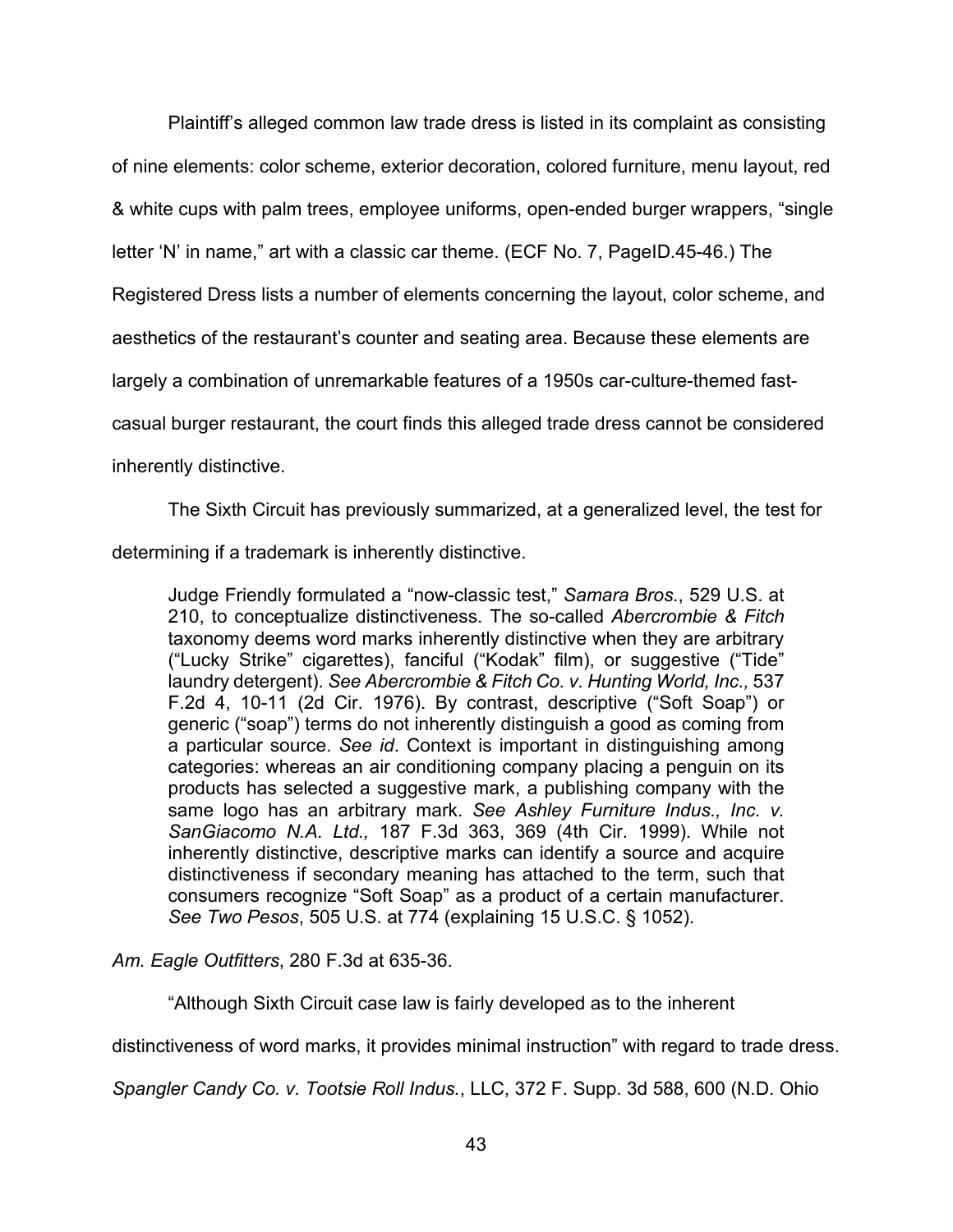Plaintiff's alleged common law trade dress is listed in its complaint as consisting of nine elements: color scheme, exterior decoration, colored furniture, menu layout, red & white cups with palm trees, employee uniforms, open-ended burger wrappers, "single letter 'N' in name," art with a classic car theme. (ECF No. 7, PageID.45-46.) The Registered Dress lists a number of elements concerning the layout, color scheme, and aesthetics of the restaurant's counter and seating area. Because these elements are largely a combination of unremarkable features of a 1950s car-culture-themed fast-casual burger restaurant, the court finds this alleged trade dress cannot be considered inherently distinctive.

The Sixth Circuit has previously summarized, at a generalized level, the test for determining if a trademark is inherently distinctive.

> Judge Friendly formulated a "now-classic test," *Samara Bros.*, 529 U.S. at 210, to conceptualize distinctiveness. The so-called *Abercrombie & Fitch* taxonomy deems word marks inherently distinctive when they are arbitrary ("Lucky Strike" cigarettes), fanciful ("Kodak" film), or suggestive ("Tide" laundry detergent). *See Abercrombie & Fitch Co. v. Hunting World, Inc.,* 537 F.2d 4, 10-11 (2d Cir. 1976). By contrast, descriptive ("Soft Soap") or generic ("soap") terms do not inherently distinguish a good as coming from a particular source. *See id*. Context is important in distinguishing among categories: whereas an air conditioning company placing a penguin on its products has selected a suggestive mark, a publishing company with the same logo has an arbitrary mark. *See Ashley Furniture Indus., Inc. v. SanGiacomo N.A. Ltd.,* 187 F.3d 363, 369 (4th Cir. 1999). While not inherently distinctive, descriptive marks can identify a source and acquire distinctiveness if secondary meaning has attached to the term, such that consumers recognize "Soft Soap" as a product of a certain manufacturer. *See Two Pesos*, 505 U.S. at 774 (explaining 15 U.S.C. § 1052).

*Am. Eagle Outfitters*, 280 F.3d at 635-36.

"Although Sixth Circuit case law is fairly developed as to the inherent distinctiveness of word marks, it provides minimal instruction" with regard to trade dress. *Spangler Candy Co. v. Tootsie Roll Indus.*, LLC, 372 F. Supp. 3d 588, 600 (N.D. Ohio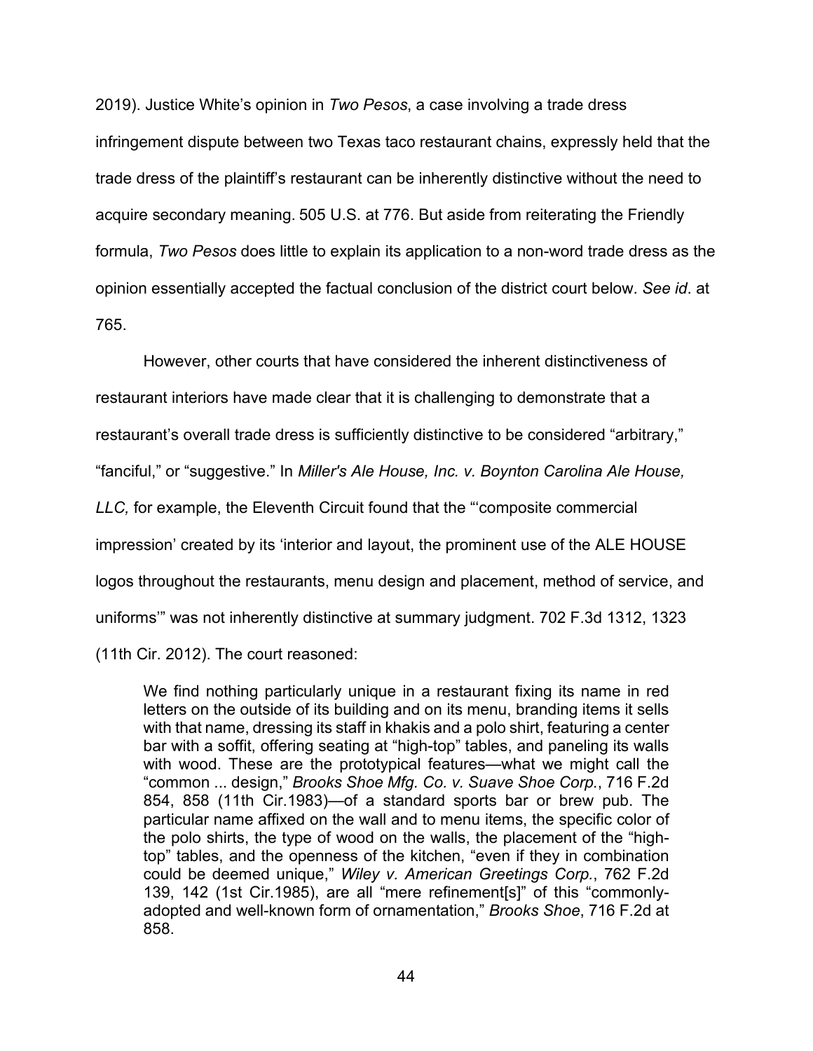2019). Justice White's opinion in *Two Pesos*, a case involving a trade dress infringement dispute between two Texas taco restaurant chains, expressly held that the trade dress of the plaintiff's restaurant can be inherently distinctive without the need to acquire secondary meaning. 505 U.S. at 776. But aside from reiterating the Friendly formula, *Two Pesos* does little to explain its application to a non-word trade dress as the opinion essentially accepted the factual conclusion of the district court below. *See id*. at 765.

However, other courts that have considered the inherent distinctiveness of restaurant interiors have made clear that it is challenging to demonstrate that a restaurant's overall trade dress is sufficiently distinctive to be considered "arbitrary," "fanciful," or "suggestive." In *Miller's Ale House, Inc. v. Boynton Carolina Ale House, LLC,* for example, the Eleventh Circuit found that the "'composite commercial impression' created by its 'interior and layout, the prominent use of the ALE HOUSE logos throughout the restaurants, menu design and placement, method of service, and uniforms'" was not inherently distinctive at summary judgment. 702 F.3d 1312, 1323 (11th Cir. 2012). The court reasoned:

> We find nothing particularly unique in a restaurant fixing its name in red letters on the outside of its building and on its menu, branding items it sells with that name, dressing its staff in khakis and a polo shirt, featuring a center bar with a soffit, offering seating at "high-top" tables, and paneling its walls with wood. These are the prototypical features—what we might call the "common ... design," *Brooks Shoe Mfg. Co. v. Suave Shoe Corp.*, 716 F.2d 854, 858 (11th Cir.1983)—of a standard sports bar or brew pub. The particular name affixed on the wall and to menu items, the specific color of the polo shirts, the type of wood on the walls, the placement of the "high-top" tables, and the openness of the kitchen, "even if they in combination could be deemed unique," *Wiley v. American Greetings Corp.*, 762 F.2d 139, 142 (1st Cir.1985), are all "mere refinement[s]" of this "commonly-adopted and well-known form of ornamentation," *Brooks Shoe*, 716 F.2d at 858.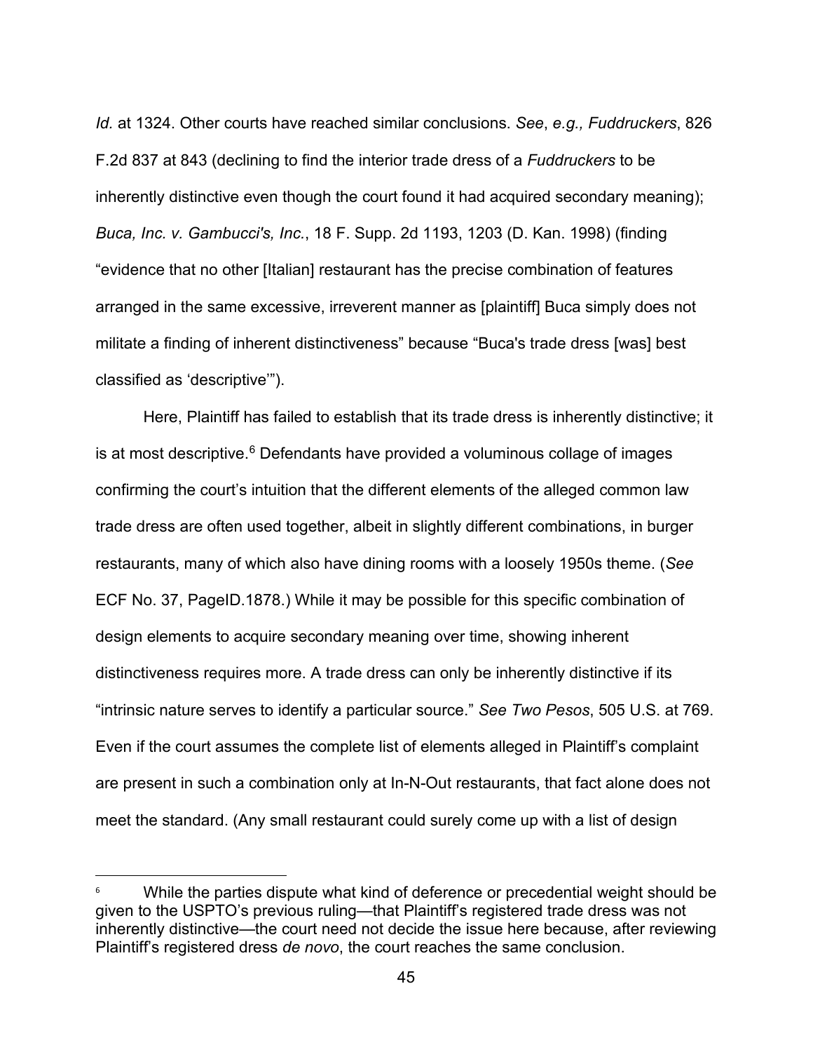*Id.* at 1324. Other courts have reached similar conclusions. *See*, *e.g., Fuddruckers*, 826 F.2d 837 at 843 (declining to find the interior trade dress of a *Fuddruckers* to be inherently distinctive even though the court found it had acquired secondary meaning); *Buca, Inc. v. Gambucci's, Inc.*, 18 F. Supp. 2d 1193, 1203 (D. Kan. 1998) (finding "evidence that no other [Italian] restaurant has the precise combination of features arranged in the same excessive, irreverent manner as [plaintiff] Buca simply does not militate a finding of inherent distinctiveness" because "Buca's trade dress [was] best classified as 'descriptive'").

Here, Plaintiff has failed to establish that its trade dress is inherently distinctive; it is at most descriptive.[6] Defendants have provided a voluminous collage of images confirming the court's intuition that the different elements of the alleged common law trade dress are often used together, albeit in slightly different combinations, in burger restaurants, many of which also have dining rooms with a loosely 1950s theme. (*See* ECF No. 37, PageID.1878.) While it may be possible for this specific combination of design elements to acquire secondary meaning over time, showing inherent distinctiveness requires more. A trade dress can only be inherently distinctive if its "intrinsic nature serves to identify a particular source." *See Two Pesos*, 505 U.S. at 769. Even if the court assumes the complete list of elements alleged in Plaintiff's complaint are present in such a combination only at In-N-Out restaurants, that fact alone does not meet the standard. (Any small restaurant could surely come up with a list of design

---

[6] While the parties dispute what kind of deference or precedential weight should be given to the USPTO's previous ruling—that Plaintiff's registered trade dress was not inherently distinctive—the court need not decide the issue here because, after reviewing Plaintiff's registered dress *de novo*, the court reaches the same conclusion.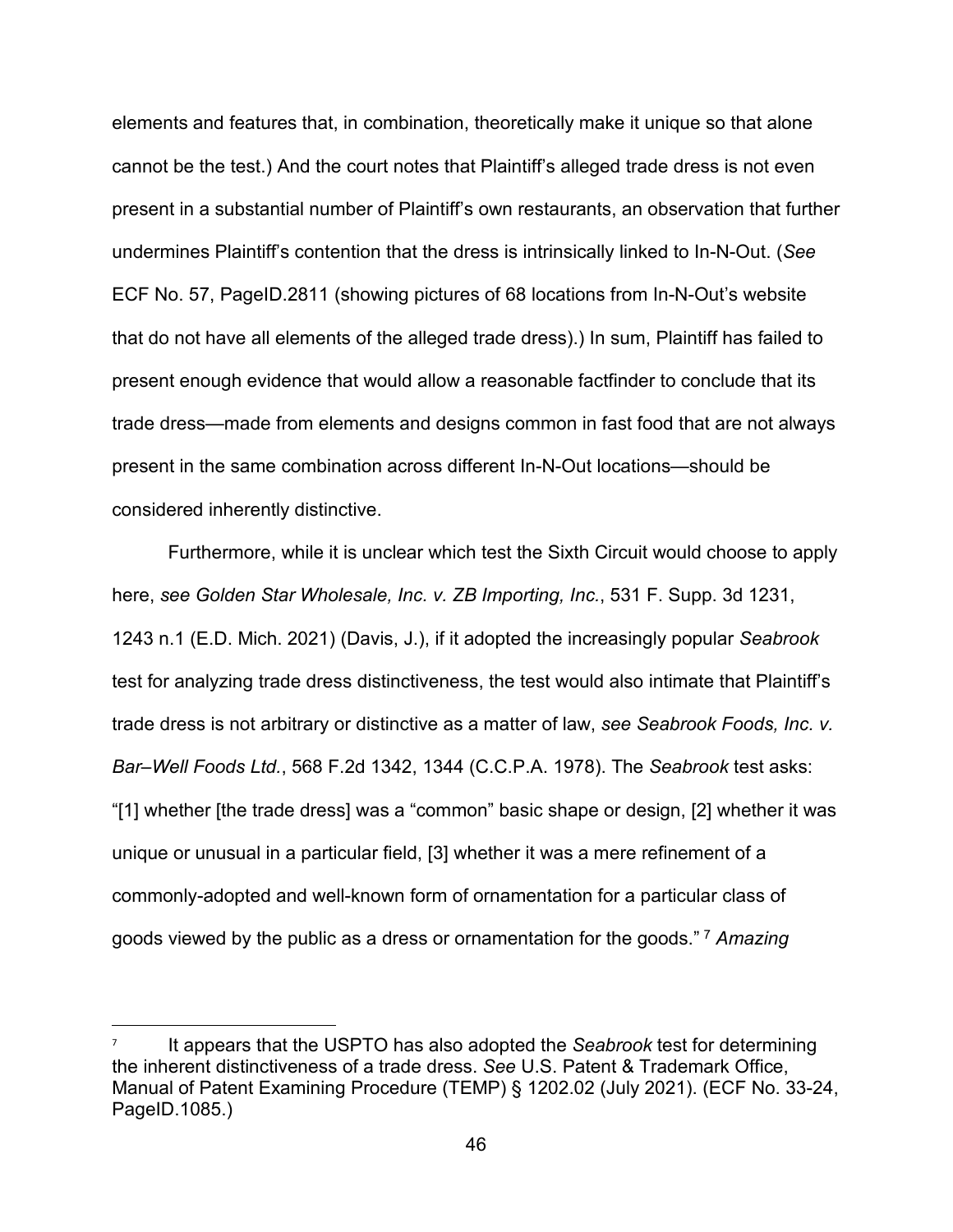elements and features that, in combination, theoretically make it unique so that alone cannot be the test.) And the court notes that Plaintiff's alleged trade dress is not even present in a substantial number of Plaintiff's own restaurants, an observation that further undermines Plaintiff's contention that the dress is intrinsically linked to In-N-Out. (*See* ECF No. 57, PageID.2811 (showing pictures of 68 locations from In-N-Out's website that do not have all elements of the alleged trade dress).) In sum, Plaintiff has failed to present enough evidence that would allow a reasonable factfinder to conclude that its trade dress—made from elements and designs common in fast food that are not always present in the same combination across different In-N-Out locations—should be considered inherently distinctive.

Furthermore, while it is unclear which test the Sixth Circuit would choose to apply here, *see Golden Star Wholesale, Inc. v. ZB Importing, Inc.*, 531 F. Supp. 3d 1231, 1243 n.1 (E.D. Mich. 2021) (Davis, J.), if it adopted the increasingly popular *Seabrook* test for analyzing trade dress distinctiveness, the test would also intimate that Plaintiff's trade dress is not arbitrary or distinctive as a matter of law, *see Seabrook Foods, Inc. v. Bar–Well Foods Ltd.*, 568 F.2d 1342, 1344 (C.C.P.A. 1978). The *Seabrook* test asks: "[1] whether [the trade dress] was a "common" basic shape or design, [2] whether it was unique or unusual in a particular field, [3] whether it was a mere refinement of a commonly-adopted and well-known form of ornamentation for a particular class of goods viewed by the public as a dress or ornamentation for the goods." [7] *Amazing*

---

[7] It appears that the USPTO has also adopted the *Seabrook* test for determining the inherent distinctiveness of a trade dress. *See* U.S. Patent & Trademark Office, Manual of Patent Examining Procedure (TEMP) § 1202.02 (July 2021). (ECF No. 33-24, PageID.1085.)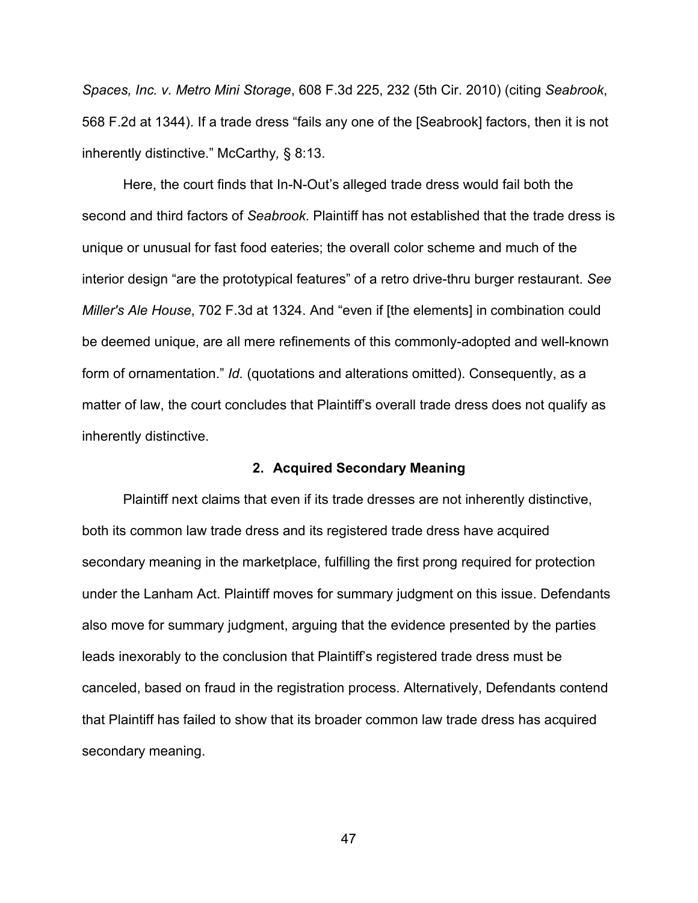*Spaces, Inc. v. Metro Mini Storage*, 608 F.3d 225, 232 (5th Cir. 2010) (citing *Seabrook*, 568 F.2d at 1344). If a trade dress "fails any one of the [Seabrook] factors, then it is not inherently distinctive." McCarthy*,* § 8:13.

Here, the court finds that In-N-Out's alleged trade dress would fail both the second and third factors of *Seabrook*. Plaintiff has not established that the trade dress is unique or unusual for fast food eateries; the overall color scheme and much of the interior design "are the prototypical features" of a retro drive-thru burger restaurant. *See Miller's Ale House*, 702 F.3d at 1324. And "even if [the elements] in combination could be deemed unique, are all mere refinements of this commonly-adopted and well-known form of ornamentation." *Id.* (quotations and alterations omitted). Consequently, as a matter of law, the court concludes that Plaintiff's overall trade dress does not qualify as inherently distinctive.

### 2. Acquired Secondary Meaning

Plaintiff next claims that even if its trade dresses are not inherently distinctive, both its common law trade dress and its registered trade dress have acquired secondary meaning in the marketplace, fulfilling the first prong required for protection under the Lanham Act. Plaintiff moves for summary judgment on this issue. Defendants also move for summary judgment, arguing that the evidence presented by the parties leads inexorably to the conclusion that Plaintiff's registered trade dress must be canceled, based on fraud in the registration process. Alternatively, Defendants contend that Plaintiff has failed to show that its broader common law trade dress has acquired secondary meaning.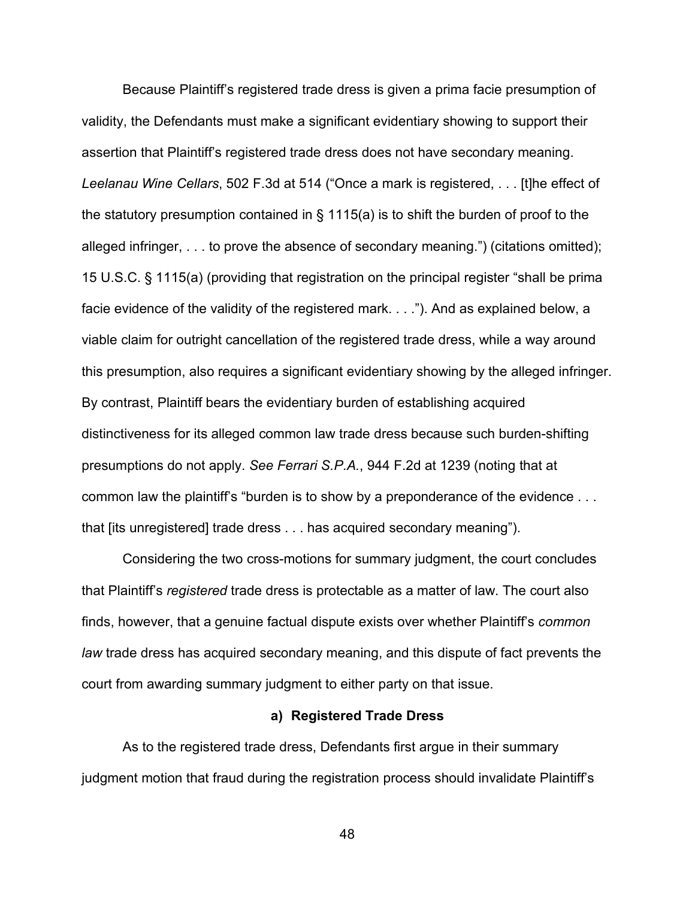Because Plaintiff's registered trade dress is given a prima facie presumption of validity, the Defendants must make a significant evidentiary showing to support their assertion that Plaintiff's registered trade dress does not have secondary meaning. *Leelanau Wine Cellars*, 502 F.3d at 514 ("Once a mark is registered, . . . [t]he effect of the statutory presumption contained in § 1115(a) is to shift the burden of proof to the alleged infringer, . . . to prove the absence of secondary meaning.") (citations omitted); 15 U.S.C. § 1115(a) (providing that registration on the principal register "shall be prima facie evidence of the validity of the registered mark. . . ."). And as explained below, a viable claim for outright cancellation of the registered trade dress, while a way around this presumption, also requires a significant evidentiary showing by the alleged infringer. By contrast, Plaintiff bears the evidentiary burden of establishing acquired distinctiveness for its alleged common law trade dress because such burden-shifting presumptions do not apply. *See Ferrari S.P.A.*, 944 F.2d at 1239 (noting that at common law the plaintiff's "burden is to show by a preponderance of the evidence . . . that [its unregistered] trade dress . . . has acquired secondary meaning").

Considering the two cross-motions for summary judgment, the court concludes that Plaintiff's *registered* trade dress is protectable as a matter of law. The court also finds, however, that a genuine factual dispute exists over whether Plaintiff's *common law* trade dress has acquired secondary meaning, and this dispute of fact prevents the court from awarding summary judgment to either party on that issue.

**a) Registered Trade Dress**

As to the registered trade dress, Defendants first argue in their summary judgment motion that fraud during the registration process should invalidate Plaintiff's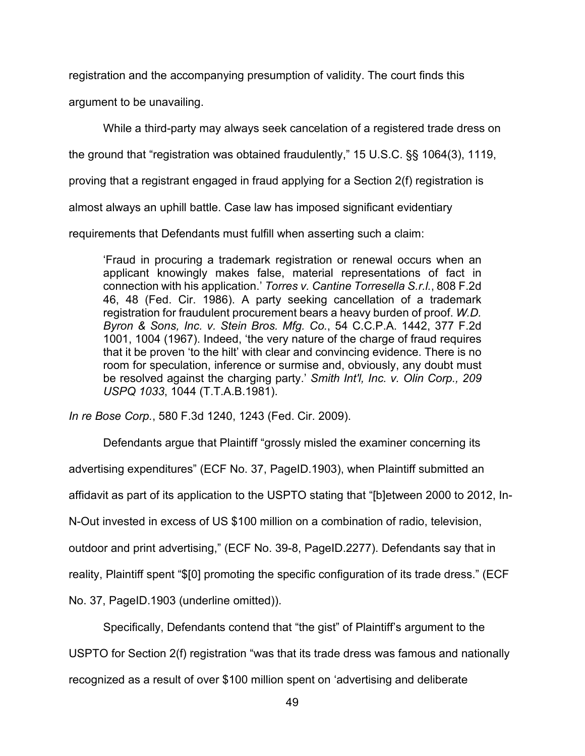registration and the accompanying presumption of validity. The court finds this argument to be unavailing.

While a third-party may always seek cancelation of a registered trade dress on the ground that "registration was obtained fraudulently," 15 U.S.C. §§ 1064(3), 1119, proving that a registrant engaged in fraud applying for a Section 2(f) registration is almost always an uphill battle. Case law has imposed significant evidentiary requirements that Defendants must fulfill when asserting such a claim:

> 'Fraud in procuring a trademark registration or renewal occurs when an applicant knowingly makes false, material representations of fact in connection with his application.' *Torres v. Cantine Torresella S.r.l.*, 808 F.2d 46, 48 (Fed. Cir. 1986). A party seeking cancellation of a trademark registration for fraudulent procurement bears a heavy burden of proof. *W.D. Byron & Sons, Inc. v. Stein Bros. Mfg. Co.*, 54 C.C.P.A. 1442, 377 F.2d 1001, 1004 (1967). Indeed, 'the very nature of the charge of fraud requires that it be proven 'to the hilt' with clear and convincing evidence. There is no room for speculation, inference or surmise and, obviously, any doubt must be resolved against the charging party.' *Smith Int'l, Inc. v. Olin Corp., 209 USPQ 1033*, 1044 (T.T.A.B.1981).

*In re Bose Corp.*, 580 F.3d 1240, 1243 (Fed. Cir. 2009).

Defendants argue that Plaintiff "grossly misled the examiner concerning its advertising expenditures" (ECF No. 37, PageID.1903), when Plaintiff submitted an affidavit as part of its application to the USPTO stating that "[b]etween 2000 to 2012, In-N-Out invested in excess of US $100 million on a combination of radio, television, outdoor and print advertising," (ECF No. 39-8, PageID.2277). Defendants say that in reality, Plaintiff spent "$[0] promoting the specific configuration of its trade dress." (ECF No. 37, PageID.1903 (underline omitted)).

Specifically, Defendants contend that "the gist" of Plaintiff's argument to the USPTO for Section 2(f) registration "was that its trade dress was famous and nationally recognized as a result of over $100 million spent on 'advertising and deliberate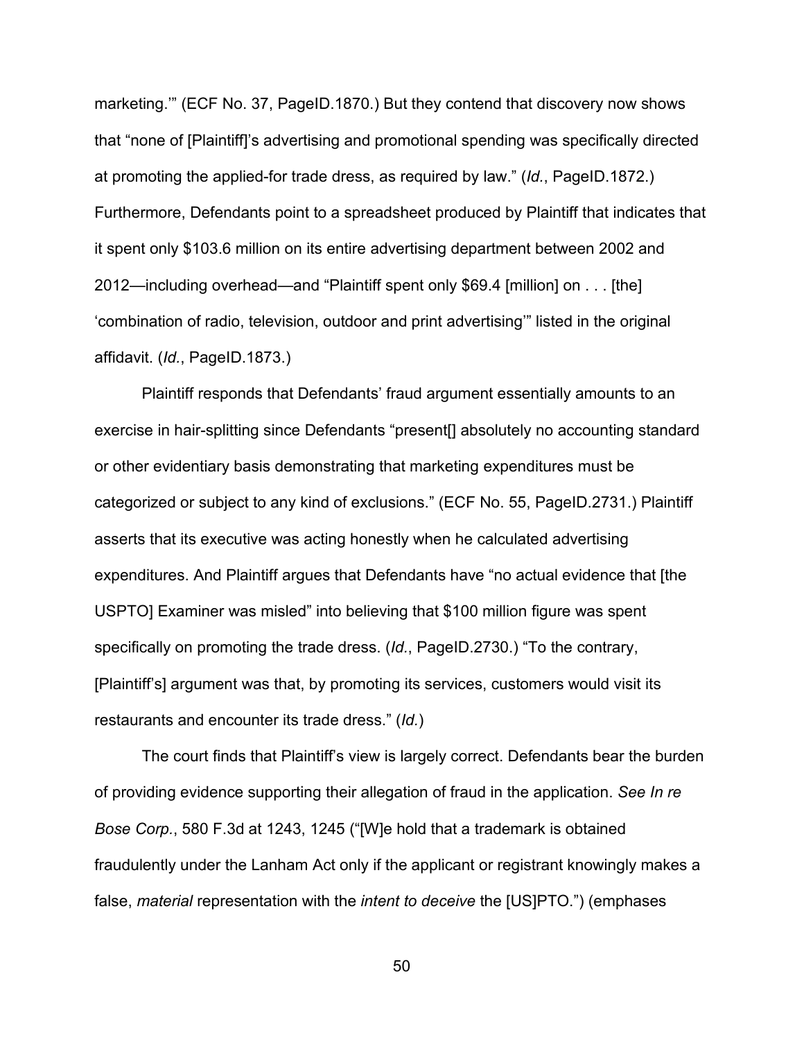marketing.'" (ECF No. 37, PageID.1870.) But they contend that discovery now shows that "none of [Plaintiff]'s advertising and promotional spending was specifically directed at promoting the applied-for trade dress, as required by law." (*Id.*, PageID.1872.) Furthermore, Defendants point to a spreadsheet produced by Plaintiff that indicates that it spent only $103.6 million on its entire advertising department between 2002 and 2012—including overhead—and "Plaintiff spent only $69.4 [million] on . . . [the] 'combination of radio, television, outdoor and print advertising'" listed in the original affidavit. (*Id.*, PageID.1873.)

Plaintiff responds that Defendants' fraud argument essentially amounts to an exercise in hair-splitting since Defendants "present[] absolutely no accounting standard or other evidentiary basis demonstrating that marketing expenditures must be categorized or subject to any kind of exclusions." (ECF No. 55, PageID.2731.) Plaintiff asserts that its executive was acting honestly when he calculated advertising expenditures. And Plaintiff argues that Defendants have "no actual evidence that [the USPTO] Examiner was misled" into believing that $100 million figure was spent specifically on promoting the trade dress. (*Id.*, PageID.2730.) "To the contrary, [Plaintiff's] argument was that, by promoting its services, customers would visit its restaurants and encounter its trade dress." (*Id.*)

The court finds that Plaintiff's view is largely correct. Defendants bear the burden of providing evidence supporting their allegation of fraud in the application. *See In re Bose Corp.*, 580 F.3d at 1243, 1245 ("[W]e hold that a trademark is obtained fraudulently under the Lanham Act only if the applicant or registrant knowingly makes a false, *material* representation with the *intent to deceive* the [US]PTO.") (emphases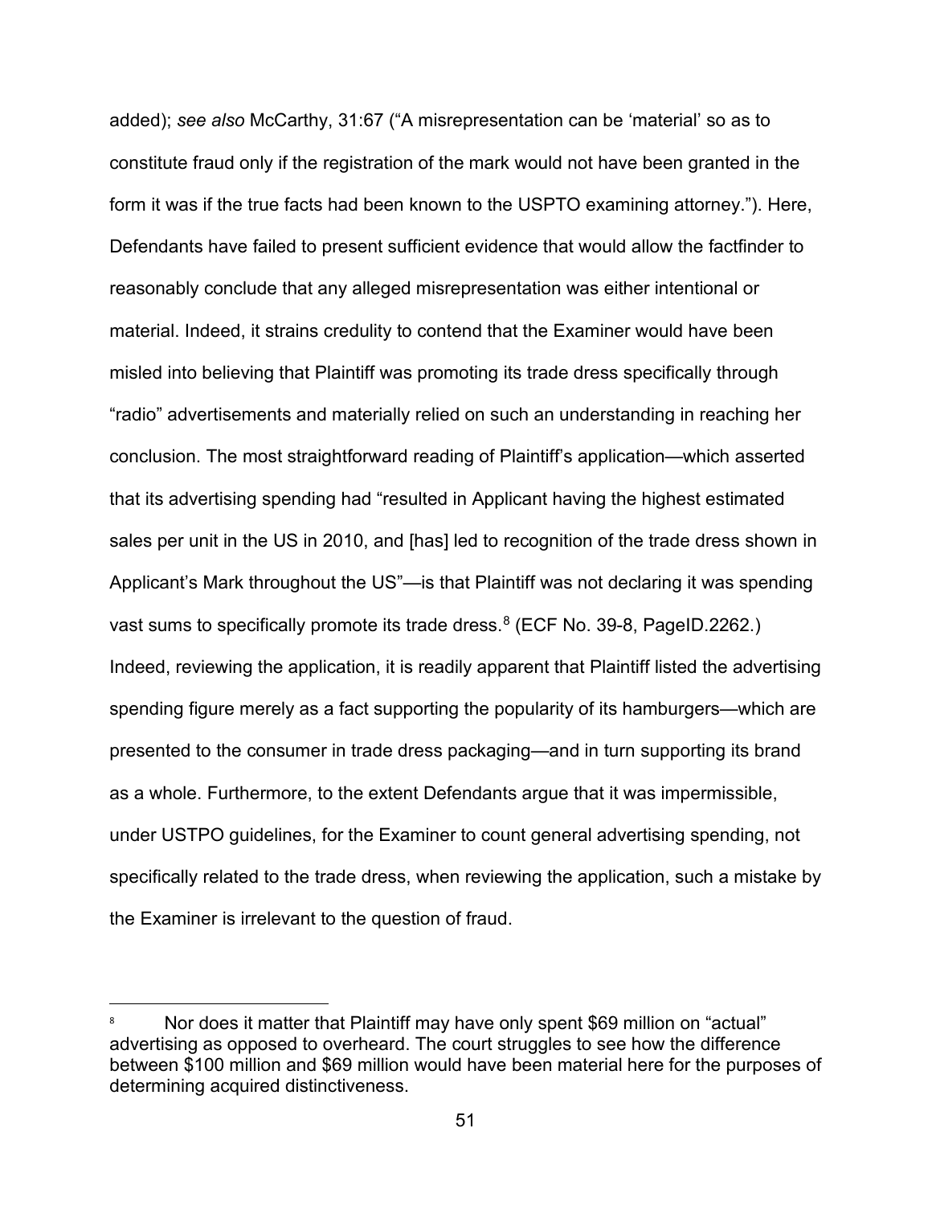added); *see also* McCarthy, 31:67 ("A misrepresentation can be 'material' so as to constitute fraud only if the registration of the mark would not have been granted in the form it was if the true facts had been known to the USPTO examining attorney."). Here, Defendants have failed to present sufficient evidence that would allow the factfinder to reasonably conclude that any alleged misrepresentation was either intentional or material. Indeed, it strains credulity to contend that the Examiner would have been misled into believing that Plaintiff was promoting its trade dress specifically through "radio" advertisements and materially relied on such an understanding in reaching her conclusion. The most straightforward reading of Plaintiff's application—which asserted that its advertising spending had "resulted in Applicant having the highest estimated sales per unit in the US in 2010, and [has] led to recognition of the trade dress shown in Applicant's Mark throughout the US"—is that Plaintiff was not declaring it was spending vast sums to specifically promote its trade dress.[8] (ECF No. 39-8, PageID.2262.) Indeed, reviewing the application, it is readily apparent that Plaintiff listed the advertising spending figure merely as a fact supporting the popularity of its hamburgers—which are presented to the consumer in trade dress packaging—and in turn supporting its brand as a whole. Furthermore, to the extent Defendants argue that it was impermissible, under USTPO guidelines, for the Examiner to count general advertising spending, not specifically related to the trade dress, when reviewing the application, such a mistake by the Examiner is irrelevant to the question of fraud.

[8] Nor does it matter that Plaintiff may have only spent $69 million on "actual" advertising as opposed to overheard. The court struggles to see how the difference between $100 million and $69 million would have been material here for the purposes of determining acquired distinctiveness.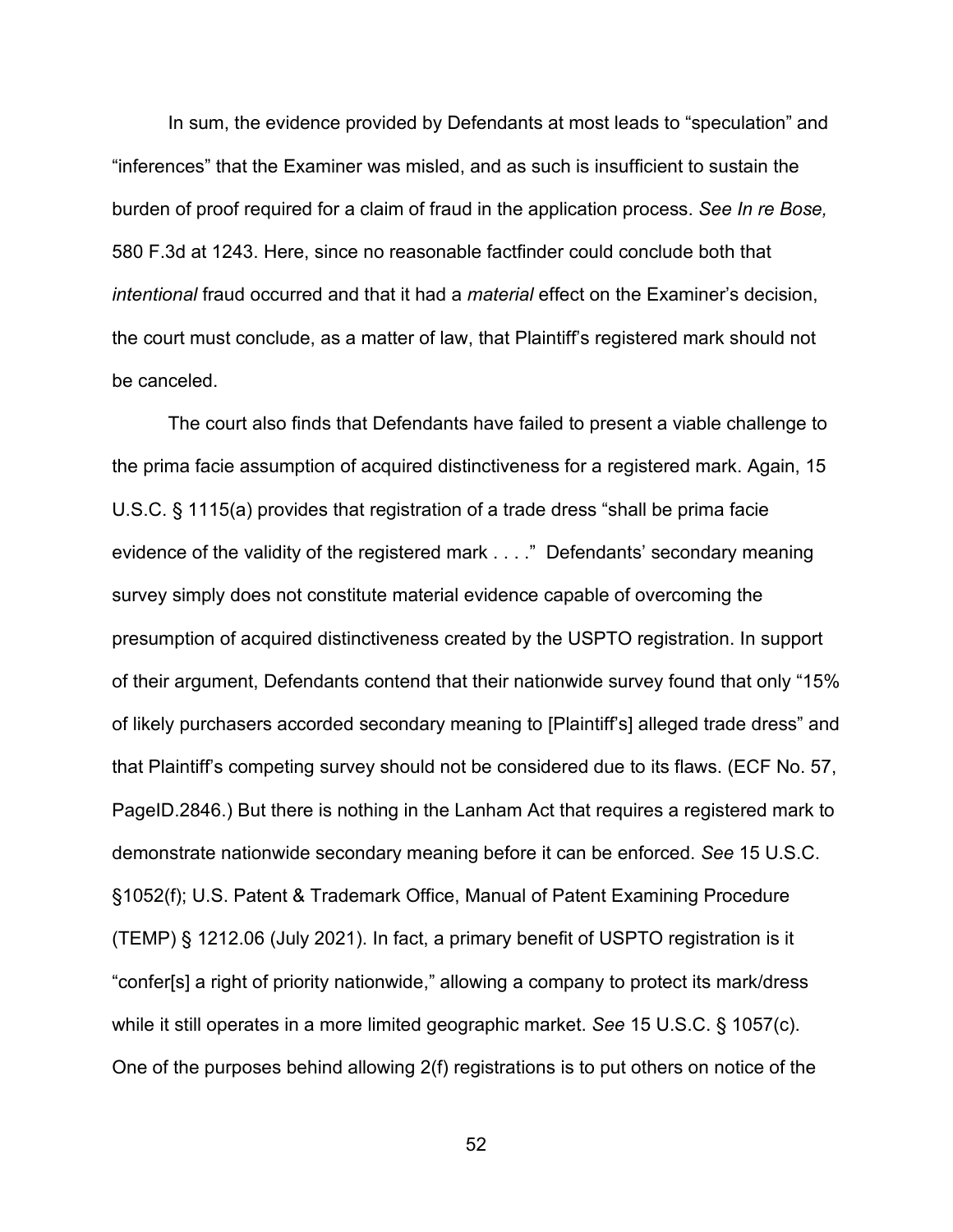In sum, the evidence provided by Defendants at most leads to "speculation" and "inferences" that the Examiner was misled, and as such is insufficient to sustain the burden of proof required for a claim of fraud in the application process. *See In re Bose,* 580 F.3d at 1243. Here, since no reasonable factfinder could conclude both that *intentional* fraud occurred and that it had a *material* effect on the Examiner's decision, the court must conclude, as a matter of law, that Plaintiff's registered mark should not be canceled.

The court also finds that Defendants have failed to present a viable challenge to the prima facie assumption of acquired distinctiveness for a registered mark. Again, 15 U.S.C. § 1115(a) provides that registration of a trade dress "shall be prima facie evidence of the validity of the registered mark . . . ." Defendants' secondary meaning survey simply does not constitute material evidence capable of overcoming the presumption of acquired distinctiveness created by the USPTO registration. In support of their argument, Defendants contend that their nationwide survey found that only "15% of likely purchasers accorded secondary meaning to [Plaintiff's] alleged trade dress" and that Plaintiff's competing survey should not be considered due to its flaws. (ECF No. 57, PageID.2846.) But there is nothing in the Lanham Act that requires a registered mark to demonstrate nationwide secondary meaning before it can be enforced. *See* 15 U.S.C. §1052(f); U.S. Patent & Trademark Office, Manual of Patent Examining Procedure (TEMP) § 1212.06 (July 2021). In fact, a primary benefit of USPTO registration is it "confer[s] a right of priority nationwide," allowing a company to protect its mark/dress while it still operates in a more limited geographic market. *See* 15 U.S.C. § 1057(c). One of the purposes behind allowing 2(f) registrations is to put others on notice of the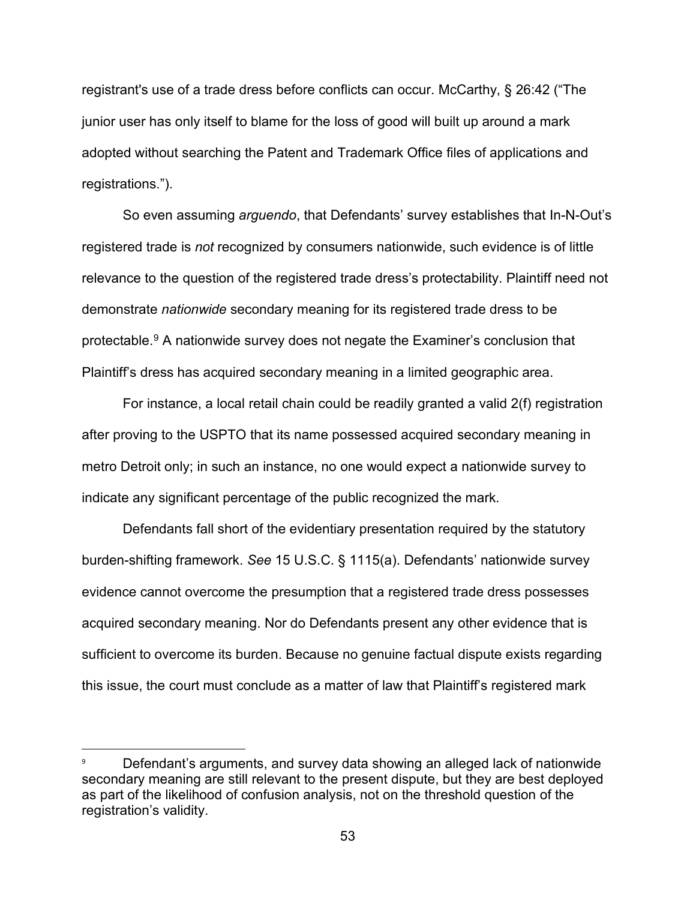registrant's use of a trade dress before conflicts can occur. McCarthy, § 26:42 ("The junior user has only itself to blame for the loss of good will built up around a mark adopted without searching the Patent and Trademark Office files of applications and registrations.").

So even assuming *arguendo*, that Defendants' survey establishes that In-N-Out's registered trade is *not* recognized by consumers nationwide, such evidence is of little relevance to the question of the registered trade dress's protectability. Plaintiff need not demonstrate *nationwide* secondary meaning for its registered trade dress to be protectable.[9] A nationwide survey does not negate the Examiner's conclusion that Plaintiff's dress has acquired secondary meaning in a limited geographic area.

For instance, a local retail chain could be readily granted a valid 2(f) registration after proving to the USPTO that its name possessed acquired secondary meaning in metro Detroit only; in such an instance, no one would expect a nationwide survey to indicate any significant percentage of the public recognized the mark.

Defendants fall short of the evidentiary presentation required by the statutory burden-shifting framework. *See* 15 U.S.C. § 1115(a). Defendants' nationwide survey evidence cannot overcome the presumption that a registered trade dress possesses acquired secondary meaning. Nor do Defendants present any other evidence that is sufficient to overcome its burden. Because no genuine factual dispute exists regarding this issue, the court must conclude as a matter of law that Plaintiff's registered mark

[9] Defendant's arguments, and survey data showing an alleged lack of nationwide secondary meaning are still relevant to the present dispute, but they are best deployed as part of the likelihood of confusion analysis, not on the threshold question of the registration's validity.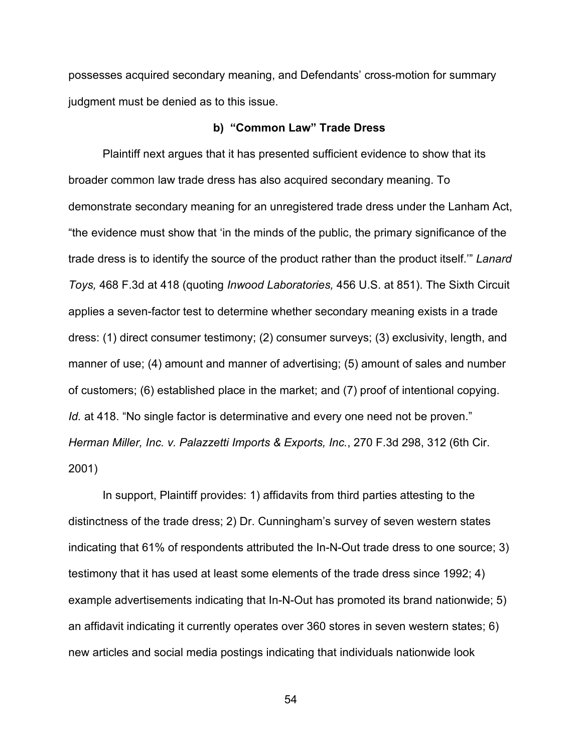possesses acquired secondary meaning, and Defendants' cross-motion for summary judgment must be denied as to this issue.

### b) "Common Law" Trade Dress

Plaintiff next argues that it has presented sufficient evidence to show that its broader common law trade dress has also acquired secondary meaning. To demonstrate secondary meaning for an unregistered trade dress under the Lanham Act, "the evidence must show that 'in the minds of the public, the primary significance of the trade dress is to identify the source of the product rather than the product itself.'" *Lanard Toys,* 468 F.3d at 418 (quoting *Inwood Laboratories,* 456 U.S. at 851). The Sixth Circuit applies a seven-factor test to determine whether secondary meaning exists in a trade dress: (1) direct consumer testimony; (2) consumer surveys; (3) exclusivity, length, and manner of use; (4) amount and manner of advertising; (5) amount of sales and number of customers; (6) established place in the market; and (7) proof of intentional copying. *Id.* at 418. "No single factor is determinative and every one need not be proven." *Herman Miller, Inc. v. Palazzetti Imports & Exports, Inc.*, 270 F.3d 298, 312 (6th Cir. 2001)

In support, Plaintiff provides: 1) affidavits from third parties attesting to the distinctness of the trade dress; 2) Dr. Cunningham's survey of seven western states indicating that 61% of respondents attributed the In-N-Out trade dress to one source; 3) testimony that it has used at least some elements of the trade dress since 1992; 4) example advertisements indicating that In-N-Out has promoted its brand nationwide; 5) an affidavit indicating it currently operates over 360 stores in seven western states; 6) new articles and social media postings indicating that individuals nationwide look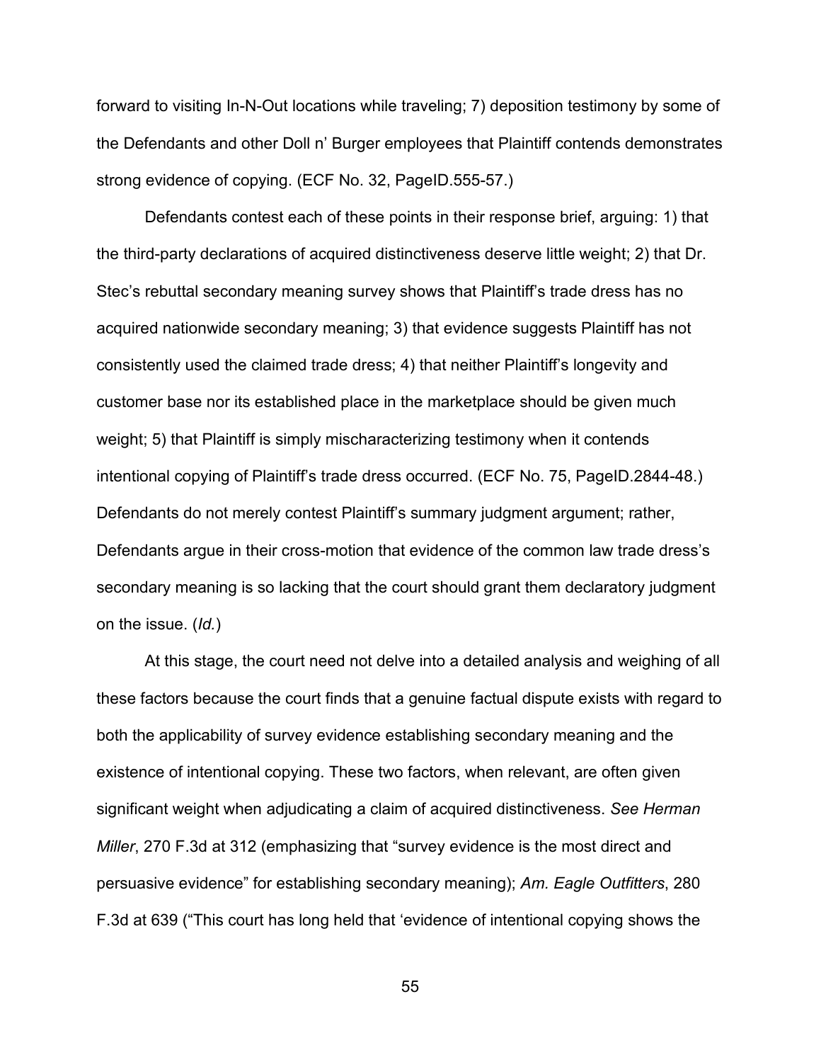forward to visiting In-N-Out locations while traveling; 7) deposition testimony by some of the Defendants and other Doll n' Burger employees that Plaintiff contends demonstrates strong evidence of copying. (ECF No. 32, PageID.555-57.)

Defendants contest each of these points in their response brief, arguing: 1) that the third-party declarations of acquired distinctiveness deserve little weight; 2) that Dr. Stec's rebuttal secondary meaning survey shows that Plaintiff's trade dress has no acquired nationwide secondary meaning; 3) that evidence suggests Plaintiff has not consistently used the claimed trade dress; 4) that neither Plaintiff's longevity and customer base nor its established place in the marketplace should be given much weight; 5) that Plaintiff is simply mischaracterizing testimony when it contends intentional copying of Plaintiff's trade dress occurred. (ECF No. 75, PageID.2844-48.) Defendants do not merely contest Plaintiff's summary judgment argument; rather, Defendants argue in their cross-motion that evidence of the common law trade dress's secondary meaning is so lacking that the court should grant them declaratory judgment on the issue. (*Id.*)

At this stage, the court need not delve into a detailed analysis and weighing of all these factors because the court finds that a genuine factual dispute exists with regard to both the applicability of survey evidence establishing secondary meaning and the existence of intentional copying. These two factors, when relevant, are often given significant weight when adjudicating a claim of acquired distinctiveness. *See Herman Miller*, 270 F.3d at 312 (emphasizing that "survey evidence is the most direct and persuasive evidence" for establishing secondary meaning); *Am. Eagle Outfitters*, 280 F.3d at 639 ("This court has long held that 'evidence of intentional copying shows the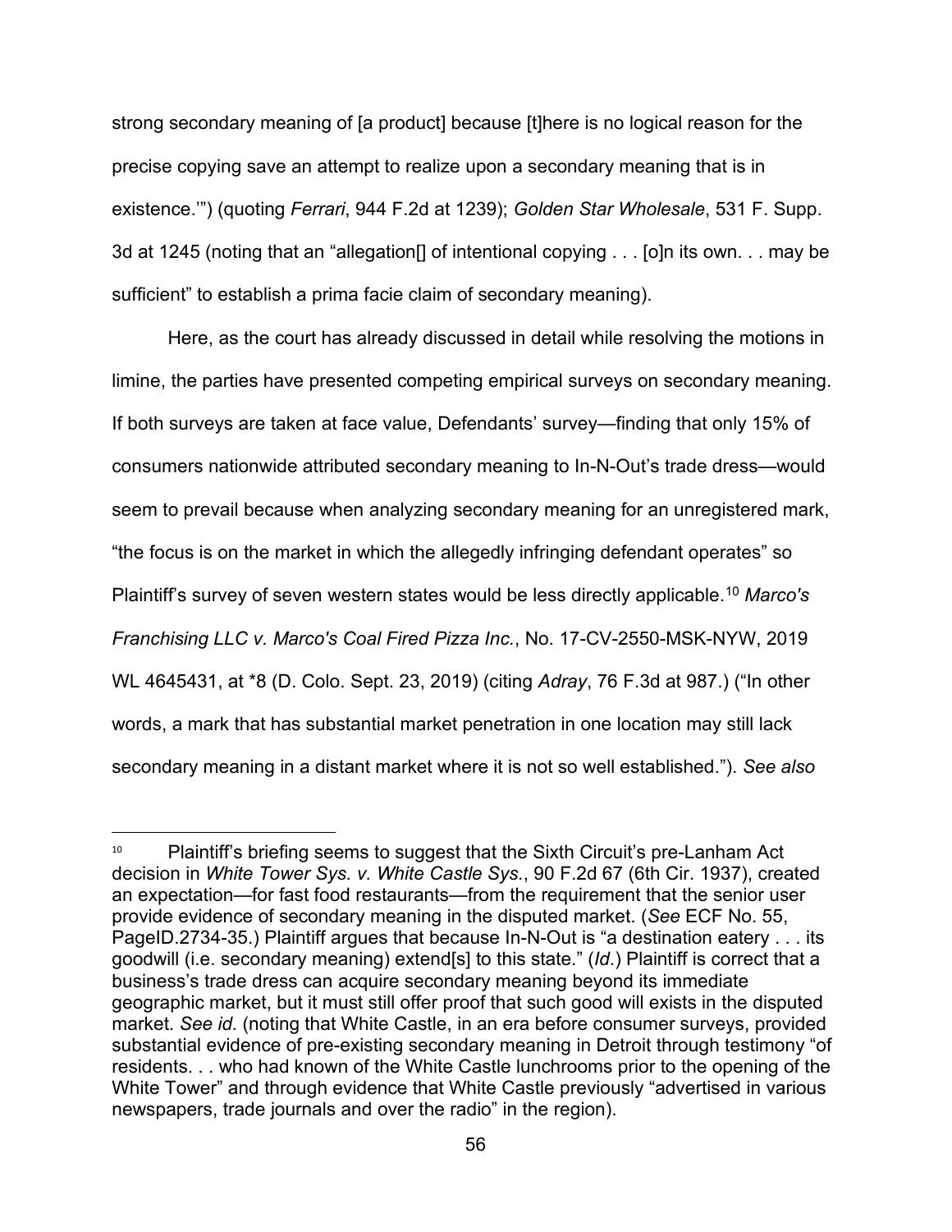strong secondary meaning of [a product] because [t]here is no logical reason for the precise copying save an attempt to realize upon a secondary meaning that is in existence.'") (quoting *Ferrari*, 944 F.2d at 1239); *Golden Star Wholesale*, 531 F. Supp. 3d at 1245 (noting that an "allegation[] of intentional copying . . . [o]n its own. . . may be sufficient" to establish a prima facie claim of secondary meaning).

Here, as the court has already discussed in detail while resolving the motions in limine, the parties have presented competing empirical surveys on secondary meaning. If both surveys are taken at face value, Defendants' survey—finding that only 15% of consumers nationwide attributed secondary meaning to In-N-Out's trade dress—would seem to prevail because when analyzing secondary meaning for an unregistered mark, "the focus is on the market in which the allegedly infringing defendant operates" so Plaintiff's survey of seven western states would be less directly applicable.[10] *Marco's Franchising LLC v. Marco's Coal Fired Pizza Inc.*, No. 17-CV-2550-MSK-NYW, 2019 WL 4645431, at *8 (D. Colo. Sept. 23, 2019) (citing *Adray*, 76 F.3d at 987.) ("In other words, a mark that has substantial market penetration in one location may still lack secondary meaning in a distant market where it is not so well established."). *See also*

---

[10] Plaintiff's briefing seems to suggest that the Sixth Circuit's pre-Lanham Act decision in *White Tower Sys. v. White Castle Sys.*, 90 F.2d 67 (6th Cir. 1937), created an expectation—for fast food restaurants—from the requirement that the senior user provide evidence of secondary meaning in the disputed market. (*See* ECF No. 55, PageID.2734-35.) Plaintiff argues that because In-N-Out is "a destination eatery . . . its goodwill (i.e. secondary meaning) extend[s] to this state." (*Id*.) Plaintiff is correct that a business's trade dress can acquire secondary meaning beyond its immediate geographic market, but it must still offer proof that such good will exists in the disputed market. *See id.* (noting that White Castle, in an era before consumer surveys, provided substantial evidence of pre-existing secondary meaning in Detroit through testimony "of residents. . . who had known of the White Castle lunchrooms prior to the opening of the White Tower" and through evidence that White Castle previously "advertised in various newspapers, trade journals and over the radio" in the region).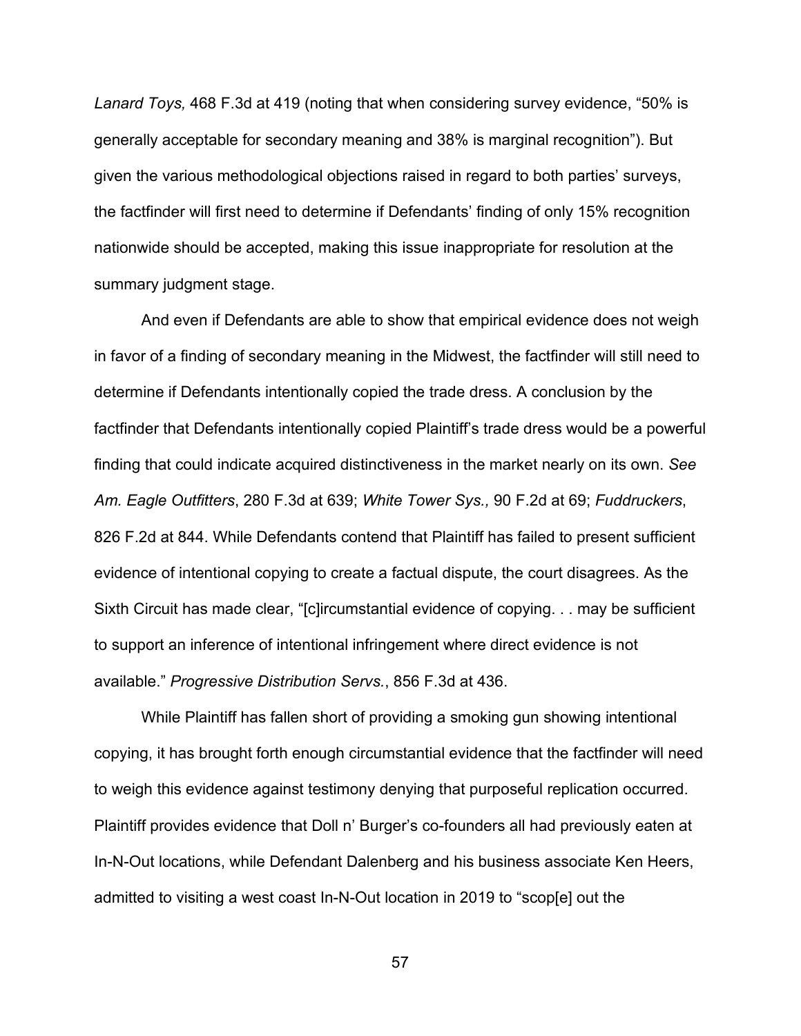*Lanard Toys,* 468 F.3d at 419 (noting that when considering survey evidence, "50% is generally acceptable for secondary meaning and 38% is marginal recognition"). But given the various methodological objections raised in regard to both parties' surveys, the factfinder will first need to determine if Defendants' finding of only 15% recognition nationwide should be accepted, making this issue inappropriate for resolution at the summary judgment stage.

And even if Defendants are able to show that empirical evidence does not weigh in favor of a finding of secondary meaning in the Midwest, the factfinder will still need to determine if Defendants intentionally copied the trade dress. A conclusion by the factfinder that Defendants intentionally copied Plaintiff's trade dress would be a powerful finding that could indicate acquired distinctiveness in the market nearly on its own. *See Am. Eagle Outfitters*, 280 F.3d at 639; *White Tower Sys.,* 90 F.2d at 69; *Fuddruckers*, 826 F.2d at 844. While Defendants contend that Plaintiff has failed to present sufficient evidence of intentional copying to create a factual dispute, the court disagrees. As the Sixth Circuit has made clear, "[c]ircumstantial evidence of copying. . . may be sufficient to support an inference of intentional infringement where direct evidence is not available." *Progressive Distribution Servs.*, 856 F.3d at 436.

While Plaintiff has fallen short of providing a smoking gun showing intentional copying, it has brought forth enough circumstantial evidence that the factfinder will need to weigh this evidence against testimony denying that purposeful replication occurred. Plaintiff provides evidence that Doll n' Burger's co-founders all had previously eaten at In-N-Out locations, while Defendant Dalenberg and his business associate Ken Heers, admitted to visiting a west coast In-N-Out location in 2019 to "scop[e] out the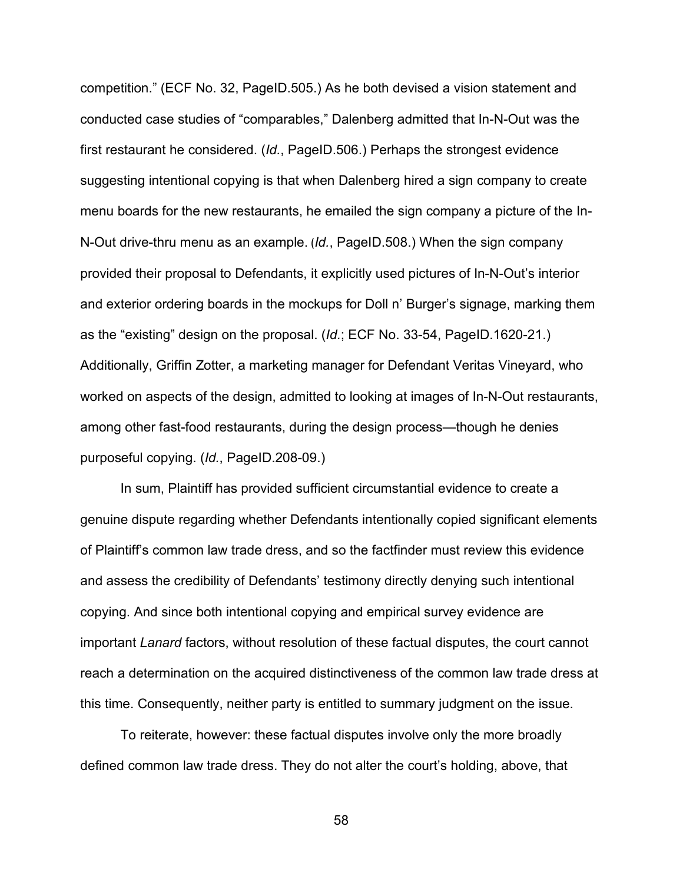competition." (ECF No. 32, PageID.505.) As he both devised a vision statement and conducted case studies of "comparables," Dalenberg admitted that In-N-Out was the first restaurant he considered. (*Id.*, PageID.506.) Perhaps the strongest evidence suggesting intentional copying is that when Dalenberg hired a sign company to create menu boards for the new restaurants, he emailed the sign company a picture of the In-N-Out drive-thru menu as an example. (*Id.*, PageID.508.) When the sign company provided their proposal to Defendants, it explicitly used pictures of In-N-Out's interior and exterior ordering boards in the mockups for Doll n' Burger's signage, marking them as the "existing" design on the proposal. (*Id.*; ECF No. 33-54, PageID.1620-21.) Additionally, Griffin Zotter, a marketing manager for Defendant Veritas Vineyard, who worked on aspects of the design, admitted to looking at images of In-N-Out restaurants, among other fast-food restaurants, during the design process—though he denies purposeful copying. (*Id.*, PageID.208-09.)

In sum, Plaintiff has provided sufficient circumstantial evidence to create a genuine dispute regarding whether Defendants intentionally copied significant elements of Plaintiff's common law trade dress, and so the factfinder must review this evidence and assess the credibility of Defendants' testimony directly denying such intentional copying. And since both intentional copying and empirical survey evidence are important *Lanard* factors, without resolution of these factual disputes, the court cannot reach a determination on the acquired distinctiveness of the common law trade dress at this time. Consequently, neither party is entitled to summary judgment on the issue.

To reiterate, however: these factual disputes involve only the more broadly defined common law trade dress. They do not alter the court's holding, above, that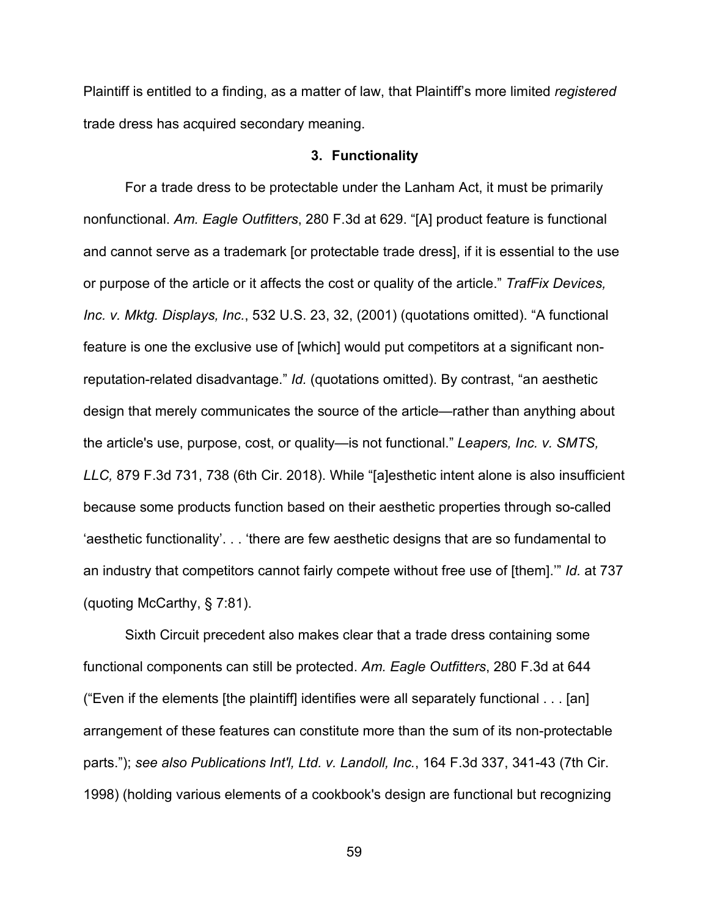Plaintiff is entitled to a finding, as a matter of law, that Plaintiff's more limited *registered* trade dress has acquired secondary meaning.

### 3. Functionality

For a trade dress to be protectable under the Lanham Act, it must be primarily nonfunctional. *Am. Eagle Outfitters*, 280 F.3d at 629. "[A] product feature is functional and cannot serve as a trademark [or protectable trade dress], if it is essential to the use or purpose of the article or it affects the cost or quality of the article." *TrafFix Devices, Inc. v. Mktg. Displays, Inc.*, 532 U.S. 23, 32, (2001) (quotations omitted). "A functional feature is one the exclusive use of [which] would put competitors at a significant non-reputation-related disadvantage." *Id.* (quotations omitted). By contrast, "an aesthetic design that merely communicates the source of the article—rather than anything about the article's use, purpose, cost, or quality—is not functional." *Leapers, Inc. v. SMTS, LLC,* 879 F.3d 731, 738 (6th Cir. 2018). While "[a]esthetic intent alone is also insufficient because some products function based on their aesthetic properties through so-called 'aesthetic functionality'. . . 'there are few aesthetic designs that are so fundamental to an industry that competitors cannot fairly compete without free use of [them].'" *Id.* at 737 (quoting McCarthy, § 7:81).

Sixth Circuit precedent also makes clear that a trade dress containing some functional components can still be protected. *Am. Eagle Outfitters*, 280 F.3d at 644 ("Even if the elements [the plaintiff] identifies were all separately functional . . . [an] arrangement of these features can constitute more than the sum of its non-protectable parts."); *see also Publications Int'l, Ltd. v. Landoll, Inc.*, 164 F.3d 337, 341-43 (7th Cir. 1998) (holding various elements of a cookbook's design are functional but recognizing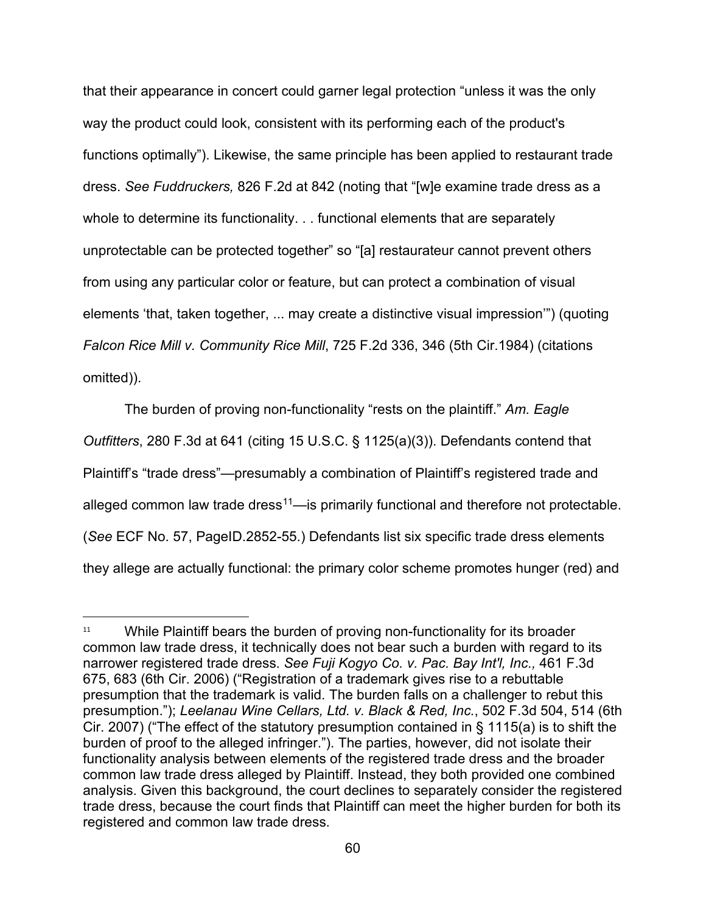that their appearance in concert could garner legal protection "unless it was the only way the product could look, consistent with its performing each of the product's functions optimally"). Likewise, the same principle has been applied to restaurant trade dress. *See Fuddruckers,* 826 F.2d at 842 (noting that "[w]e examine trade dress as a whole to determine its functionality. . . functional elements that are separately unprotectable can be protected together" so "[a] restaurateur cannot prevent others from using any particular color or feature, but can protect a combination of visual elements 'that, taken together, ... may create a distinctive visual impression'") (quoting *Falcon Rice Mill v. Community Rice Mill*, 725 F.2d 336, 346 (5th Cir.1984) (citations omitted)).

The burden of proving non-functionality "rests on the plaintiff." *Am. Eagle Outfitters*, 280 F.3d at 641 (citing 15 U.S.C. § 1125(a)(3)). Defendants contend that Plaintiff's "trade dress"—presumably a combination of Plaintiff's registered trade and alleged common law trade dress[11]—is primarily functional and therefore not protectable. (*See* ECF No. 57, PageID.2852-55.) Defendants list six specific trade dress elements they allege are actually functional: the primary color scheme promotes hunger (red) and

[11] While Plaintiff bears the burden of proving non-functionality for its broader common law trade dress, it technically does not bear such a burden with regard to its narrower registered trade dress. *See Fuji Kogyo Co. v. Pac. Bay Int'l, Inc.,* 461 F.3d 675, 683 (6th Cir. 2006) ("Registration of a trademark gives rise to a rebuttable presumption that the trademark is valid. The burden falls on a challenger to rebut this presumption."); *Leelanau Wine Cellars, Ltd. v. Black & Red, Inc.*, 502 F.3d 504, 514 (6th Cir. 2007) ("The effect of the statutory presumption contained in § 1115(a) is to shift the burden of proof to the alleged infringer."). The parties, however, did not isolate their functionality analysis between elements of the registered trade dress and the broader common law trade dress alleged by Plaintiff. Instead, they both provided one combined analysis. Given this background, the court declines to separately consider the registered trade dress, because the court finds that Plaintiff can meet the higher burden for both its registered and common law trade dress.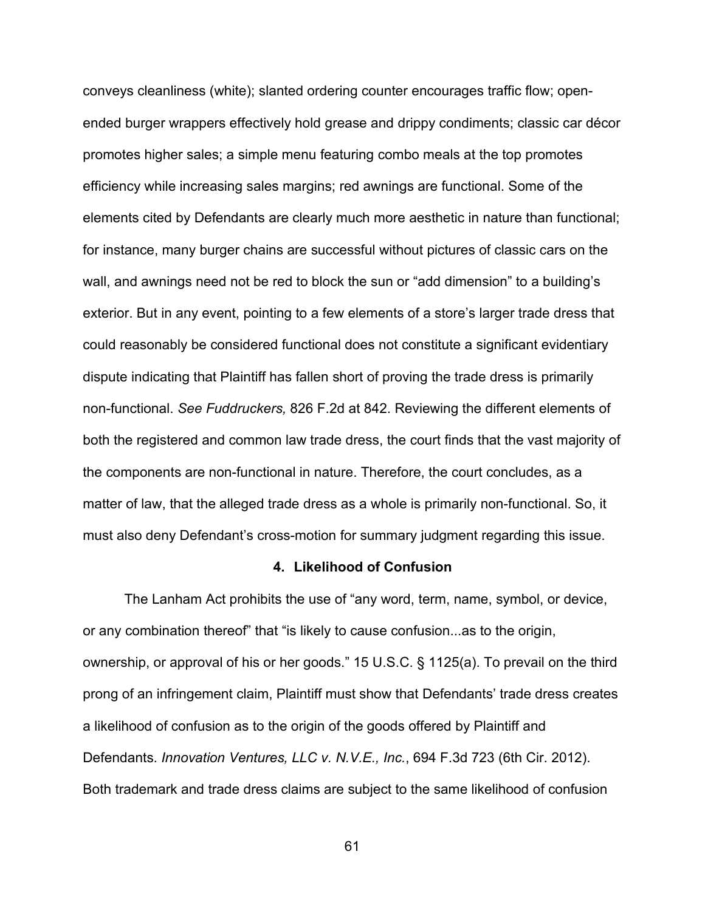conveys cleanliness (white); slanted ordering counter encourages traffic flow; open-ended burger wrappers effectively hold grease and drippy condiments; classic car décor promotes higher sales; a simple menu featuring combo meals at the top promotes efficiency while increasing sales margins; red awnings are functional. Some of the elements cited by Defendants are clearly much more aesthetic in nature than functional; for instance, many burger chains are successful without pictures of classic cars on the wall, and awnings need not be red to block the sun or "add dimension" to a building's exterior. But in any event, pointing to a few elements of a store's larger trade dress that could reasonably be considered functional does not constitute a significant evidentiary dispute indicating that Plaintiff has fallen short of proving the trade dress is primarily non-functional. *See Fuddruckers,* 826 F.2d at 842. Reviewing the different elements of both the registered and common law trade dress, the court finds that the vast majority of the components are non-functional in nature. Therefore, the court concludes, as a matter of law, that the alleged trade dress as a whole is primarily non-functional. So, it must also deny Defendant's cross-motion for summary judgment regarding this issue.

#### 4. Likelihood of Confusion

The Lanham Act prohibits the use of "any word, term, name, symbol, or device, or any combination thereof" that "is likely to cause confusion...as to the origin, ownership, or approval of his or her goods." 15 U.S.C. § 1125(a). To prevail on the third prong of an infringement claim, Plaintiff must show that Defendants' trade dress creates a likelihood of confusion as to the origin of the goods offered by Plaintiff and Defendants. *Innovation Ventures, LLC v. N.V.E., Inc.*, 694 F.3d 723 (6th Cir. 2012). Both trademark and trade dress claims are subject to the same likelihood of confusion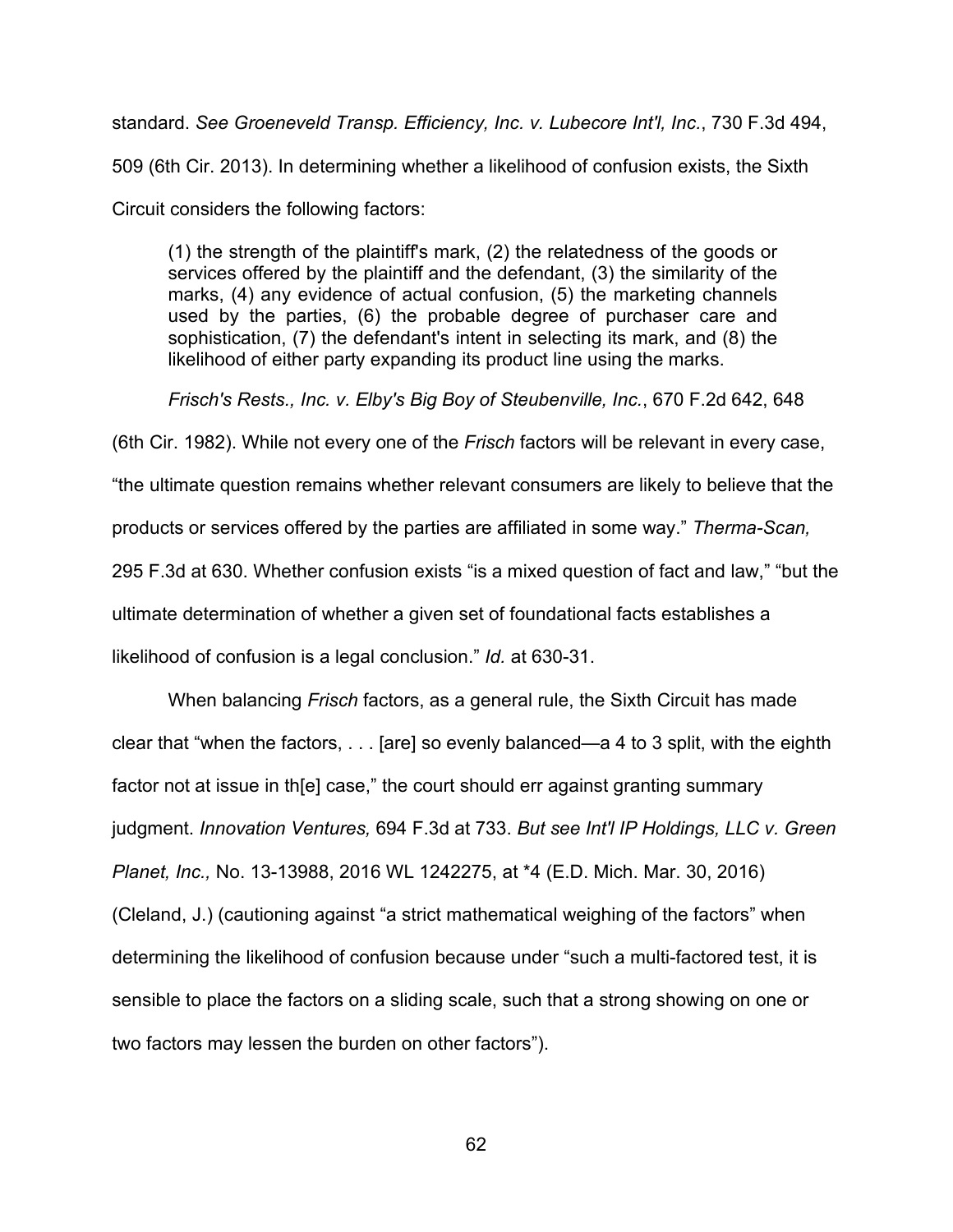standard. *See Groeneveld Transp. Efficiency, Inc. v. Lubecore Int'l, Inc.*, 730 F.3d 494, 509 (6th Cir. 2013). In determining whether a likelihood of confusion exists, the Sixth Circuit considers the following factors:

> (1) the strength of the plaintiff's mark, (2) the relatedness of the goods or services offered by the plaintiff and the defendant, (3) the similarity of the marks, (4) any evidence of actual confusion, (5) the marketing channels used by the parties, (6) the probable degree of purchaser care and sophistication, (7) the defendant's intent in selecting its mark, and (8) the likelihood of either party expanding its product line using the marks.

*Frisch's Rests., Inc. v. Elby's Big Boy of Steubenville, Inc.*, 670 F.2d 642, 648 (6th Cir. 1982). While not every one of the *Frisch* factors will be relevant in every case, "the ultimate question remains whether relevant consumers are likely to believe that the products or services offered by the parties are affiliated in some way." *Therma-Scan,* 295 F.3d at 630. Whether confusion exists "is a mixed question of fact and law," "but the ultimate determination of whether a given set of foundational facts establishes a likelihood of confusion is a legal conclusion." *Id.* at 630-31.

When balancing *Frisch* factors, as a general rule, the Sixth Circuit has made clear that "when the factors, . . . [are] so evenly balanced—a 4 to 3 split, with the eighth factor not at issue in th[e] case," the court should err against granting summary judgment. *Innovation Ventures,* 694 F.3d at 733. *But see Int'l IP Holdings, LLC v. Green Planet, Inc.,* No. 13-13988, 2016 WL 1242275, at *4 (E.D. Mich. Mar. 30, 2016) (Cleland, J.) (cautioning against "a strict mathematical weighing of the factors" when determining the likelihood of confusion because under "such a multi-factored test, it is sensible to place the factors on a sliding scale, such that a strong showing on one or two factors may lessen the burden on other factors").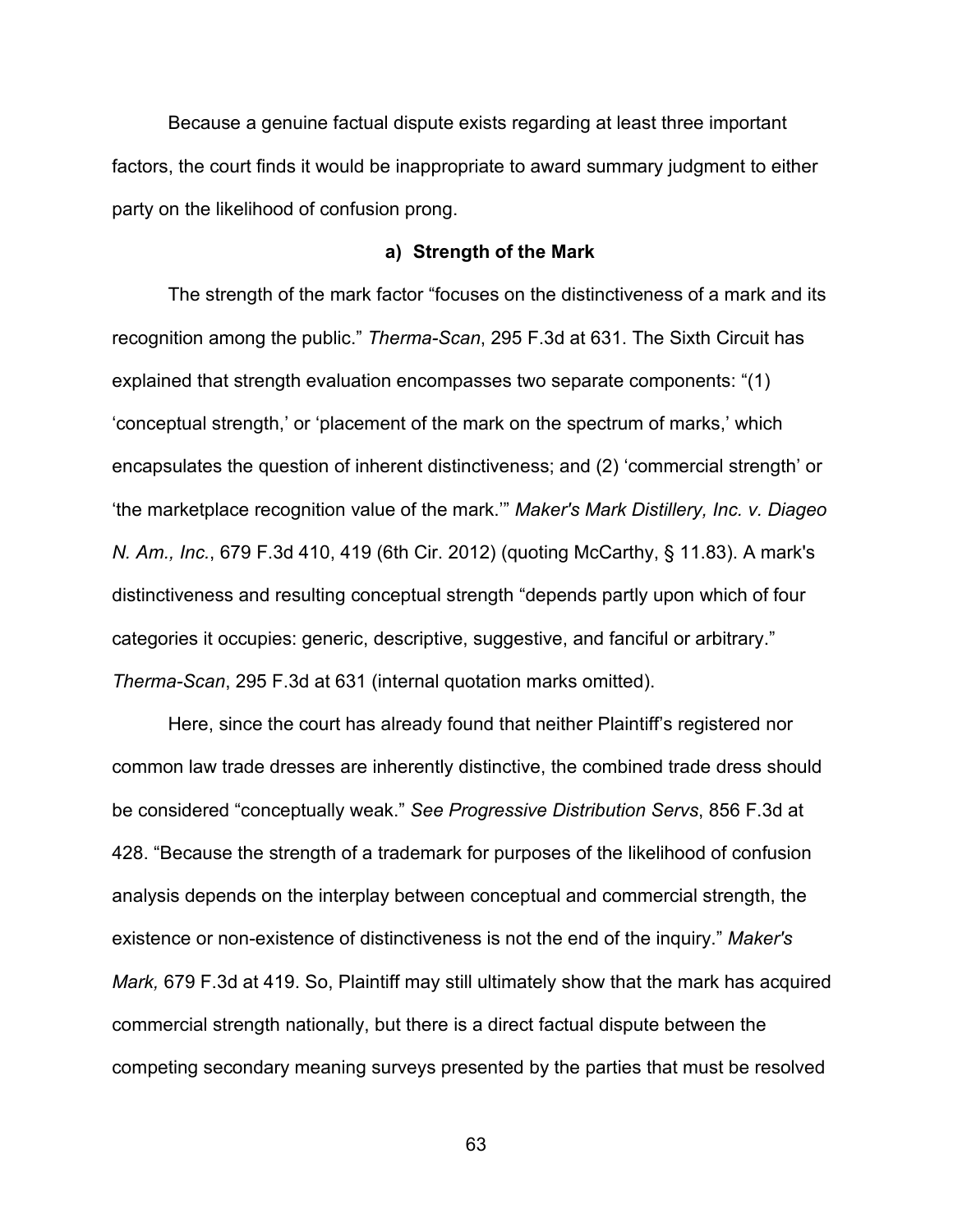Because a genuine factual dispute exists regarding at least three important factors, the court finds it would be inappropriate to award summary judgment to either party on the likelihood of confusion prong.

#### a) Strength of the Mark

The strength of the mark factor "focuses on the distinctiveness of a mark and its recognition among the public." *Therma-Scan*, 295 F.3d at 631. The Sixth Circuit has explained that strength evaluation encompasses two separate components: "(1) 'conceptual strength,' or 'placement of the mark on the spectrum of marks,' which encapsulates the question of inherent distinctiveness; and (2) 'commercial strength' or 'the marketplace recognition value of the mark.'" *Maker's Mark Distillery, Inc. v. Diageo N. Am., Inc.*, 679 F.3d 410, 419 (6th Cir. 2012) (quoting McCarthy, § 11.83). A mark's distinctiveness and resulting conceptual strength "depends partly upon which of four categories it occupies: generic, descriptive, suggestive, and fanciful or arbitrary." *Therma-Scan*, 295 F.3d at 631 (internal quotation marks omitted).

Here, since the court has already found that neither Plaintiff's registered nor common law trade dresses are inherently distinctive, the combined trade dress should be considered "conceptually weak." *See Progressive Distribution Servs*, 856 F.3d at 428. "Because the strength of a trademark for purposes of the likelihood of confusion analysis depends on the interplay between conceptual and commercial strength, the existence or non-existence of distinctiveness is not the end of the inquiry." *Maker's Mark,* 679 F.3d at 419. So, Plaintiff may still ultimately show that the mark has acquired commercial strength nationally, but there is a direct factual dispute between the competing secondary meaning surveys presented by the parties that must be resolved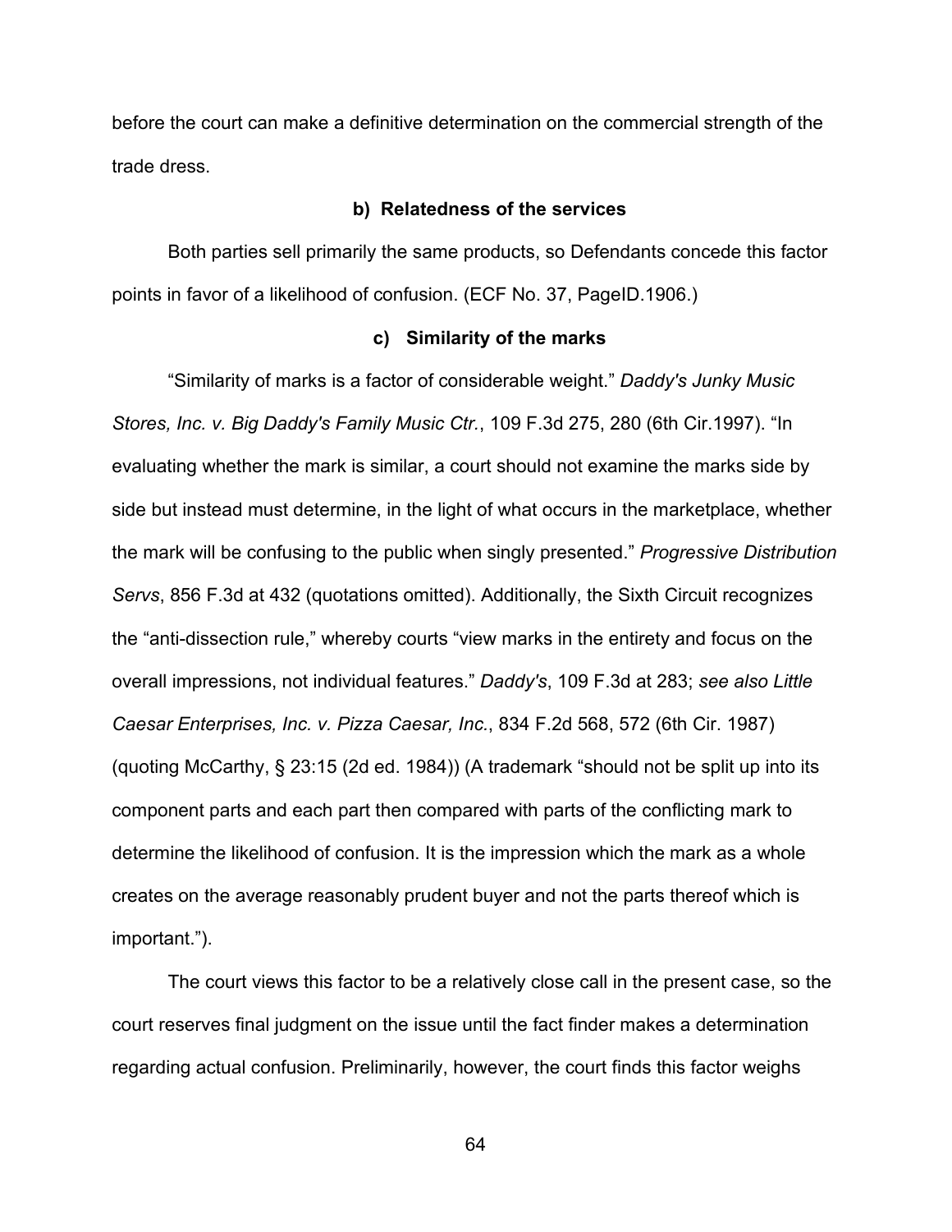before the court can make a definitive determination on the commercial strength of the trade dress.

#### b) Relatedness of the services

Both parties sell primarily the same products, so Defendants concede this factor points in favor of a likelihood of confusion. (ECF No. 37, PageID.1906.)

#### c) Similarity of the marks

"Similarity of marks is a factor of considerable weight." *Daddy's Junky Music Stores, Inc. v. Big Daddy's Family Music Ctr.*, 109 F.3d 275, 280 (6th Cir.1997). "In evaluating whether the mark is similar, a court should not examine the marks side by side but instead must determine, in the light of what occurs in the marketplace, whether the mark will be confusing to the public when singly presented." *Progressive Distribution Servs*, 856 F.3d at 432 (quotations omitted). Additionally, the Sixth Circuit recognizes the "anti-dissection rule," whereby courts "view marks in the entirety and focus on the overall impressions, not individual features." *Daddy's*, 109 F.3d at 283; *see also Little Caesar Enterprises, Inc. v. Pizza Caesar, Inc.*, 834 F.2d 568, 572 (6th Cir. 1987) (quoting McCarthy, § 23:15 (2d ed. 1984)) (A trademark "should not be split up into its component parts and each part then compared with parts of the conflicting mark to determine the likelihood of confusion. It is the impression which the mark as a whole creates on the average reasonably prudent buyer and not the parts thereof which is important.").

The court views this factor to be a relatively close call in the present case, so the court reserves final judgment on the issue until the fact finder makes a determination regarding actual confusion. Preliminarily, however, the court finds this factor weighs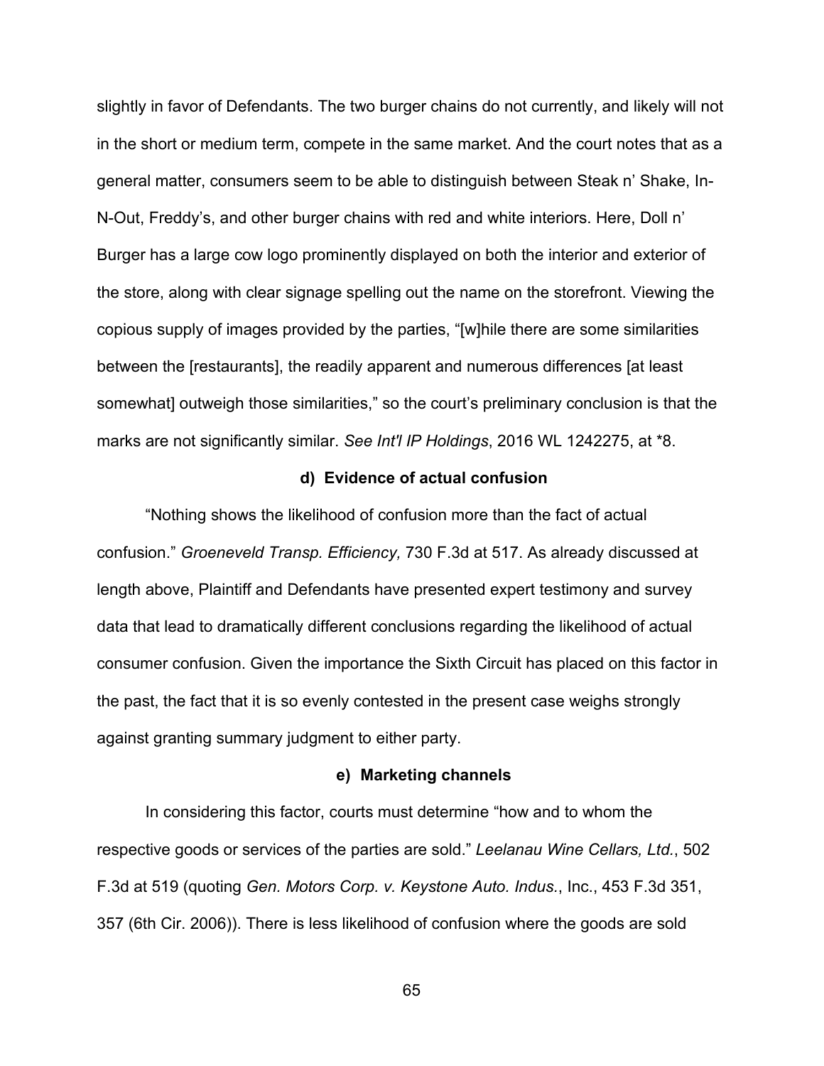slightly in favor of Defendants. The two burger chains do not currently, and likely will not in the short or medium term, compete in the same market. And the court notes that as a general matter, consumers seem to be able to distinguish between Steak n' Shake, In-N-Out, Freddy's, and other burger chains with red and white interiors. Here, Doll n' Burger has a large cow logo prominently displayed on both the interior and exterior of the store, along with clear signage spelling out the name on the storefront. Viewing the copious supply of images provided by the parties, "[w]hile there are some similarities between the [restaurants], the readily apparent and numerous differences [at least somewhat] outweigh those similarities," so the court's preliminary conclusion is that the marks are not significantly similar. *See Int'l IP Holdings*, 2016 WL 1242275, at *8.

**d) Evidence of actual confusion**

"Nothing shows the likelihood of confusion more than the fact of actual confusion." *Groeneveld Transp. Efficiency,* 730 F.3d at 517. As already discussed at length above, Plaintiff and Defendants have presented expert testimony and survey data that lead to dramatically different conclusions regarding the likelihood of actual consumer confusion. Given the importance the Sixth Circuit has placed on this factor in the past, the fact that it is so evenly contested in the present case weighs strongly against granting summary judgment to either party.

**e) Marketing channels**

In considering this factor, courts must determine "how and to whom the respective goods or services of the parties are sold." *Leelanau Wine Cellars, Ltd.*, 502 F.3d at 519 (quoting *Gen. Motors Corp. v. Keystone Auto. Indus.*, Inc., 453 F.3d 351, 357 (6th Cir. 2006)). There is less likelihood of confusion where the goods are sold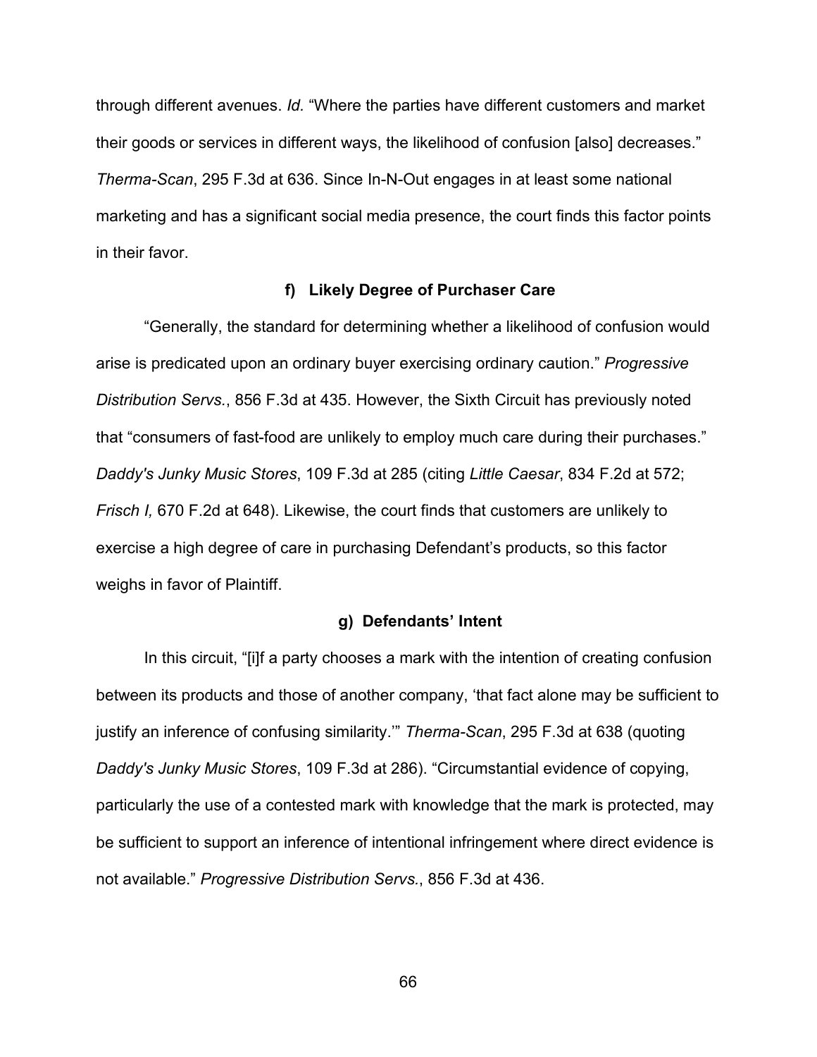through different avenues. *Id.* "Where the parties have different customers and market their goods or services in different ways, the likelihood of confusion [also] decreases." *Therma-Scan*, 295 F.3d at 636. Since In-N-Out engages in at least some national marketing and has a significant social media presence, the court finds this factor points in their favor.

#### f) Likely Degree of Purchaser Care

"Generally, the standard for determining whether a likelihood of confusion would arise is predicated upon an ordinary buyer exercising ordinary caution." *Progressive Distribution Servs.*, 856 F.3d at 435. However, the Sixth Circuit has previously noted that "consumers of fast-food are unlikely to employ much care during their purchases." *Daddy's Junky Music Stores*, 109 F.3d at 285 (citing *Little Caesar*, 834 F.2d at 572; *Frisch I,* 670 F.2d at 648). Likewise, the court finds that customers are unlikely to exercise a high degree of care in purchasing Defendant's products, so this factor weighs in favor of Plaintiff.

#### g) Defendants' Intent

In this circuit, "[i]f a party chooses a mark with the intention of creating confusion between its products and those of another company, 'that fact alone may be sufficient to justify an inference of confusing similarity.'" *Therma-Scan*, 295 F.3d at 638 (quoting *Daddy's Junky Music Stores*, 109 F.3d at 286). "Circumstantial evidence of copying, particularly the use of a contested mark with knowledge that the mark is protected, may be sufficient to support an inference of intentional infringement where direct evidence is not available." *Progressive Distribution Servs.*, 856 F.3d at 436.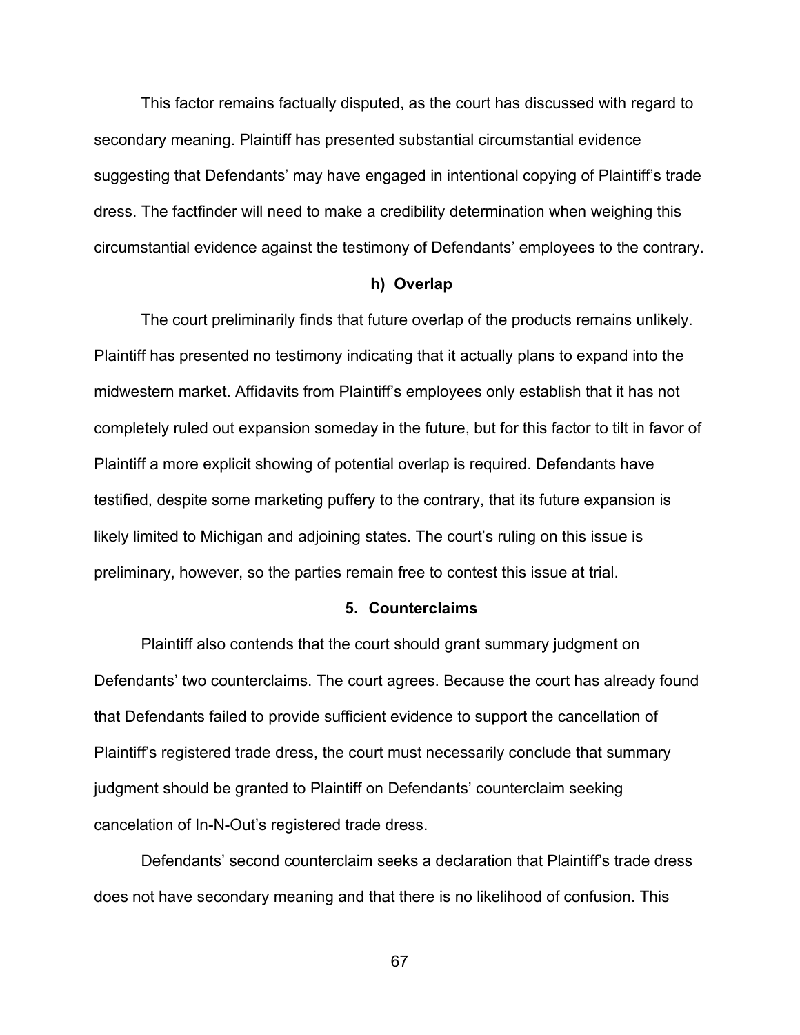This factor remains factually disputed, as the court has discussed with regard to secondary meaning. Plaintiff has presented substantial circumstantial evidence suggesting that Defendants' may have engaged in intentional copying of Plaintiff's trade dress. The factfinder will need to make a credibility determination when weighing this circumstantial evidence against the testimony of Defendants' employees to the contrary.

#### h) Overlap

The court preliminarily finds that future overlap of the products remains unlikely. Plaintiff has presented no testimony indicating that it actually plans to expand into the midwestern market. Affidavits from Plaintiff's employees only establish that it has not completely ruled out expansion someday in the future, but for this factor to tilt in favor of Plaintiff a more explicit showing of potential overlap is required. Defendants have testified, despite some marketing puffery to the contrary, that its future expansion is likely limited to Michigan and adjoining states. The court's ruling on this issue is preliminary, however, so the parties remain free to contest this issue at trial.

### 5. Counterclaims

Plaintiff also contends that the court should grant summary judgment on Defendants' two counterclaims. The court agrees. Because the court has already found that Defendants failed to provide sufficient evidence to support the cancellation of Plaintiff's registered trade dress, the court must necessarily conclude that summary judgment should be granted to Plaintiff on Defendants' counterclaim seeking cancelation of In-N-Out's registered trade dress.

Defendants' second counterclaim seeks a declaration that Plaintiff's trade dress does not have secondary meaning and that there is no likelihood of confusion. This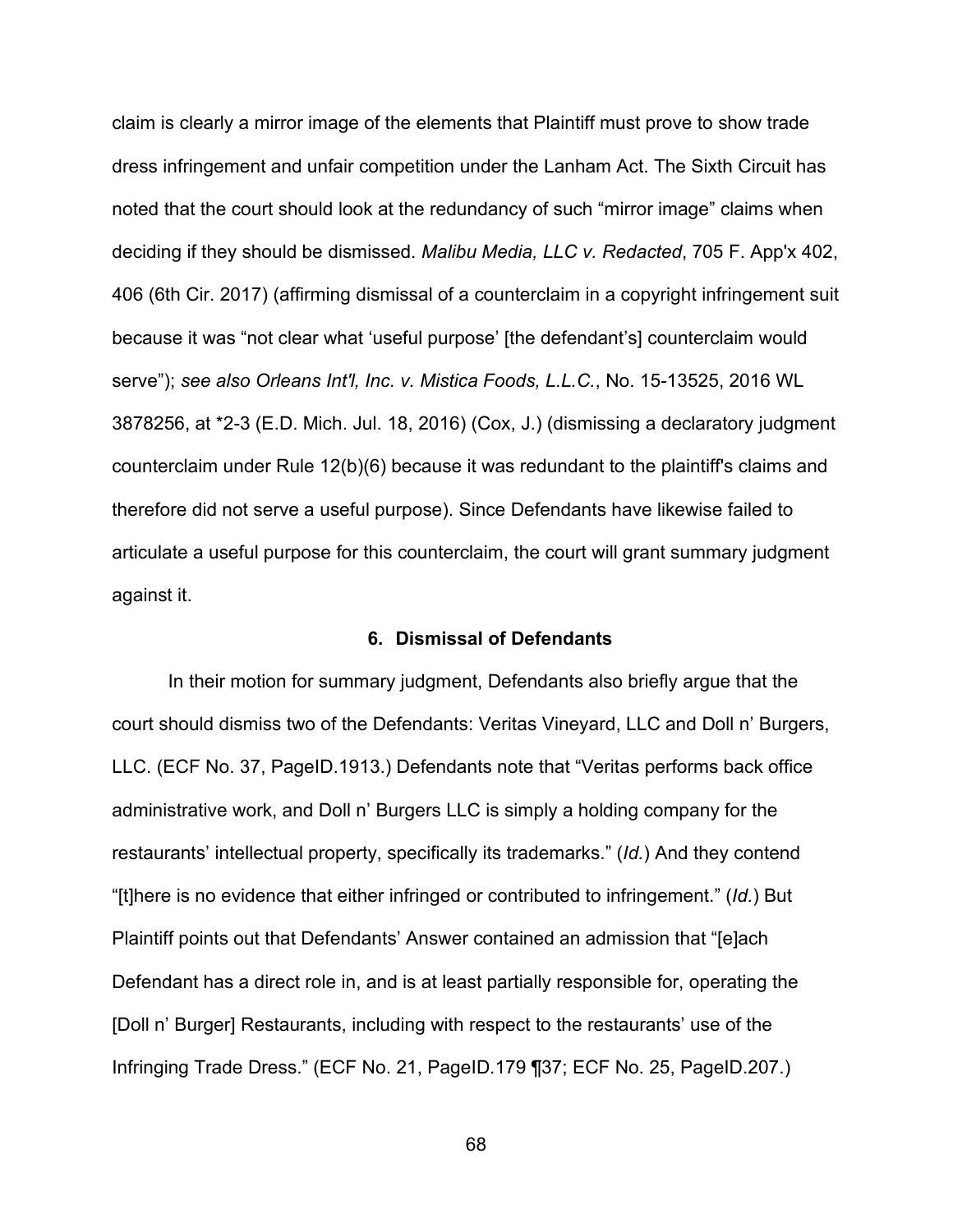claim is clearly a mirror image of the elements that Plaintiff must prove to show trade dress infringement and unfair competition under the Lanham Act. The Sixth Circuit has noted that the court should look at the redundancy of such "mirror image" claims when deciding if they should be dismissed. *Malibu Media, LLC v. Redacted*, 705 F. App'x 402, 406 (6th Cir. 2017) (affirming dismissal of a counterclaim in a copyright infringement suit because it was "not clear what 'useful purpose' [the defendant's] counterclaim would serve"); *see also Orleans Int'l, Inc. v. Mistica Foods, L.L.C.*, No. 15-13525, 2016 WL 3878256, at *2-3 (E.D. Mich. Jul. 18, 2016) (Cox, J.) (dismissing a declaratory judgment counterclaim under Rule 12(b)(6) because it was redundant to the plaintiff's claims and therefore did not serve a useful purpose). Since Defendants have likewise failed to articulate a useful purpose for this counterclaim, the court will grant summary judgment against it.

### 6. Dismissal of Defendants

In their motion for summary judgment, Defendants also briefly argue that the court should dismiss two of the Defendants: Veritas Vineyard, LLC and Doll n' Burgers, LLC. (ECF No. 37, PageID.1913.) Defendants note that "Veritas performs back office administrative work, and Doll n' Burgers LLC is simply a holding company for the restaurants' intellectual property, specifically its trademarks." (*Id.*) And they contend "[t]here is no evidence that either infringed or contributed to infringement." (*Id.*) But Plaintiff points out that Defendants' Answer contained an admission that "[e]ach Defendant has a direct role in, and is at least partially responsible for, operating the [Doll n' Burger] Restaurants, including with respect to the restaurants' use of the Infringing Trade Dress." (ECF No. 21, PageID.179 ¶37; ECF No. 25, PageID.207.)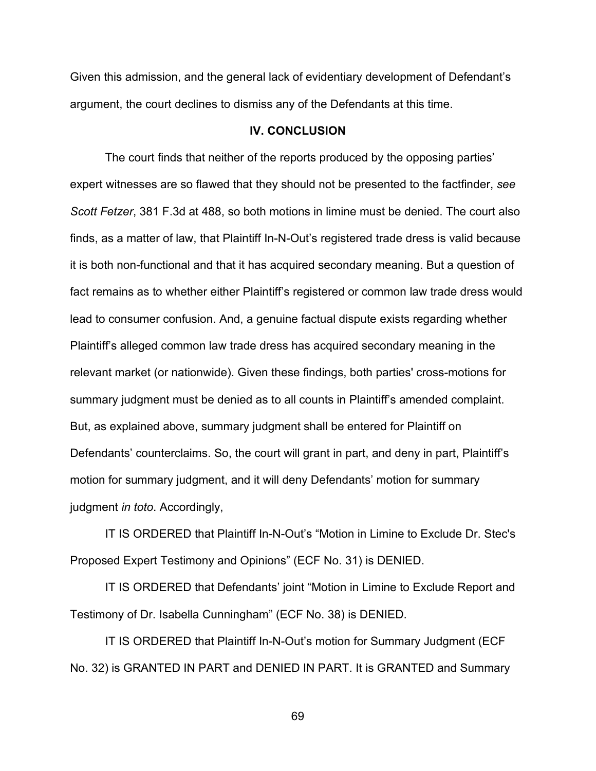Given this admission, and the general lack of evidentiary development of Defendant's argument, the court declines to dismiss any of the Defendants at this time.

## IV. CONCLUSION

The court finds that neither of the reports produced by the opposing parties' expert witnesses are so flawed that they should not be presented to the factfinder, *see Scott Fetzer*, 381 F.3d at 488, so both motions in limine must be denied. The court also finds, as a matter of law, that Plaintiff In-N-Out's registered trade dress is valid because it is both non-functional and that it has acquired secondary meaning. But a question of fact remains as to whether either Plaintiff's registered or common law trade dress would lead to consumer confusion. And, a genuine factual dispute exists regarding whether Plaintiff's alleged common law trade dress has acquired secondary meaning in the relevant market (or nationwide). Given these findings, both parties' cross-motions for summary judgment must be denied as to all counts in Plaintiff's amended complaint. But, as explained above, summary judgment shall be entered for Plaintiff on Defendants' counterclaims. So, the court will grant in part, and deny in part, Plaintiff's motion for summary judgment, and it will deny Defendants' motion for summary judgment *in toto*. Accordingly,

IT IS ORDERED that Plaintiff In-N-Out's "Motion in Limine to Exclude Dr. Stec's Proposed Expert Testimony and Opinions" (ECF No. 31) is DENIED.

IT IS ORDERED that Defendants' joint "Motion in Limine to Exclude Report and Testimony of Dr. Isabella Cunningham" (ECF No. 38) is DENIED.

IT IS ORDERED that Plaintiff In-N-Out's motion for Summary Judgment (ECF No. 32) is GRANTED IN PART and DENIED IN PART. It is GRANTED and Summary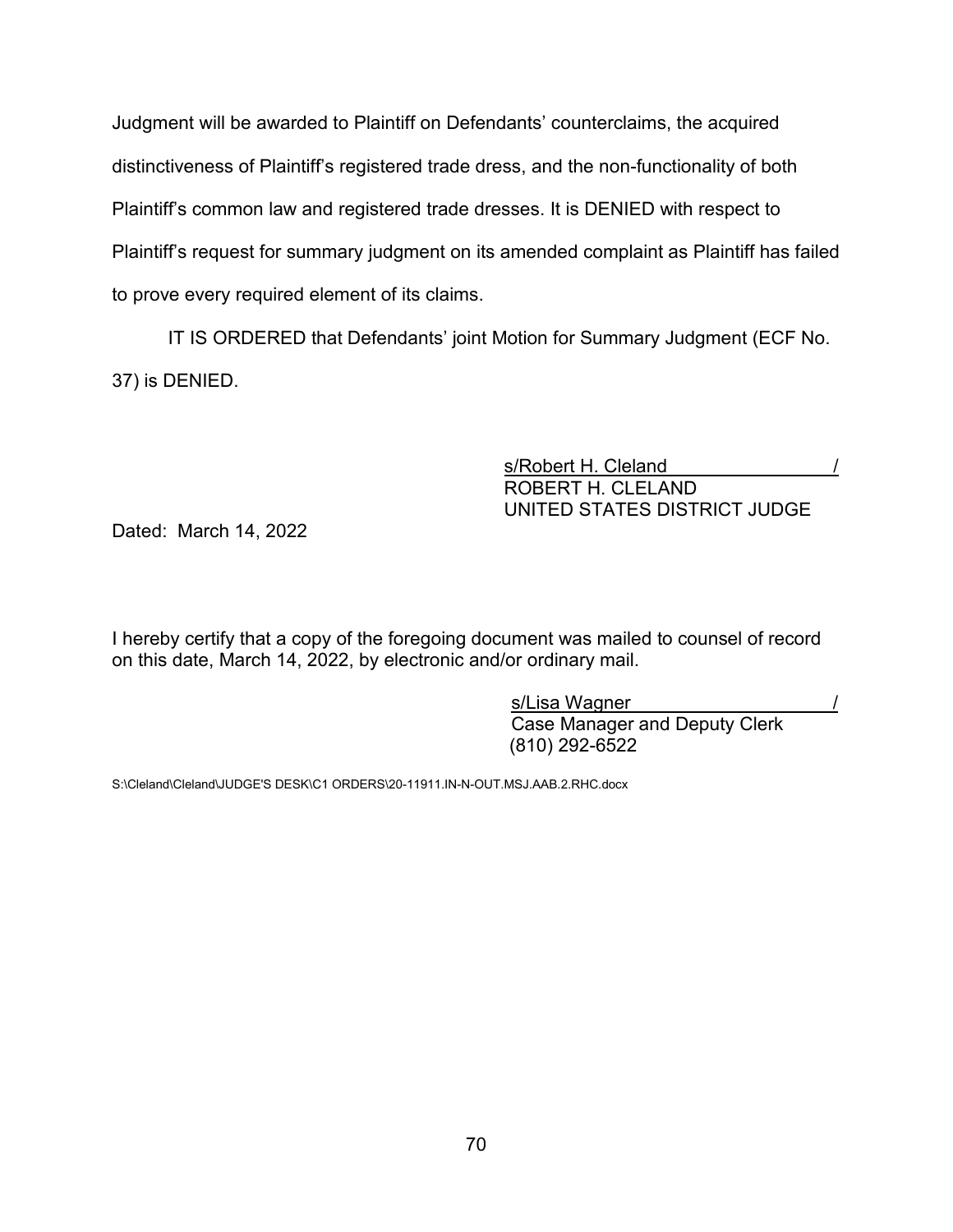Judgment will be awarded to Plaintiff on Defendants' counterclaims, the acquired distinctiveness of Plaintiff's registered trade dress, and the non-functionality of both Plaintiff's common law and registered trade dresses. It is DENIED with respect to Plaintiff's request for summary judgment on its amended complaint as Plaintiff has failed to prove every required element of its claims.

IT IS ORDERED that Defendants' joint Motion for Summary Judgment (ECF No. 37) is DENIED.

s/Robert H. Cleland /
ROBERT H. CLELAND
UNITED STATES DISTRICT JUDGE

Dated: March 14, 2022

I hereby certify that a copy of the foregoing document was mailed to counsel of record on this date, March 14, 2022, by electronic and/or ordinary mail.

s/Lisa Wagner /
Case Manager and Deputy Clerk
(810) 292-6522

S:\Cleland\Cleland\JUDGE'S DESK\C1 ORDERS\20-11911.IN-N-OUT.MSJ.AAB.2.RHC.docx